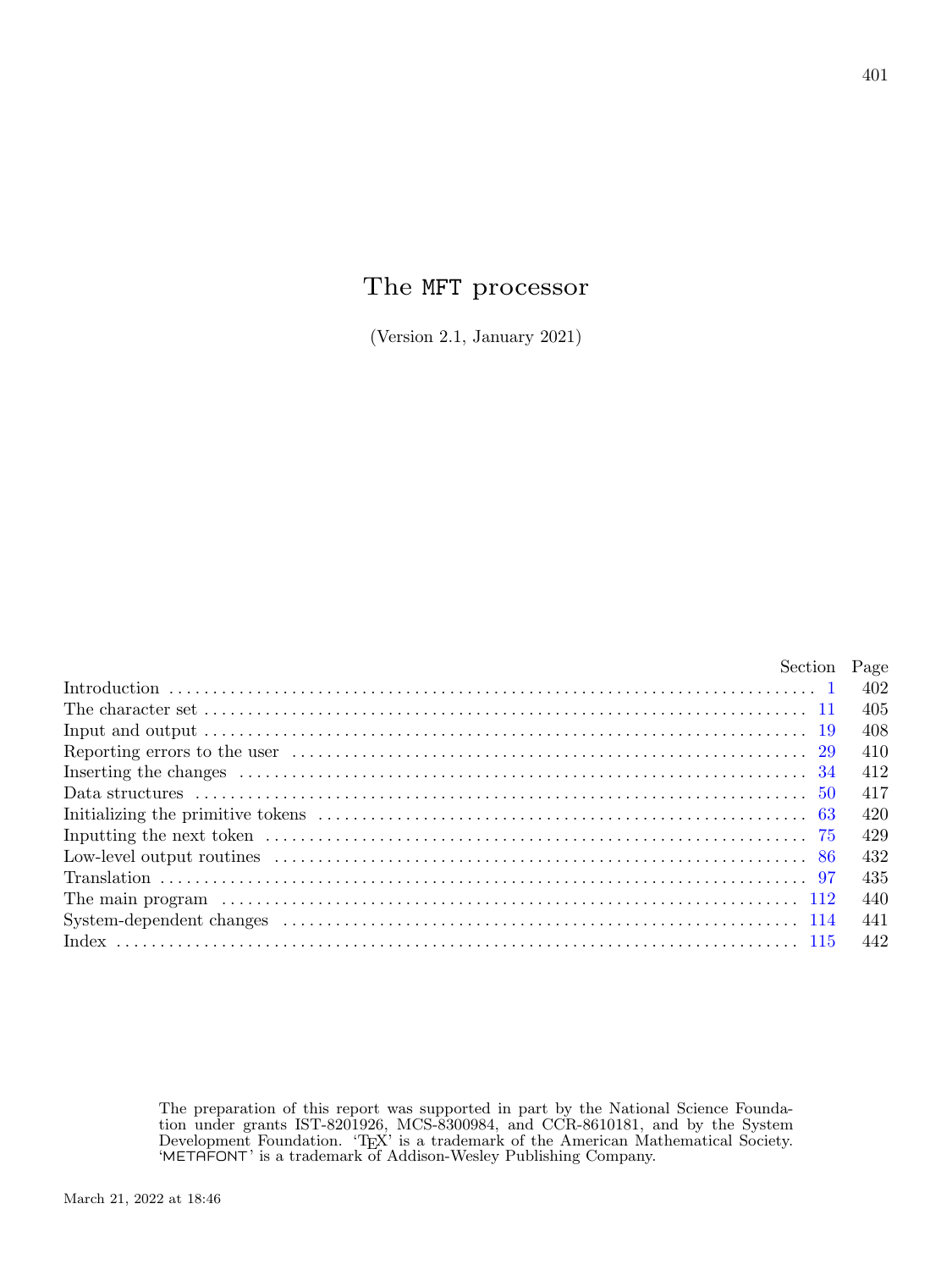# The MFT processor

(Version 2.1, January 2021)

| | Section | Page |
|---|---|---|
| Introduction | 1 | 402 |
| The character set | 11 | 405 |
| Input and output | 19 | 408 |
| Reporting errors to the user | 29 | 410 |
| Inserting the changes | 34 | 412 |
| Data structures | 50 | 417 |
| Initializing the primitive tokens | 63 | 420 |
| Inputting the next token | 75 | 429 |
| Low-level output routines | 86 | 432 |
| Translation | 97 | 435 |
| The main program | 112 | 440 |
| System-dependent changes | 114 | 441 |
| Index | 115 | 442 |

The preparation of this report was supported in part by the National Science Foundation under grants IST-8201926, MCS-8300984, and CCR-8610181, and by the System Development Foundation. 'TEX' is a trademark of the American Mathematical Society. 'METAFONT' is a trademark of Addison-Wesley Publishing Company.

March 21, 2022 at 18:46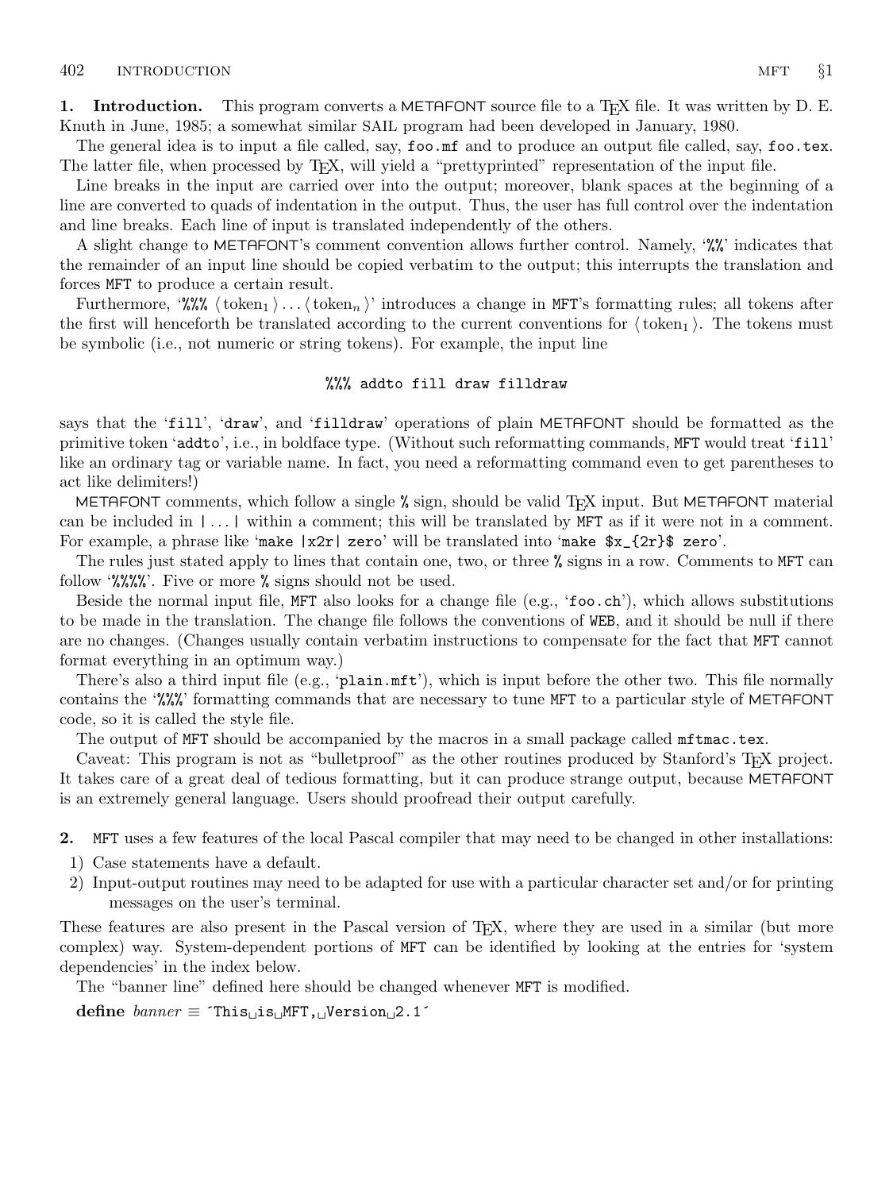**1. Introduction.** This program converts a METAFONT source file to a TEX file. It was written by D. E. Knuth in June, 1985; a somewhat similar SAIL program had been developed in January, 1980.

The general idea is to input a file called, say, `foo.mf` and to produce an output file called, say, `foo.tex`. The latter file, when processed by TEX, will yield a "prettyprinted" representation of the input file.

Line breaks in the input are carried over into the output; moreover, blank spaces at the beginning of a line are converted to quads of indentation in the output. Thus, the user has full control over the indentation and line breaks. Each line of input is translated independently of the others.

A slight change to METAFONT's comment convention allows further control. Namely, '`%%`' indicates that the remainder of an input line should be copied verbatim to the output; this interrupts the translation and forces MFT to produce a certain result.

Furthermore, '`%%%` $\langle\,\text{token}_1\,\rangle \ldots \langle\,\text{token}_n\,\rangle$' introduces a change in MFT's formatting rules; all tokens after the first will henceforth be translated according to the current conventions for $\langle\,\text{token}_1\,\rangle$. The tokens must be symbolic (i.e., not numeric or string tokens). For example, the input line

```
%%% addto fill draw filldraw
```

says that the '`fill`', '`draw`', and '`filldraw`' operations of plain METAFONT should be formatted as the primitive token '`addto`', i.e., in boldface type. (Without such reformatting commands, MFT would treat '`fill`' like an ordinary tag or variable name. In fact, you need a reformatting command even to get parentheses to act like delimiters!)

METAFONT comments, which follow a single `%` sign, should be valid TEX input. But METAFONT material can be included in `|...|` within a comment; this will be translated by MFT as if it were not in a comment. For example, a phrase like '`make |x2r| zero`' will be translated into '`make $x_{2r}$ zero`'.

The rules just stated apply to lines that contain one, two, or three `%` signs in a row. Comments to MFT can follow '`%%%%`'. Five or more `%` signs should not be used.

Beside the normal input file, MFT also looks for a change file (e.g., '`foo.ch`'), which allows substitutions to be made in the translation. The change file follows the conventions of WEB, and it should be null if there are no changes. (Changes usually contain verbatim instructions to compensate for the fact that MFT cannot format everything in an optimum way.)

There's also a third input file (e.g., '`plain.mft`'), which is input before the other two. This file normally contains the '`%%%`' formatting commands that are necessary to tune MFT to a particular style of METAFONT code, so it is called the style file.

The output of MFT should be accompanied by the macros in a small package called `mftmac.tex`.

Caveat: This program is not as "bulletproof" as the other routines produced by Stanford's TEX project. It takes care of a great deal of tedious formatting, but it can produce strange output, because METAFONT is an extremely general language. Users should proofread their output carefully.

**2.** MFT uses a few features of the local Pascal compiler that may need to be changed in other installations:

1) Case statements have a default.
2) Input-output routines may need to be adapted for use with a particular character set and/or for printing messages on the user's terminal.

These features are also present in the Pascal version of TEX, where they are used in a similar (but more complex) way. System-dependent portions of MFT can be identified by looking at the entries for 'system dependencies' in the index below.

The "banner line" defined here should be changed whenever MFT is modified.

**define** *banner* ≡ ´This␣is␣MFT,␣Version␣2.1´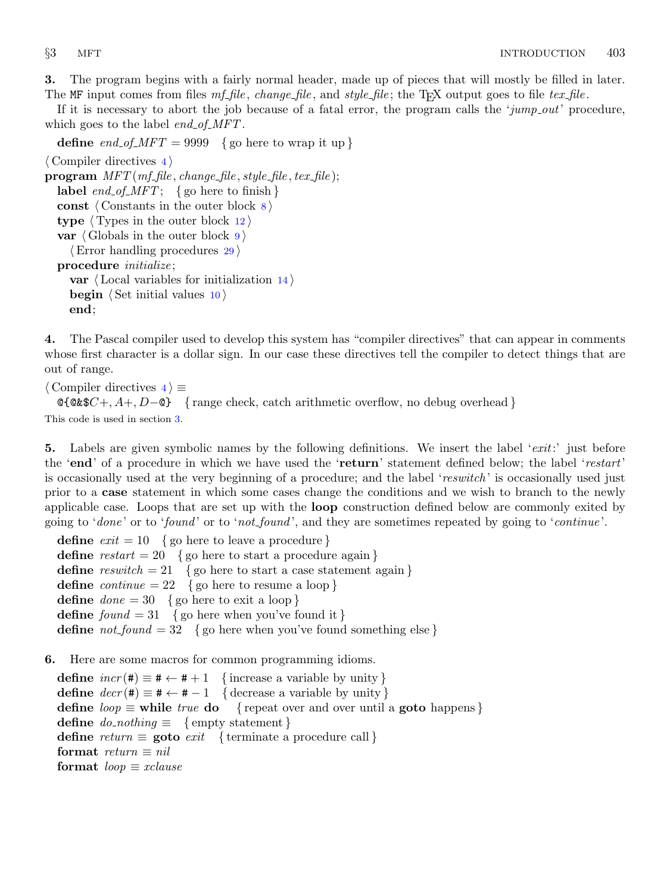**3.** The program begins with a fairly normal header, made up of pieces that will mostly be filled in later. The MF input comes from files *mf_file*, *change_file*, and *style_file*; the TEX output goes to file *tex_file*.

If it is necessary to abort the job because of a fatal error, the program calls the '*jump_out*' procedure, which goes to the label *end_of_MFT*.

```
define end_of_MFT = 9999  { go here to wrap it up }

⟨ Compiler directives 4 ⟩
program MFT(mf_file, change_file, style_file, tex_file);
  label end_of_MFT;  { go here to finish }
  const ⟨ Constants in the outer block 8 ⟩
  type ⟨ Types in the outer block 12 ⟩
  var ⟨ Globals in the outer block 9 ⟩
    ⟨ Error handling procedures 29 ⟩
  procedure initialize;
    var ⟨ Local variables for initialization 14 ⟩
    begin ⟨ Set initial values 10 ⟩
    end;
```

**4.** The Pascal compiler used to develop this system has "compiler directives" that can appear in comments whose first character is a dollar sign. In our case these directives tell the compiler to detect things that are out of range.

```
⟨ Compiler directives 4 ⟩ ≡
  @{@&$C+, A+, D−@}  { range check, catch arithmetic overflow, no debug overhead }
```

This code is used in section 3.

**5.** Labels are given symbolic names by the following definitions. We insert the label '*exit*:' just before the '**end**' of a procedure in which we have used the '**return**' statement defined below; the label '*restart*' is occasionally used at the very beginning of a procedure; and the label '*reswitch*' is occasionally used just prior to a **case** statement in which some cases change the conditions and we wish to branch to the newly applicable case. Loops that are set up with the **loop** construction defined below are commonly exited by going to '*done*' or to '*found*' or to '*not_found*', and they are sometimes repeated by going to '*continue*'.

```
define exit = 10  { go here to leave a procedure }
define restart = 20  { go here to start a procedure again }
define reswitch = 21  { go here to start a case statement again }
define continue = 22  { go here to resume a loop }
define done = 30  { go here to exit a loop }
define found = 31  { go here when you've found it }
define not_found = 32  { go here when you've found something else }
```

**6.** Here are some macros for common programming idioms.

```
define incr(#) ≡ # ← # + 1  { increase a variable by unity }
define decr(#) ≡ # ← # − 1  { decrease a variable by unity }
define loop ≡ while true do  { repeat over and over until a goto happens }
define do_nothing ≡  { empty statement }
define return ≡ goto exit  { terminate a procedure call }
format return ≡ nil
format loop ≡ xclause
```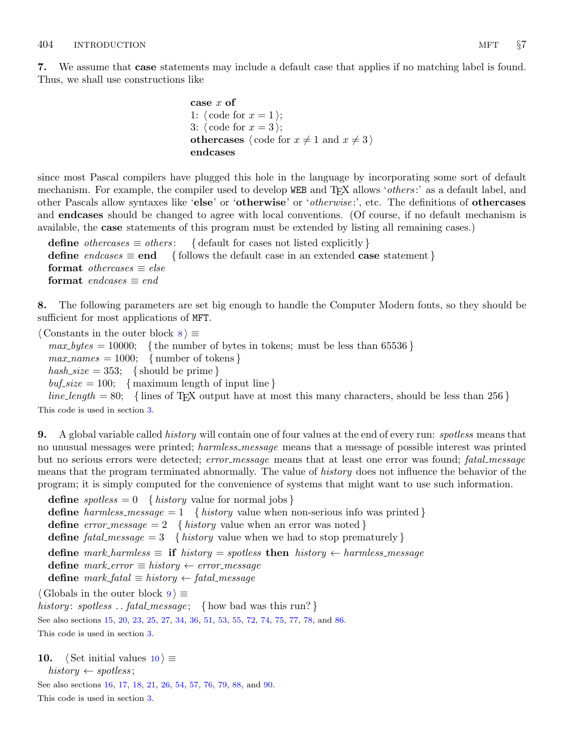**7.** We assume that **case** statements may include a default case that applies if no matching label is found. Thus, we shall use constructions like

> **case** *x* **of**
> 1: ⟨ code for $x = 1$ ⟩;
> 3: ⟨ code for $x = 3$ ⟩;
> **othercases** ⟨ code for $x \neq 1$ and $x \neq 3$ ⟩
> **endcases**

since most Pascal compilers have plugged this hole in the language by incorporating some sort of default mechanism. For example, the compiler used to develop WEB and TeX allows '*others*:' as a default label, and other Pascals allow syntaxes like '**else**' or '**otherwise**' or '*otherwise*:', etc. The definitions of **othercases** and **endcases** should be changed to agree with local conventions. (Of course, if no default mechanism is available, the **case** statements of this program must be extended by listing all remaining cases.)

**define** *othercases* ≡ *others*: { default for cases not listed explicitly }
**define** *endcases* ≡ **end** { follows the default case in an extended **case** statement }
**format** *othercases* ≡ *else*
**format** *endcases* ≡ *end*

**8.** The following parameters are set big enough to handle the Computer Modern fonts, so they should be sufficient for most applications of MFT.

⟨ Constants in the outer block 8 ⟩ ≡
*max_bytes* = 10000; { the number of bytes in tokens; must be less than 65536 }
*max_names* = 1000; { number of tokens }
*hash_size* = 353; { should be prime }
*buf_size* = 100; { maximum length of input line }
*line_length* = 80; { lines of TeX output have at most this many characters, should be less than 256 }

This code is used in section 3.

**9.** A global variable called *history* will contain one of four values at the end of every run: *spotless* means that no unusual messages were printed; *harmless_message* means that a message of possible interest was printed but no serious errors were detected; *error_message* means that at least one error was found; *fatal_message* means that the program terminated abnormally. The value of *history* does not influence the behavior of the program; it is simply computed for the convenience of systems that might want to use such information.

**define** *spotless* = 0 { *history* value for normal jobs }
**define** *harmless_message* = 1 { *history* value when non-serious info was printed }
**define** *error_message* = 2 { *history* value when an error was noted }
**define** *fatal_message* = 3 { *history* value when we had to stop prematurely }
**define** *mark_harmless* ≡ **if** *history* = *spotless* **then** *history* ← *harmless_message*
**define** *mark_error* ≡ *history* ← *error_message*
**define** *mark_fatal* ≡ *history* ← *fatal_message*

⟨ Globals in the outer block 9 ⟩ ≡
*history*: *spotless* . . *fatal_message*; { how bad was this run? }

See also sections 15, 20, 23, 25, 27, 34, 36, 51, 53, 55, 72, 74, 75, 77, 78, and 86.

This code is used in section 3.

**10.** ⟨ Set initial values 10 ⟩ ≡
*history* ← *spotless*;

See also sections 16, 17, 18, 21, 26, 54, 57, 76, 79, 88, and 90.

This code is used in section 3.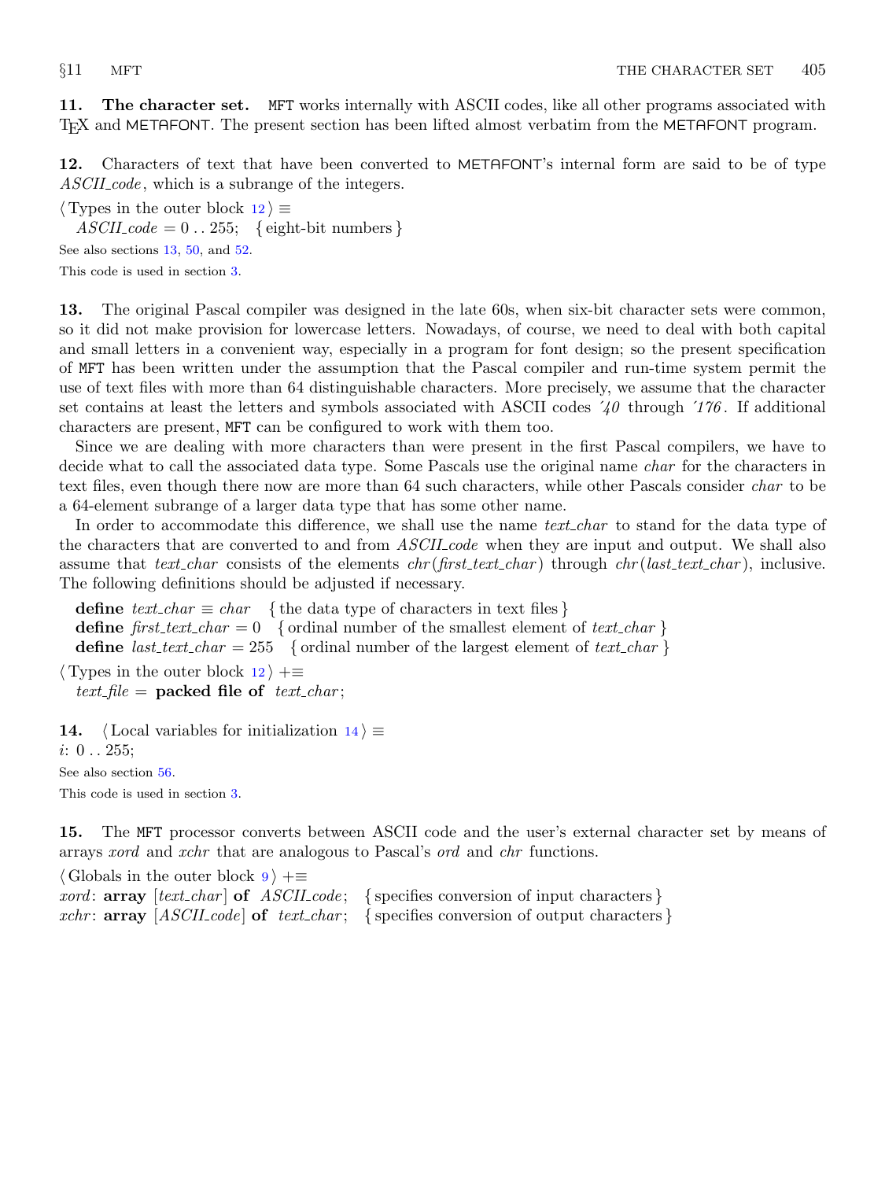**11. The character set.** MFT works internally with ASCII codes, like all other programs associated with TeX and METAFONT. The present section has been lifted almost verbatim from the METAFONT program.

**12.** Characters of text that have been converted to METAFONT's internal form are said to be of type *ASCII_code*, which is a subrange of the integers.

⟨Types in the outer block 12⟩ ≡
  *ASCII_code* = 0 . . 255; { eight-bit numbers }

See also sections 13, 50, and 52.

This code is used in section 3.

**13.** The original Pascal compiler was designed in the late 60s, when six-bit character sets were common, so it did not make provision for lowercase letters. Nowadays, of course, we need to deal with both capital and small letters in a convenient way, especially in a program for font design; so the present specification of MFT has been written under the assumption that the Pascal compiler and run-time system permit the use of text files with more than 64 distinguishable characters. More precisely, we assume that the character set contains at least the letters and symbols associated with ASCII codes ´40 through ´176. If additional characters are present, MFT can be configured to work with them too.

Since we are dealing with more characters than were present in the first Pascal compilers, we have to decide what to call the associated data type. Some Pascals use the original name *char* for the characters in text files, even though there now are more than 64 such characters, while other Pascals consider *char* to be a 64-element subrange of a larger data type that has some other name.

In order to accommodate this difference, we shall use the name *text_char* to stand for the data type of the characters that are converted to and from *ASCII_code* when they are input and output. We shall also assume that *text_char* consists of the elements *chr*(*first_text_char*) through *chr*(*last_text_char*), inclusive. The following definitions should be adjusted if necessary.

  **define** *text_char* ≡ *char* { the data type of characters in text files }
  **define** *first_text_char* = 0 { ordinal number of the smallest element of *text_char* }
  **define** *last_text_char* = 255 { ordinal number of the largest element of *text_char* }

⟨Types in the outer block 12⟩ +≡
  *text_file* = **packed file of** *text_char*;

**14.** ⟨Local variables for initialization 14⟩ ≡
*i*: 0 . . 255;

See also section 56.

This code is used in section 3.

**15.** The MFT processor converts between ASCII code and the user's external character set by means of arrays *xord* and *xchr* that are analogous to Pascal's *ord* and *chr* functions.

⟨Globals in the outer block 9⟩ +≡
*xord*: **array** [*text_char*] **of** *ASCII_code*; { specifies conversion of input characters }
*xchr*: **array** [*ASCII_code*] **of** *text_char*; { specifies conversion of output characters }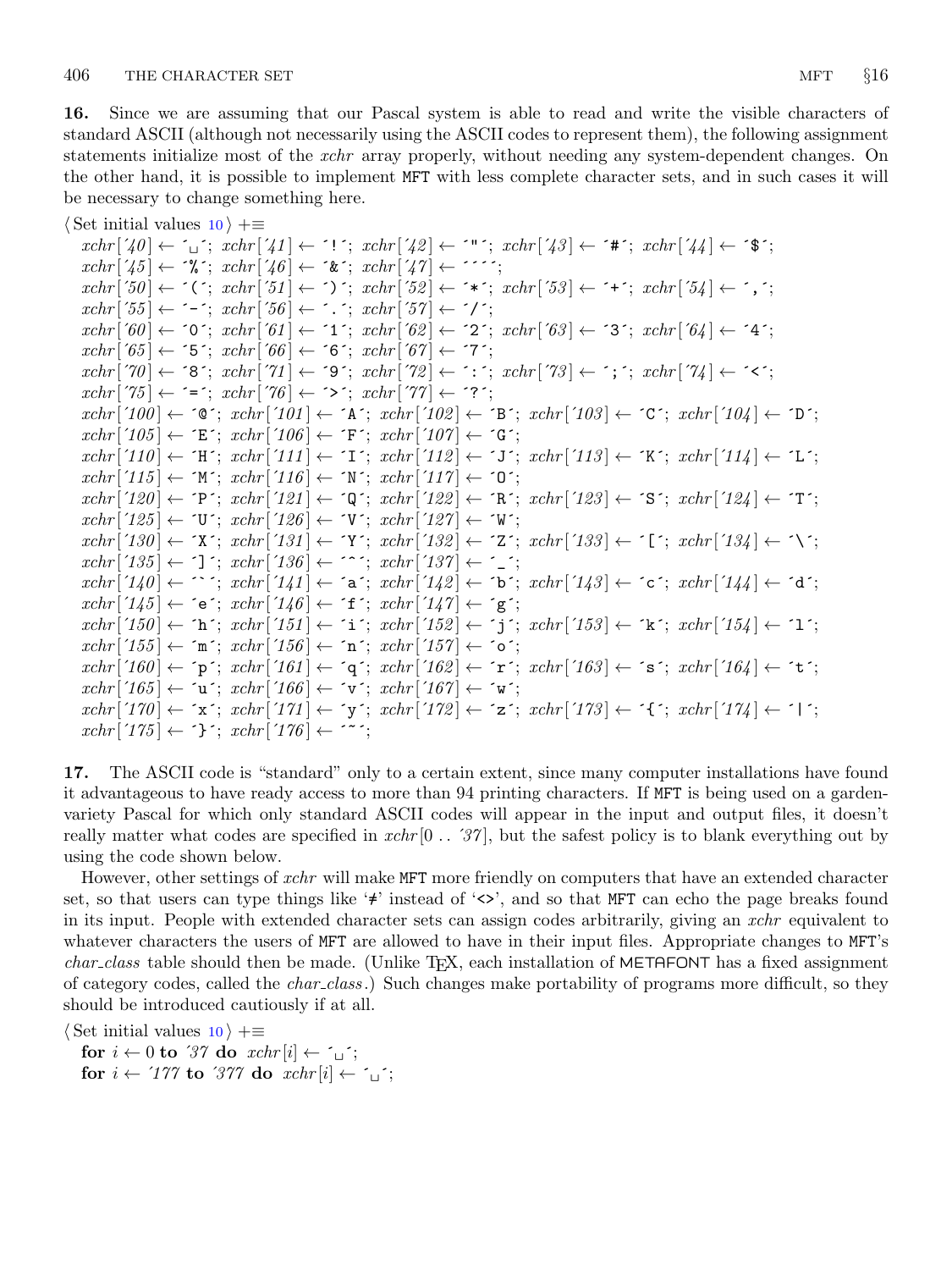**16.** Since we are assuming that our Pascal system is able to read and write the visible characters of standard ASCII (although not necessarily using the ASCII codes to represent them), the following assignment statements initialize most of the *xchr* array properly, without needing any system-dependent changes. On the other hand, it is possible to implement MFT with less complete character sets, and in such cases it will be necessary to change something here.

⟨ Set initial values 10 ⟩ +≡

```
xchr['40] ← '␣'; xchr['41] ← '!'; xchr['42] ← '"'; xchr['43] ← '#'; xchr['44] ← '$';
xchr['45] ← '%'; xchr['46] ← '&'; xchr['47] ← '''';
xchr['50] ← '('; xchr['51] ← ')'; xchr['52] ← '*'; xchr['53] ← '+'; xchr['54] ← ',';
xchr['55] ← '-'; xchr['56] ← '.'; xchr['57] ← '/';
xchr['60] ← '0'; xchr['61] ← '1'; xchr['62] ← '2'; xchr['63] ← '3'; xchr['64] ← '4';
xchr['65] ← '5'; xchr['66] ← '6'; xchr['67] ← '7';
xchr['70] ← '8'; xchr['71] ← '9'; xchr['72] ← ':'; xchr['73] ← ';'; xchr['74] ← '<';
xchr['75] ← '='; xchr['76] ← '>'; xchr['77] ← '?';
xchr['100] ← '@'; xchr['101] ← 'A'; xchr['102] ← 'B'; xchr['103] ← 'C'; xchr['104] ← 'D';
xchr['105] ← 'E'; xchr['106] ← 'F'; xchr['107] ← 'G';
xchr['110] ← 'H'; xchr['111] ← 'I'; xchr['112] ← 'J'; xchr['113] ← 'K'; xchr['114] ← 'L';
xchr['115] ← 'M'; xchr['116] ← 'N'; xchr['117] ← 'O';
xchr['120] ← 'P'; xchr['121] ← 'Q'; xchr['122] ← 'R'; xchr['123] ← 'S'; xchr['124] ← 'T';
xchr['125] ← 'U'; xchr['126] ← 'V'; xchr['127] ← 'W';
xchr['130] ← 'X'; xchr['131] ← 'Y'; xchr['132] ← 'Z'; xchr['133] ← '['; xchr['134] ← '\';
xchr['135] ← ']'; xchr['136] ← '^'; xchr['137] ← '_';
xchr['140] ← '`'; xchr['141] ← 'a'; xchr['142] ← 'b'; xchr['143] ← 'c'; xchr['144] ← 'd';
xchr['145] ← 'e'; xchr['146] ← 'f'; xchr['147] ← 'g';
xchr['150] ← 'h'; xchr['151] ← 'i'; xchr['152] ← 'j'; xchr['153] ← 'k'; xchr['154] ← 'l';
xchr['155] ← 'm'; xchr['156] ← 'n'; xchr['157] ← 'o';
xchr['160] ← 'p'; xchr['161] ← 'q'; xchr['162] ← 'r'; xchr['163] ← 's'; xchr['164] ← 't';
xchr['165] ← 'u'; xchr['166] ← 'v'; xchr['167] ← 'w';
xchr['170] ← 'x'; xchr['171] ← 'y'; xchr['172] ← 'z'; xchr['173] ← '{'; xchr['174] ← '|';
xchr['175] ← '}'; xchr['176] ← '~';
```

**17.** The ASCII code is "standard" only to a certain extent, since many computer installations have found it advantageous to have ready access to more than 94 printing characters. If MFT is being used on a garden-variety Pascal for which only standard ASCII codes will appear in the input and output files, it doesn't really matter what codes are specified in *xchr*[0 .. '37], but the safest policy is to blank everything out by using the code shown below.

However, other settings of *xchr* will make MFT more friendly on computers that have an extended character set, so that users can type things like '≠' instead of '<>', and so that MFT can echo the page breaks found in its input. People with extended character sets can assign codes arbitrarily, giving an *xchr* equivalent to whatever characters the users of MFT are allowed to have in their input files. Appropriate changes to MFT's *char_class* table should then be made. (Unlike TEX, each installation of METAFONT has a fixed assignment of category codes, called the *char_class*.) Such changes make portability of programs more difficult, so they should be introduced cautiously if at all.

⟨ Set initial values 10 ⟩ +≡

```
for i ← 0 to '37 do xchr[i] ← '␣';
for i ← '177 to '377 do xchr[i] ← '␣';
```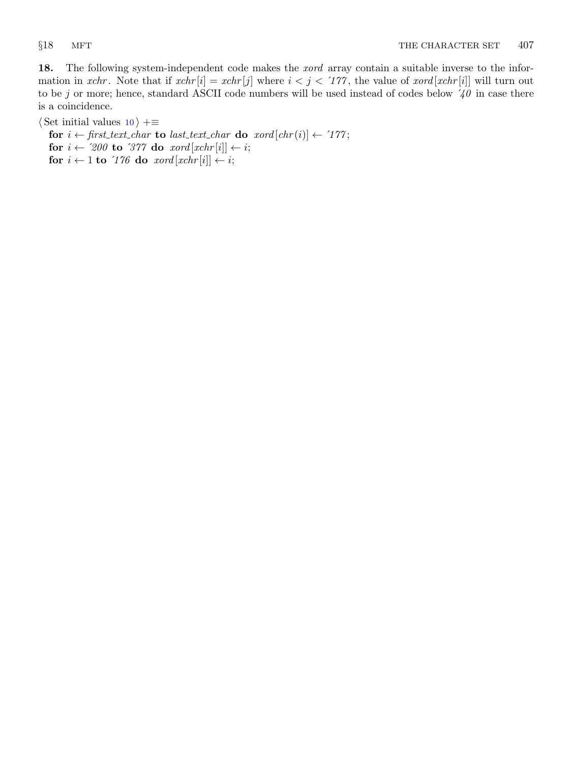**18.** The following system-independent code makes the *xord* array contain a suitable inverse to the information in *xchr*. Note that if $xchr[i] = xchr[j]$ where $i < j < '177$, the value of $xord[xchr[i]]$ will turn out to be $j$ or more; hence, standard ASCII code numbers will be used instead of codes below $'40$ in case there is a coincidence.

⟨ Set initial values 10 ⟩ +≡

**for** $i \leftarrow$ *first_text_char* **to** *last_text_char* **do** $xord[chr(i)] \leftarrow '177$;
**for** $i \leftarrow '200$ **to** $'377$ **do** $xord[xchr[i]] \leftarrow i$;
**for** $i \leftarrow 1$ **to** $'176$ **do** $xord[xchr[i]] \leftarrow i$;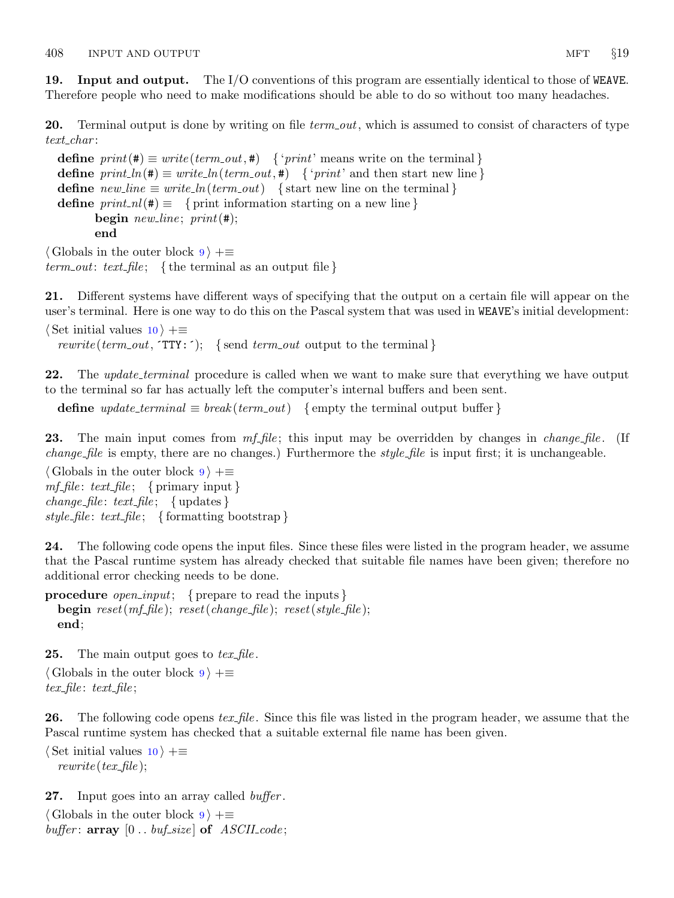**19. Input and output.** The I/O conventions of this program are essentially identical to those of WEAVE. Therefore people who need to make modifications should be able to do so without too many headaches.

**20.** Terminal output is done by writing on file *term_out*, which is assumed to consist of characters of type *text_char*:

```
define print(#) ≡ write(term_out, #)    { 'print' means write on the terminal }
define print_ln(#) ≡ write_ln(term_out, #)    { 'print' and then start new line }
define new_line ≡ write_ln(term_out)    { start new line on the terminal }
define print_nl(#) ≡    { print information starting on a new line }
        begin new_line; print(#);
        end
```

⟨Globals in the outer block 9⟩ +≡
*term_out*: *text_file*;   { the terminal as an output file }

**21.** Different systems have different ways of specifying that the output on a certain file will appear on the user's terminal. Here is one way to do this on the Pascal system that was used in WEAVE's initial development:

⟨Set initial values 10⟩ +≡
*rewrite*(*term_out*, ´TTY:´);   { send *term_out* output to the terminal }

**22.** The *update_terminal* procedure is called when we want to make sure that everything we have output to the terminal so far has actually left the computer's internal buffers and been sent.

**define** *update_terminal* ≡ *break*(*term_out*)   { empty the terminal output buffer }

**23.** The main input comes from *mf_file*; this input may be overridden by changes in *change_file*. (If *change_file* is empty, there are no changes.) Furthermore the *style_file* is input first; it is unchangeable.

⟨Globals in the outer block 9⟩ +≡
*mf_file*: *text_file*;   { primary input }
*change_file*: *text_file*;   { updates }
*style_file*: *text_file*;   { formatting bootstrap }

**24.** The following code opens the input files. Since these files were listed in the program header, we assume that the Pascal runtime system has already checked that suitable file names have been given; therefore no additional error checking needs to be done.

```
procedure open_input;   { prepare to read the inputs }
  begin reset(mf_file); reset(change_file); reset(style_file);
  end;
```

**25.** The main output goes to *tex_file*.

⟨Globals in the outer block 9⟩ +≡
*tex_file*: *text_file*;

**26.** The following code opens *tex_file*. Since this file was listed in the program header, we assume that the Pascal runtime system has checked that a suitable external file name has been given.

⟨Set initial values 10⟩ +≡
*rewrite*(*tex_file*);

**27.** Input goes into an array called *buffer*.

⟨Globals in the outer block 9⟩ +≡
*buffer*: **array** [0 . . *buf_size*] **of** *ASCII_code*;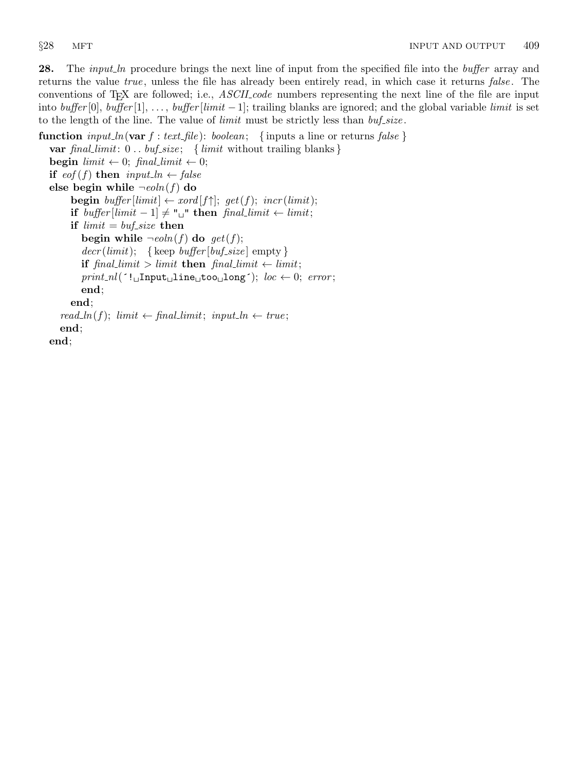**28.** The *input_ln* procedure brings the next line of input from the specified file into the *buffer* array and returns the value *true*, unless the file has already been entirely read, in which case it returns *false*. The conventions of TeX are followed; i.e., *ASCII_code* numbers representing the next line of the file are input into *buffer*[0], *buffer*[1], ..., *buffer*[*limit* − 1]; trailing blanks are ignored; and the global variable *limit* is set to the length of the line. The value of *limit* must be strictly less than *buf_size*.

```
function input_ln(var f : text_file): boolean;   { inputs a line or returns false }
  var final_limit: 0 .. buf_size;   { limit without trailing blanks }
  begin limit ← 0; final_limit ← 0;
  if eof(f) then input_ln ← false
  else begin while ¬eoln(f) do
        begin buffer[limit] ← xord[f↑]; get(f); incr(limit);
        if buffer[limit − 1] ≠ "␣" then final_limit ← limit;
        if limit = buf_size then
          begin while ¬eoln(f) do get(f);
          decr(limit);   { keep buffer[buf_size] empty }
          if final_limit > limit then final_limit ← limit;
          print_nl('!␣Input␣line␣too␣long'); loc ← 0; error;
          end;
        end;
    read_ln(f); limit ← final_limit; input_ln ← true;
    end;
  end;
```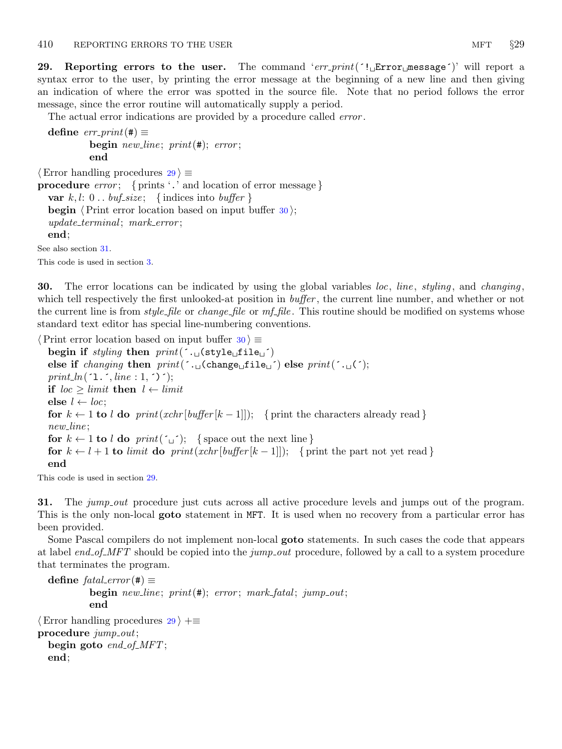**29. Reporting errors to the user.** The command '*err_print*('! Error message')' will report a syntax error to the user, by printing the error message at the beginning of a new line and then giving an indication of where the error was spotted in the source file. Note that no period follows the error message, since the error routine will automatically supply a period.

The actual error indications are provided by a procedure called *error*.

```
define err_print(#) ≡
        begin new_line; print(#); error;
        end
```

```
⟨ Error handling procedures 29 ⟩ ≡
procedure error;  { prints '.' and location of error message }
  var k, l: 0 .. buf_size;  { indices into buffer }
  begin ⟨ Print error location based on input buffer 30 ⟩;
  update_terminal; mark_error;
  end;
```

See also section 31.

This code is used in section 3.

**30.** The error locations can be indicated by using the global variables *loc*, *line*, *styling*, and *changing*, which tell respectively the first unlooked-at position in *buffer*, the current line number, and whether or not the current line is from *style_file* or *change_file* or *mf_file*. This routine should be modified on systems whose standard text editor has special line-numbering conventions.

```
⟨ Print error location based on input buffer 30 ⟩ ≡
  begin if styling then print('. (style file ')
  else if changing then print('. (change file ') else print('. (');
  print_ln('l.', line : 1, ')');
  if loc ≥ limit then l ← limit
  else l ← loc;
  for k ← 1 to l do print(xchr[buffer[k − 1]]);  { print the characters already read }
  new_line;
  for k ← 1 to l do print(' ');  { space out the next line }
  for k ← l + 1 to limit do print(xchr[buffer[k − 1]]);  { print the part not yet read }
  end
```

This code is used in section 29.

**31.** The *jump_out* procedure just cuts across all active procedure levels and jumps out of the program. This is the only non-local **goto** statement in MFT. It is used when no recovery from a particular error has been provided.

Some Pascal compilers do not implement non-local **goto** statements. In such cases the code that appears at label *end_of_MFT* should be copied into the *jump_out* procedure, followed by a call to a system procedure that terminates the program.

```
define fatal_error(#) ≡
        begin new_line; print(#); error; mark_fatal; jump_out;
        end
```

```
⟨ Error handling procedures 29 ⟩ +≡
procedure jump_out;
  begin goto end_of_MFT;
  end;
```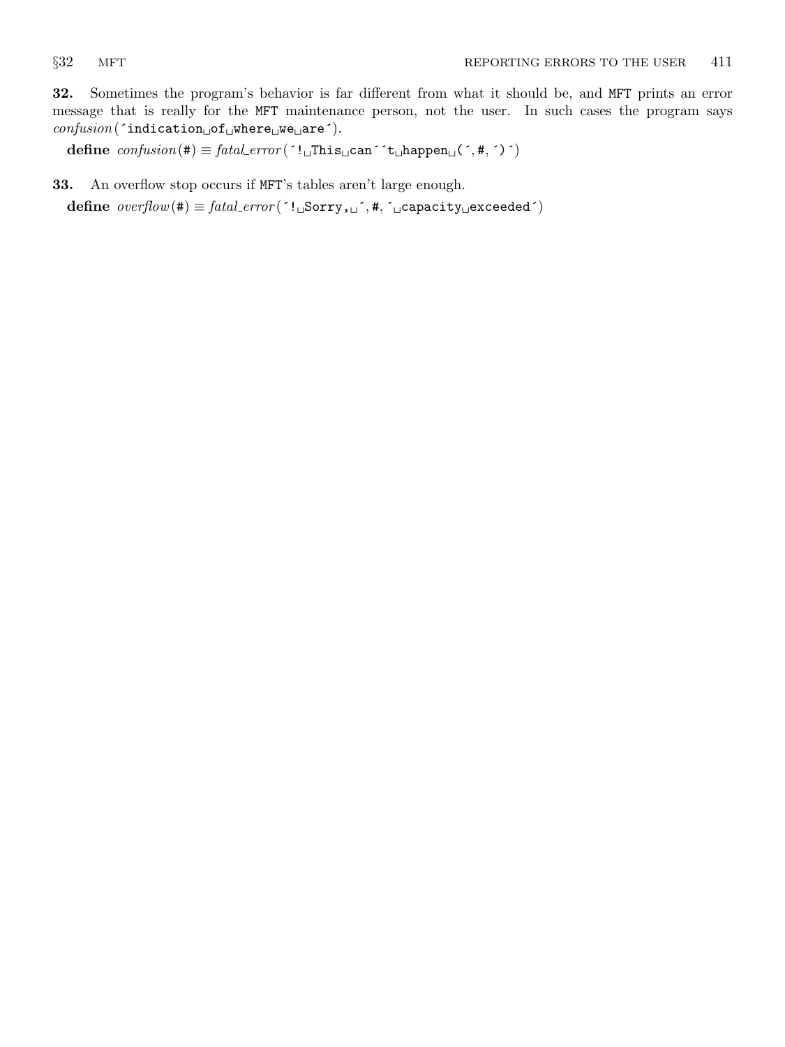**32.** Sometimes the program's behavior is far different from what it should be, and MFT prints an error message that is really for the MFT maintenance person, not the user. In such cases the program says *confusion*(´indication␣of␣where␣we␣are´).

**define** *confusion*(#) ≡ *fatal_error*(´!␣This␣can´´t␣happen␣(´, #, ´)´)

**33.** An overflow stop occurs if MFT's tables aren't large enough.

**define** *overflow*(#) ≡ *fatal_error*(´!␣Sorry,␣´, #, ´␣capacity␣exceeded´)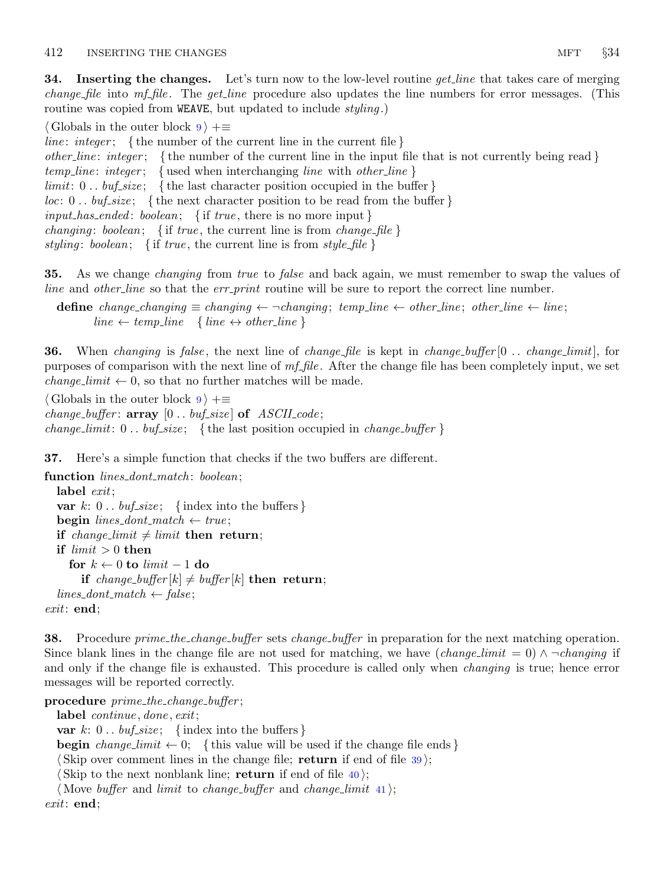**34. Inserting the changes.** Let's turn now to the low-level routine *get_line* that takes care of merging *change_file* into *mf_file*. The *get_line* procedure also updates the line numbers for error messages. (This routine was copied from WEAVE, but updated to include *styling*.)

⟨ Globals in the outer block 9 ⟩ +≡
*line*: *integer*; { the number of the current line in the current file }
*other_line*: *integer*; { the number of the current line in the input file that is not currently being read }
*temp_line*: *integer*; { used when interchanging *line* with *other_line* }
*limit*: 0 . . *buf_size*; { the last character position occupied in the buffer }
*loc*: 0 . . *buf_size*; { the next character position to be read from the buffer }
*input_has_ended*: *boolean*; { if *true*, there is no more input }
*changing*: *boolean*; { if *true*, the current line is from *change_file* }
*styling*: *boolean*; { if *true*, the current line is from *style_file* }

**35.** As we change *changing* from *true* to *false* and back again, we must remember to swap the values of *line* and *other_line* so that the *err_print* routine will be sure to report the correct line number.

**define** *change_changing* ≡ *changing* ← ¬*changing*; *temp_line* ← *other_line*; *other_line* ← *line*;
    *line* ← *temp_line* { *line* ↔ *other_line* }

**36.** When *changing* is *false*, the next line of *change_file* is kept in *change_buffer*[0 . . *change_limit*], for purposes of comparison with the next line of *mf_file*. After the change file has been completely input, we set *change_limit* ← 0, so that no further matches will be made.

⟨ Globals in the outer block 9 ⟩ +≡
*change_buffer*: **array** [0 . . *buf_size*] **of** *ASCII_code*;
*change_limit*: 0 . . *buf_size*; { the last position occupied in *change_buffer* }

**37.** Here's a simple function that checks if the two buffers are different.

```
function lines_dont_match: boolean;
  label exit;
  var k: 0 .. buf_size;  { index into the buffers }
  begin lines_dont_match ← true;
  if change_limit ≠ limit then return;
  if limit > 0 then
    for k ← 0 to limit − 1 do
      if change_buffer[k] ≠ buffer[k] then return;
  lines_dont_match ← false;
exit: end;
```

**38.** Procedure *prime_the_change_buffer* sets *change_buffer* in preparation for the next matching operation. Since blank lines in the change file are not used for matching, we have (*change_limit* = 0) ∧ ¬*changing* if and only if the change file is exhausted. This procedure is called only when *changing* is true; hence error messages will be reported correctly.

```
procedure prime_the_change_buffer;
  label continue, done, exit;
  var k: 0 .. buf_size;  { index into the buffers }
  begin change_limit ← 0;  { this value will be used if the change file ends }
  ⟨ Skip over comment lines in the change file; return if end of file 39 ⟩;
  ⟨ Skip to the next nonblank line; return if end of file 40 ⟩;
  ⟨ Move buffer and limit to change_buffer and change_limit 41 ⟩;
exit: end;
```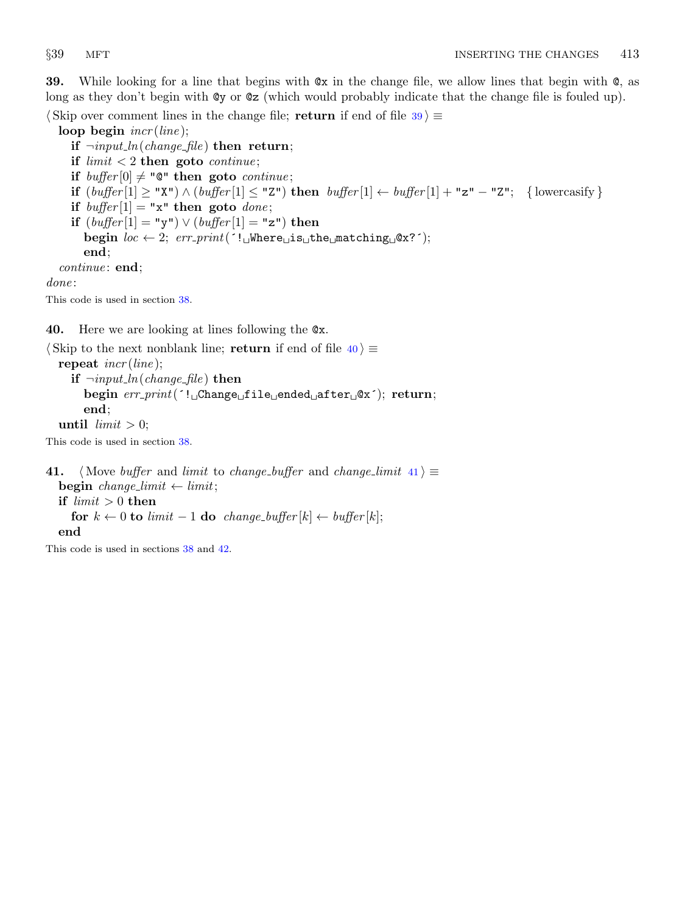**39.** While looking for a line that begins with `@x` in the change file, we allow lines that begin with `@`, as long as they don't begin with `@y` or `@z` (which would probably indicate that the change file is fouled up).

```
⟨Skip over comment lines in the change file; return if end of file 39⟩ ≡
  loop begin incr(line);
    if ¬input_ln(change_file) then return;
    if limit < 2 then goto continue;
    if buffer[0] ≠ "@" then goto continue;
    if (buffer[1] ≥ "X") ∧ (buffer[1] ≤ "Z") then buffer[1] ← buffer[1] + "z" − "Z";   { lowercasify }
    if buffer[1] = "x" then goto done;
    if (buffer[1] = "y") ∨ (buffer[1] = "z") then
      begin loc ← 2; err_print(´! Where is the matching @x?´);
      end;
  continue: end;
done:
```

This code is used in section 38.

**40.** Here we are looking at lines following the `@x`.

```
⟨Skip to the next nonblank line; return if end of file 40⟩ ≡
  repeat incr(line);
    if ¬input_ln(change_file) then
      begin err_print(´! Change file ended after @x´); return;
      end;
  until limit > 0;
```

This code is used in section 38.

**41.**

```
⟨Move buffer and limit to change_buffer and change_limit 41⟩ ≡
  begin change_limit ← limit;
  if limit > 0 then
    for k ← 0 to limit − 1 do change_buffer[k] ← buffer[k];
  end
```

This code is used in sections 38 and 42.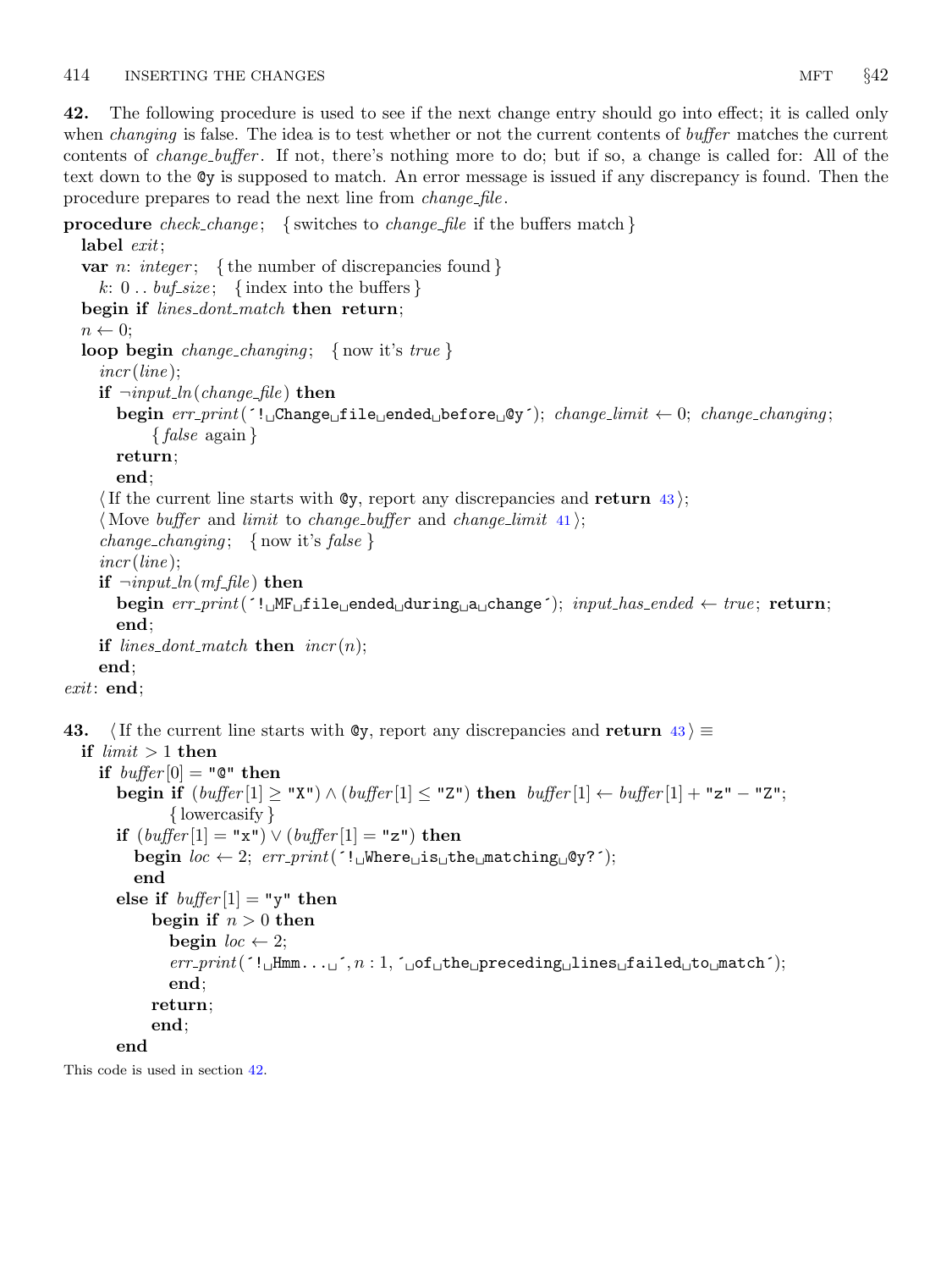**42.** The following procedure is used to see if the next change entry should go into effect; it is called only when *changing* is false. The idea is to test whether or not the current contents of *buffer* matches the current contents of *change_buffer*. If not, there's nothing more to do; but if so, a change is called for: All of the text down to the `@y` is supposed to match. An error message is issued if any discrepancy is found. Then the procedure prepares to read the next line from *change_file*.

```
procedure check_change; { switches to change_file if the buffers match }
  label exit;
  var n: integer; { the number of discrepancies found }
    k: 0 .. buf_size; { index into the buffers }
  begin if lines_dont_match then return;
  n ← 0;
  loop begin change_changing; { now it's true }
    incr(line);
    if ¬input_ln(change_file) then
      begin err_print('! Change file ended before @y'); change_limit ← 0; change_changing;
            { false again }
      return;
      end;
    ⟨If the current line starts with @y, report any discrepancies and return 43⟩;
    ⟨Move buffer and limit to change_buffer and change_limit 41⟩;
    change_changing; { now it's false }
    incr(line);
    if ¬input_ln(mf_file) then
      begin err_print('! MF file ended during a change'); input_has_ended ← true; return;
      end;
    if lines_dont_match then incr(n);
    end;
exit: end;
```

**43.** ⟨If the current line starts with `@y`, report any discrepancies and **return** 43⟩ ≡

```
  if limit > 1 then
    if buffer[0] = "@" then
      begin if (buffer[1] ≥ "X") ∧ (buffer[1] ≤ "Z") then buffer[1] ← buffer[1] + "z" − "Z";
            { lowercasify }
      if (buffer[1] = "x") ∨ (buffer[1] = "z") then
        begin loc ← 2; err_print('! Where is the matching @y?');
        end
      else if buffer[1] = "y" then
          begin if n > 0 then
            begin loc ← 2;
            err_print('! Hmm... ', n : 1, ' of the preceding lines failed to match');
            end;
          return;
          end;
      end
```

This code is used in section 42.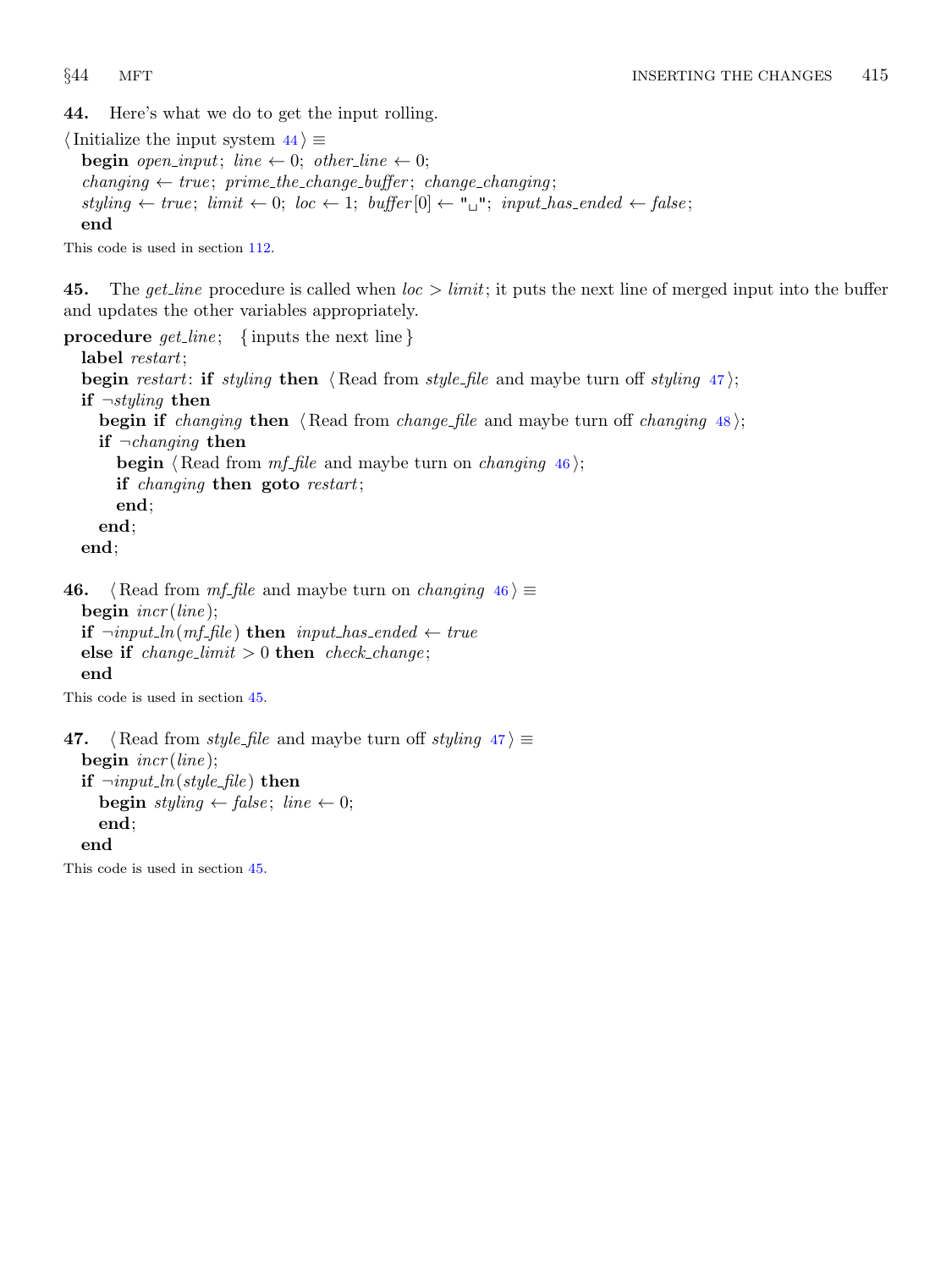**44.** Here's what we do to get the input rolling.

⟨ Initialize the input system 44 ⟩ ≡

```
begin open_input; line ← 0; other_line ← 0;
changing ← true; prime_the_change_buffer; change_changing;
styling ← true; limit ← 0; loc ← 1; buffer[0] ← "␣"; input_has_ended ← false;
end
```

This code is used in section 112.

**45.** The *get_line* procedure is called when $loc > limit$; it puts the next line of merged input into the buffer and updates the other variables appropriately.

```
procedure get_line; { inputs the next line }
  label restart;
  begin restart: if styling then ⟨ Read from style_file and maybe turn off styling 47 ⟩;
  if ¬styling then
    begin if changing then ⟨ Read from change_file and maybe turn off changing 48 ⟩;
    if ¬changing then
      begin ⟨ Read from mf_file and maybe turn on changing 46 ⟩;
      if changing then goto restart;
      end;
    end;
  end;
```

**46.** ⟨ Read from *mf_file* and maybe turn on *changing* 46 ⟩ ≡

```
begin incr(line);
if ¬input_ln(mf_file) then input_has_ended ← true
else if change_limit > 0 then check_change;
end
```

This code is used in section 45.

**47.** ⟨ Read from *style_file* and maybe turn off *styling* 47 ⟩ ≡

```
begin incr(line);
if ¬input_ln(style_file) then
  begin styling ← false; line ← 0;
  end;
end
```

This code is used in section 45.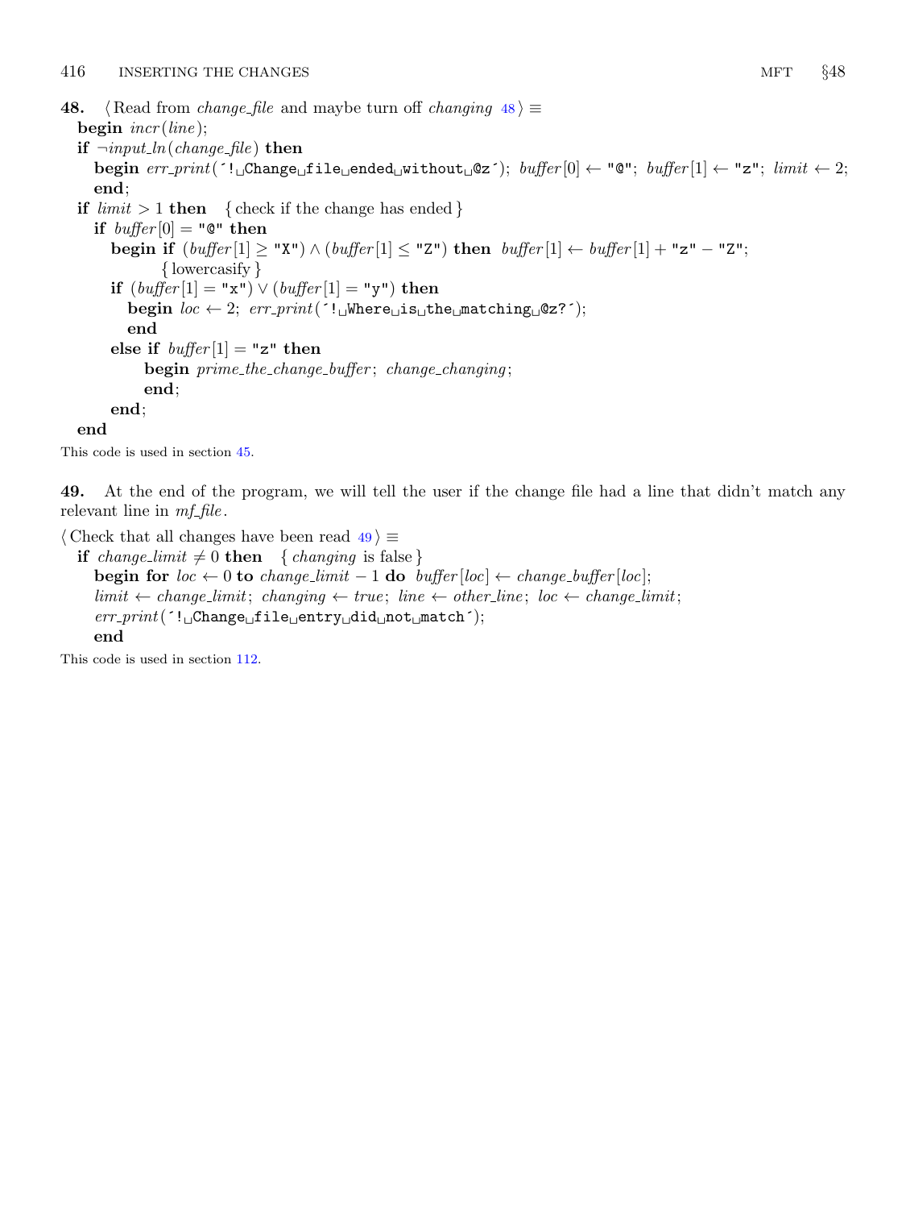**48.** ⟨ Read from *change_file* and maybe turn off *changing* 48 ⟩ ≡

```
begin incr(line);
if ¬input_ln(change_file) then
  begin err_print(´! Change file ended without @z´); buffer[0] ← "@"; buffer[1] ← "z"; limit ← 2;
  end;
if limit > 1 then  { check if the change has ended }
  if buffer[0] = "@" then
    begin if (buffer[1] ≥ "X") ∧ (buffer[1] ≤ "Z") then buffer[1] ← buffer[1] + "z" − "Z";
          { lowercasify }
    if (buffer[1] = "x") ∨ (buffer[1] = "y") then
      begin loc ← 2; err_print(´! Where is the matching @z?´);
      end
    else if buffer[1] = "z" then
        begin prime_the_change_buffer; change_changing;
        end;
    end;
end
```

This code is used in section 45.

**49.** At the end of the program, we will tell the user if the change file had a line that didn't match any relevant line in *mf_file*.

⟨ Check that all changes have been read 49 ⟩ ≡

```
if change_limit ≠ 0 then  { changing is false }
  begin for loc ← 0 to change_limit − 1 do buffer[loc] ← change_buffer[loc];
  limit ← change_limit; changing ← true; line ← other_line; loc ← change_limit;
  err_print(´! Change file entry did not match´);
  end
```

This code is used in section 112.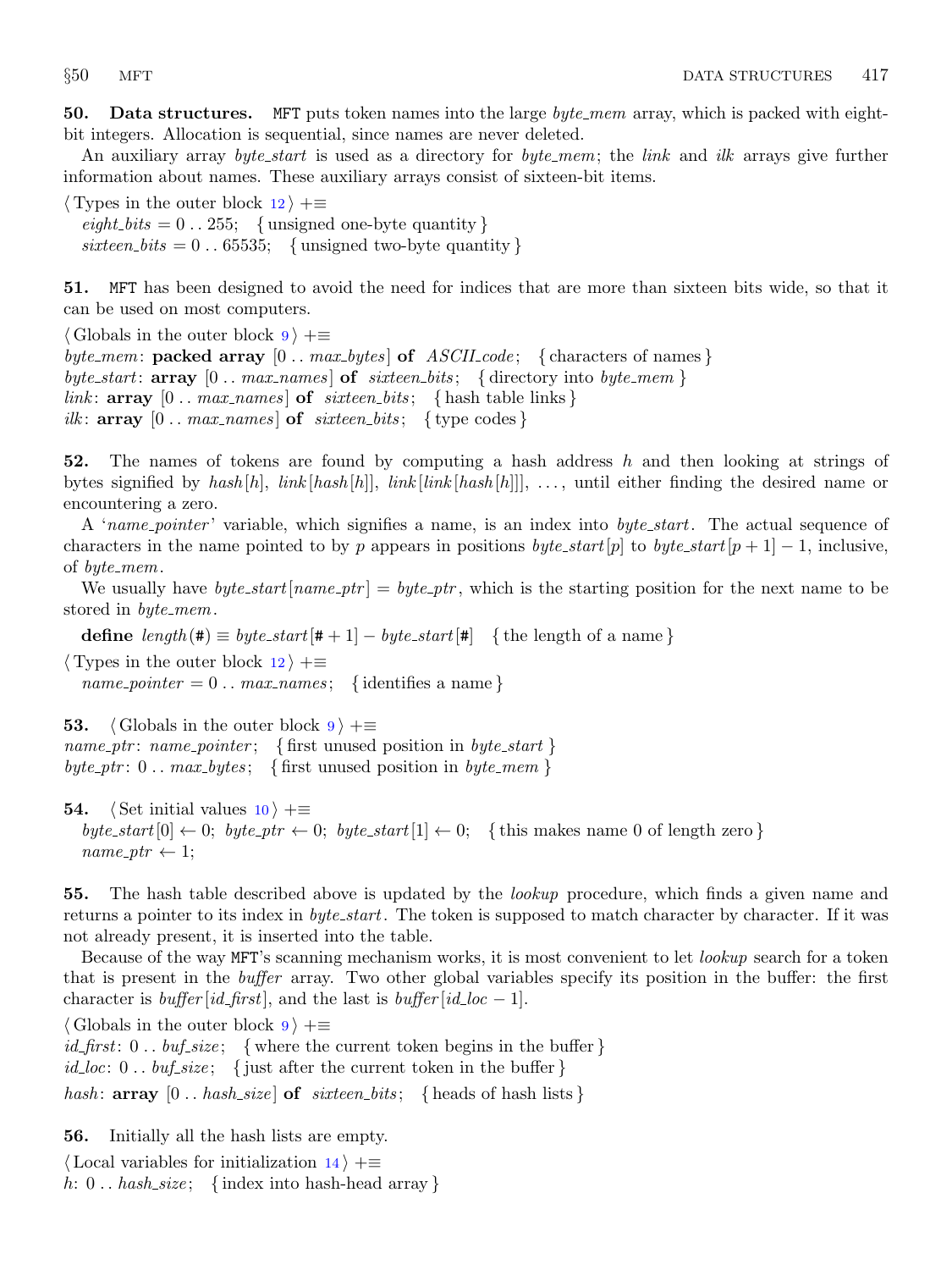**50. Data structures.** MFT puts token names into the large *byte_mem* array, which is packed with eight-bit integers. Allocation is sequential, since names are never deleted.

An auxiliary array *byte_start* is used as a directory for *byte_mem*; the *link* and *ilk* arrays give further information about names. These auxiliary arrays consist of sixteen-bit items.

⟨Types in the outer block 12⟩ +≡
  *eight_bits* = 0 .. 255; { unsigned one-byte quantity }
  *sixteen_bits* = 0 .. 65535; { unsigned two-byte quantity }

**51.** MFT has been designed to avoid the need for indices that are more than sixteen bits wide, so that it can be used on most computers.

⟨Globals in the outer block 9⟩ +≡
*byte_mem*: **packed array** [0 .. *max_bytes*] **of** *ASCII_code*; { characters of names }
*byte_start*: **array** [0 .. *max_names*] **of** *sixteen_bits*; { directory into *byte_mem* }
*link*: **array** [0 .. *max_names*] **of** *sixteen_bits*; { hash table links }
*ilk*: **array** [0 .. *max_names*] **of** *sixteen_bits*; { type codes }

**52.** The names of tokens are found by computing a hash address $h$ and then looking at strings of bytes signified by $hash[h]$, $link[hash[h]]$, $link[link[hash[h]]]$, ..., until either finding the desired name or encountering a zero.

A '*name_pointer*' variable, which signifies a name, is an index into *byte_start*. The actual sequence of characters in the name pointed to by $p$ appears in positions $byte\_start[p]$ to $byte\_start[p+1]-1$, inclusive, of *byte_mem*.

We usually have $byte\_start[name\_ptr] = byte\_ptr$, which is the starting position for the next name to be stored in *byte_mem*.

  **define** $length(\#) \equiv byte\_start[\#+1] - byte\_start[\#]$ { the length of a name }

⟨Types in the outer block 12⟩ +≡
  *name_pointer* = 0 .. *max_names*; { identifies a name }

**53.** ⟨Globals in the outer block 9⟩ +≡
*name_ptr*: *name_pointer*; { first unused position in *byte_start* }
*byte_ptr*: 0 .. *max_bytes*; { first unused position in *byte_mem* }

**54.** ⟨Set initial values 10⟩ +≡
  $byte\_start[0] \leftarrow 0$; $byte\_ptr \leftarrow 0$; $byte\_start[1] \leftarrow 0$; { this makes name 0 of length zero }
  $name\_ptr \leftarrow 1$;

**55.** The hash table described above is updated by the *lookup* procedure, which finds a given name and returns a pointer to its index in *byte_start*. The token is supposed to match character by character. If it was not already present, it is inserted into the table.

Because of the way MFT's scanning mechanism works, it is most convenient to let *lookup* search for a token that is present in the *buffer* array. Two other global variables specify its position in the buffer: the first character is $buffer[id\_first]$, and the last is $buffer[id\_loc-1]$.

⟨Globals in the outer block 9⟩ +≡
*id_first*: 0 .. *buf_size*; { where the current token begins in the buffer }
*id_loc*: 0 .. *buf_size*; { just after the current token in the buffer }
*hash*: **array** [0 .. *hash_size*] **of** *sixteen_bits*; { heads of hash lists }

**56.** Initially all the hash lists are empty.

⟨Local variables for initialization 14⟩ +≡
*h*: 0 .. *hash_size*; { index into hash-head array }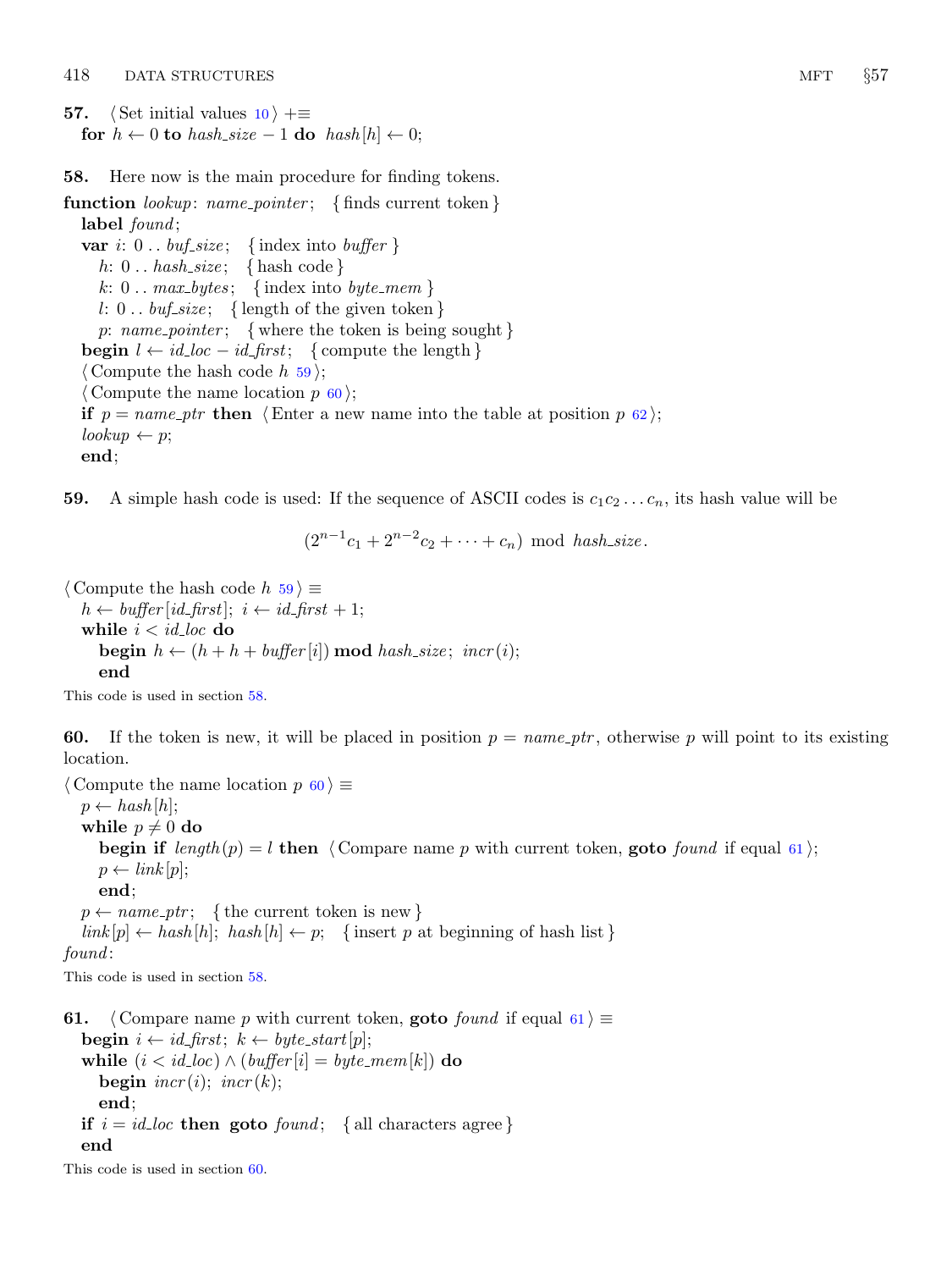**57.** ⟨ Set initial values 10 ⟩ +≡
**for** $h \leftarrow 0$ **to** *hash_size* − 1 **do** *hash*[*h*] ← 0;

**58.** Here now is the main procedure for finding tokens.

```
function lookup: name_pointer;  { finds current token }
  label found;
  var i: 0 .. buf_size;  { index into buffer }
    h: 0 .. hash_size;  { hash code }
    k: 0 .. max_bytes;  { index into byte_mem }
    l: 0 .. buf_size;  { length of the given token }
    p: name_pointer;  { where the token is being sought }
  begin l ← id_loc − id_first;  { compute the length }
  ⟨ Compute the hash code h 59 ⟩;
  ⟨ Compute the name location p 60 ⟩;
  if p = name_ptr then ⟨ Enter a new name into the table at position p 62 ⟩;
  lookup ← p;
  end;
```

**59.** A simple hash code is used: If the sequence of ASCII codes is $c_1c_2 \ldots c_n$, its hash value will be

$$(2^{n-1}c_1 + 2^{n-2}c_2 + \cdots + c_n) \bmod \mathit{hash\_size}.$$

```
⟨ Compute the hash code h 59 ⟩ ≡
  h ← buffer[id_first]; i ← id_first + 1;
  while i < id_loc do
    begin h ← (h + h + buffer[i]) mod hash_size; incr(i);
    end
```

This code is used in section 58.

**60.** If the token is new, it will be placed in position *p* = *name_ptr*, otherwise *p* will point to its existing location.

```
⟨ Compute the name location p 60 ⟩ ≡
  p ← hash[h];
  while p ≠ 0 do
    begin if length(p) = l then ⟨ Compare name p with current token, goto found if equal 61 ⟩;
    p ← link[p];
    end;
  p ← name_ptr;  { the current token is new }
  link[p] ← hash[h]; hash[h] ← p;  { insert p at beginning of hash list }
found:
```

This code is used in section 58.

**61.**

```
⟨ Compare name p with current token, goto found if equal 61 ⟩ ≡
  begin i ← id_first; k ← byte_start[p];
  while (i < id_loc) ∧ (buffer[i] = byte_mem[k]) do
    begin incr(i); incr(k);
    end;
  if i = id_loc then goto found;  { all characters agree }
  end
```

This code is used in section 60.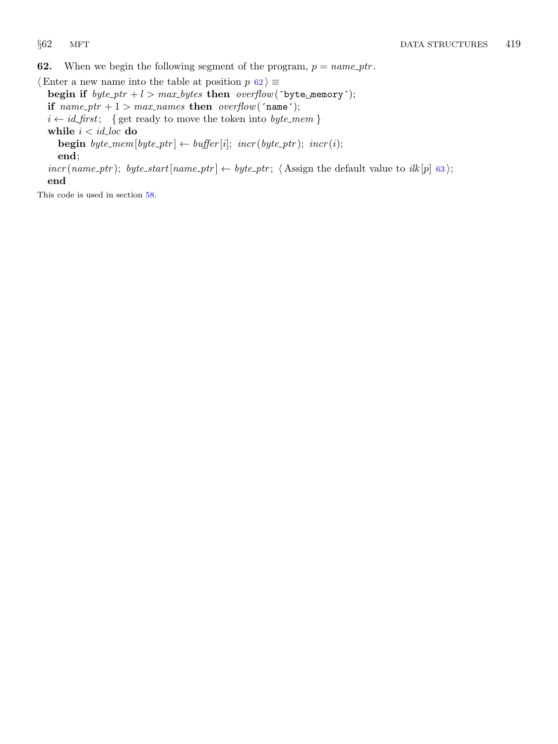**62.** When we begin the following segment of the program, $p = name\_ptr$.

⟨ Enter a new name into the table at position $p$ 62 ⟩ ≡

```
begin if byte_ptr + l > max_bytes then overflow(´byte␣memory´);
if name_ptr + 1 > max_names then overflow(´name´);
i ← id_first;  { get ready to move the token into byte_mem }
while i < id_loc do
  begin byte_mem[byte_ptr] ← buffer[i]; incr(byte_ptr); incr(i);
  end;
incr(name_ptr); byte_start[name_ptr] ← byte_ptr; ⟨ Assign the default value to ilk[p] 63 ⟩;
end
```

This code is used in section 58.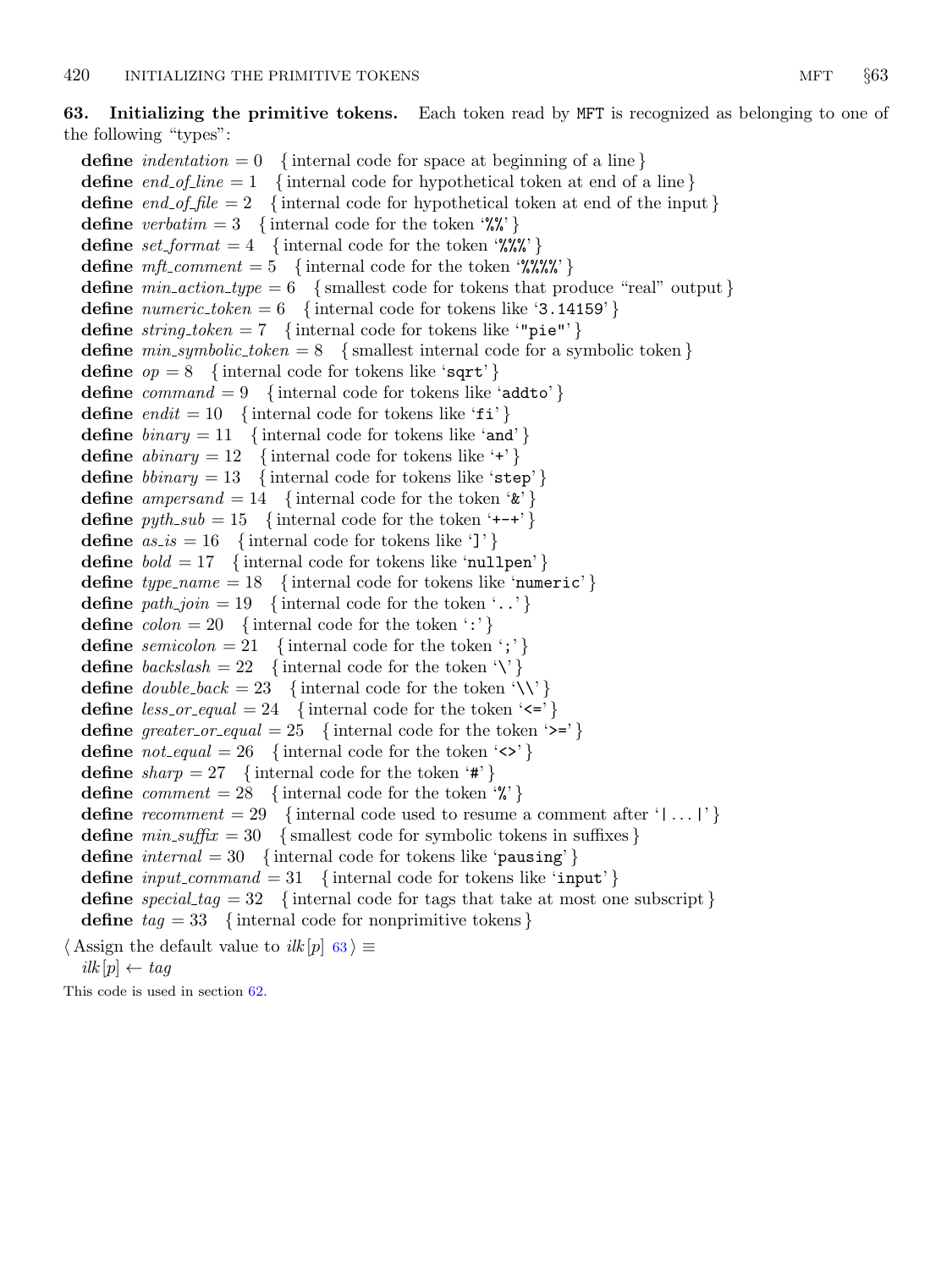**63. Initializing the primitive tokens.** Each token read by MFT is recognized as belonging to one of the following "types":

**define** *indentation* = 0 { internal code for space at beginning of a line }
**define** *end_of_line* = 1 { internal code for hypothetical token at end of a line }
**define** *end_of_file* = 2 { internal code for hypothetical token at end of the input }
**define** *verbatim* = 3 { internal code for the token '`%%`' }
**define** *set_format* = 4 { internal code for the token '`%%%`' }
**define** *mft_comment* = 5 { internal code for the token '`%%%%`' }
**define** *min_action_type* = 6 { smallest code for tokens that produce "real" output }
**define** *numeric_token* = 6 { internal code for tokens like '`3.14159`' }
**define** *string_token* = 7 { internal code for tokens like '`"pie"`' }
**define** *min_symbolic_token* = 8 { smallest internal code for a symbolic token }
**define** *op* = 8 { internal code for tokens like '`sqrt`' }
**define** *command* = 9 { internal code for tokens like '`addto`' }
**define** *endit* = 10 { internal code for tokens like '`fi`' }
**define** *binary* = 11 { internal code for tokens like '`and`' }
**define** *abinary* = 12 { internal code for tokens like '`+`' }
**define** *bbinary* = 13 { internal code for tokens like '`step`' }
**define** *ampersand* = 14 { internal code for the token '`&`' }
**define** *pyth_sub* = 15 { internal code for the token '`+-+`' }
**define** *as_is* = 16 { internal code for tokens like '`]`' }
**define** *bold* = 17 { internal code for tokens like '`nullpen`' }
**define** *type_name* = 18 { internal code for tokens like '`numeric`' }
**define** *path_join* = 19 { internal code for the token '`..`' }
**define** *colon* = 20 { internal code for the token '`:`' }
**define** *semicolon* = 21 { internal code for the token '`;`' }
**define** *backslash* = 22 { internal code for the token '`\`' }
**define** *double_back* = 23 { internal code for the token '`\\`' }
**define** *less_or_equal* = 24 { internal code for the token '`<=`' }
**define** *greater_or_equal* = 25 { internal code for the token '`>=`' }
**define** *not_equal* = 26 { internal code for the token '`<>`' }
**define** *sharp* = 27 { internal code for the token '`#`' }
**define** *comment* = 28 { internal code for the token '`%`' }
**define** *recomment* = 29 { internal code used to resume a comment after '`|` ... `|`' }
**define** *min_suffix* = 30 { smallest code for symbolic tokens in suffixes }
**define** *internal* = 30 { internal code for tokens like '`pausing`' }
**define** *input_command* = 31 { internal code for tokens like '`input`' }
**define** *special_tag* = 32 { internal code for tags that take at most one subscript }
**define** *tag* = 33 { internal code for nonprimitive tokens }

⟨ Assign the default value to *ilk*[*p*] 63 ⟩ ≡
  *ilk*[*p*] ← *tag*

This code is used in section 62.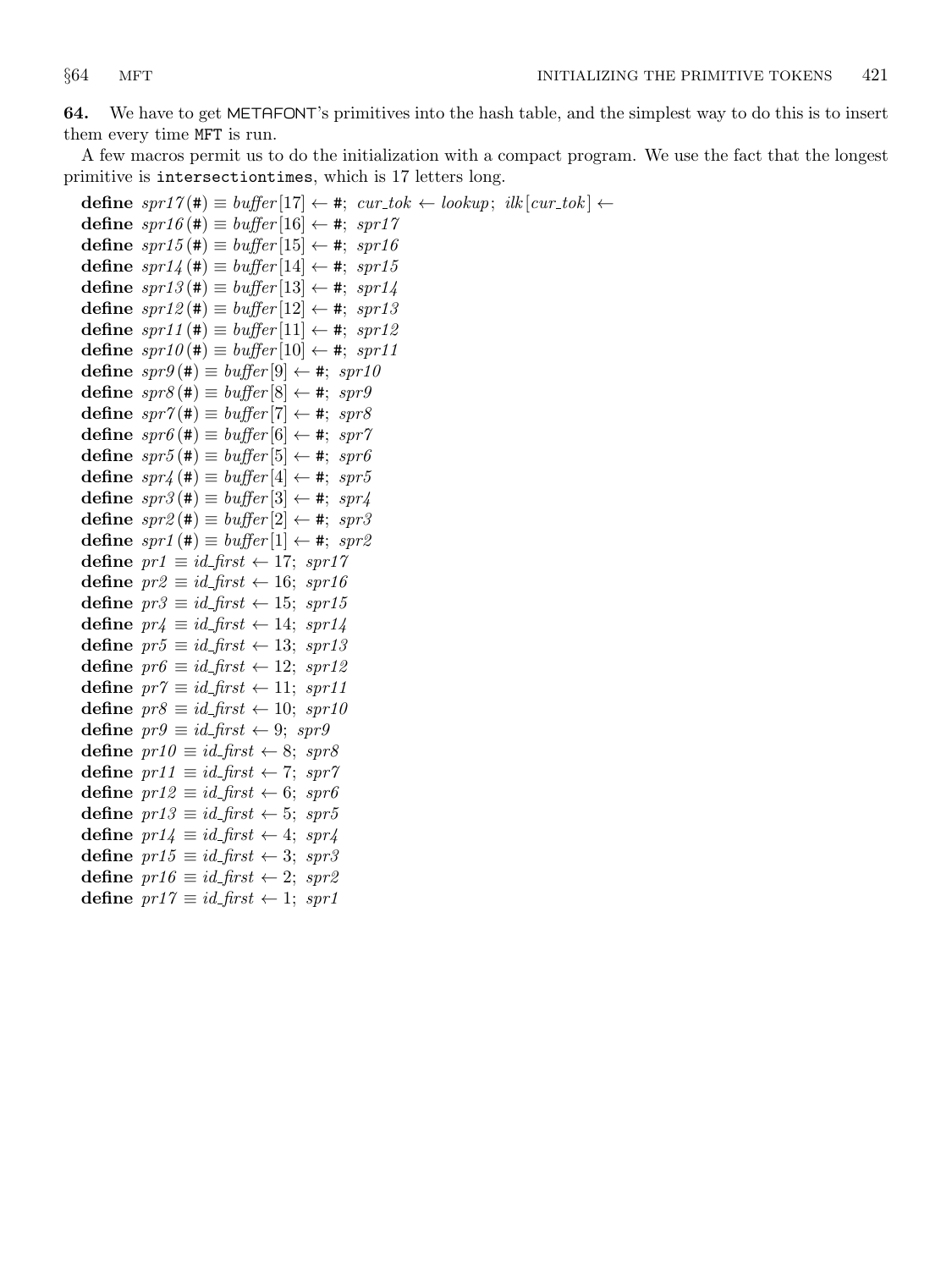**64.** We have to get METAFONT's primitives into the hash table, and the simplest way to do this is to insert them every time MFT is run.

A few macros permit us to do the initialization with a compact program. We use the fact that the longest primitive is `intersectiontimes`, which is 17 letters long.

**define** *spr17*(#) ≡ *buffer*[17] ← #; *cur_tok* ← *lookup*; *ilk*[*cur_tok*] ←
**define** *spr16*(#) ≡ *buffer*[16] ← #; *spr17*
**define** *spr15*(#) ≡ *buffer*[15] ← #; *spr16*
**define** *spr14*(#) ≡ *buffer*[14] ← #; *spr15*
**define** *spr13*(#) ≡ *buffer*[13] ← #; *spr14*
**define** *spr12*(#) ≡ *buffer*[12] ← #; *spr13*
**define** *spr11*(#) ≡ *buffer*[11] ← #; *spr12*
**define** *spr10*(#) ≡ *buffer*[10] ← #; *spr11*
**define** *spr9*(#) ≡ *buffer*[9] ← #; *spr10*
**define** *spr8*(#) ≡ *buffer*[8] ← #; *spr9*
**define** *spr7*(#) ≡ *buffer*[7] ← #; *spr8*
**define** *spr6*(#) ≡ *buffer*[6] ← #; *spr7*
**define** *spr5*(#) ≡ *buffer*[5] ← #; *spr6*
**define** *spr4*(#) ≡ *buffer*[4] ← #; *spr5*
**define** *spr3*(#) ≡ *buffer*[3] ← #; *spr4*
**define** *spr2*(#) ≡ *buffer*[2] ← #; *spr3*
**define** *spr1*(#) ≡ *buffer*[1] ← #; *spr2*
**define** *pr1* ≡ *id_first* ← 17; *spr17*
**define** *pr2* ≡ *id_first* ← 16; *spr16*
**define** *pr3* ≡ *id_first* ← 15; *spr15*
**define** *pr4* ≡ *id_first* ← 14; *spr14*
**define** *pr5* ≡ *id_first* ← 13; *spr13*
**define** *pr6* ≡ *id_first* ← 12; *spr12*
**define** *pr7* ≡ *id_first* ← 11; *spr11*
**define** *pr8* ≡ *id_first* ← 10; *spr10*
**define** *pr9* ≡ *id_first* ← 9; *spr9*
**define** *pr10* ≡ *id_first* ← 8; *spr8*
**define** *pr11* ≡ *id_first* ← 7; *spr7*
**define** *pr12* ≡ *id_first* ← 6; *spr6*
**define** *pr13* ≡ *id_first* ← 5; *spr5*
**define** *pr14* ≡ *id_first* ← 4; *spr4*
**define** *pr15* ≡ *id_first* ← 3; *spr3*
**define** *pr16* ≡ *id_first* ← 2; *spr2*
**define** *pr17* ≡ *id_first* ← 1; *spr1*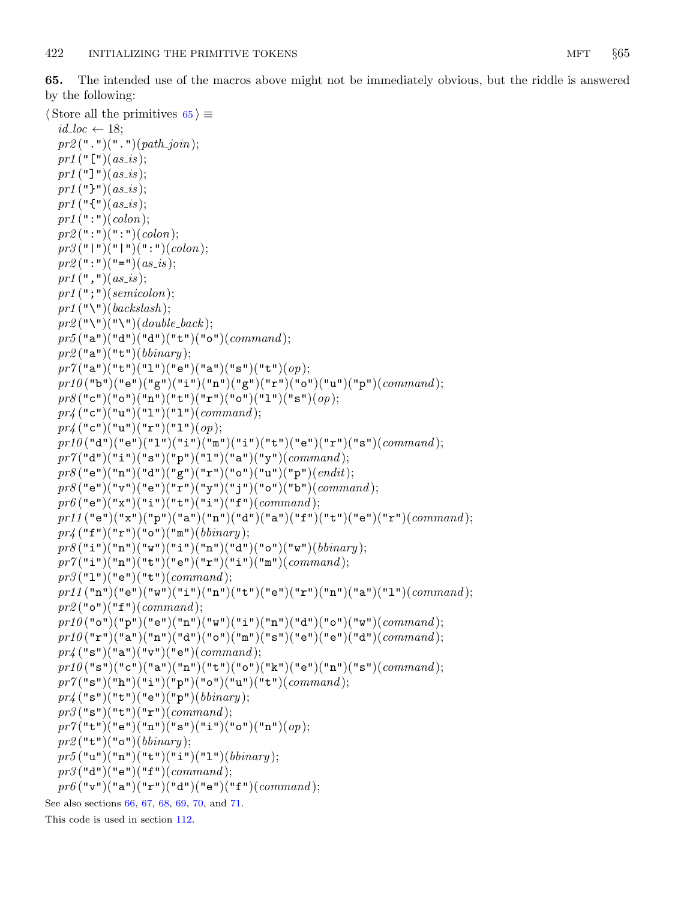**65.** The intended use of the macros above might not be immediately obvious, but the riddle is answered by the following:

⟨ Store all the primitives 65 ⟩ ≡

```
id_loc ← 18;
pr2(".")(".")(path_join);
pr1("[")(as_is);
pr1("]")(as_is);
pr1("}")(as_is);
pr1("{")(as_is);
pr1(":")(colon);
pr2(":")(":")(colon);
pr3("|")("|")(":")(colon);
pr2(":")("=")(as_is);
pr1(",")(as_is);
pr1(";")(semicolon);
pr1("\")(backslash);
pr2("\")("\")(double_back);
pr5("a")("d")("d")("t")("o")(command);
pr2("a")("t")(bbinary);
pr7("a")("t")("l")("e")("a")("s")("t")(op);
pr10("b")("e")("g")("i")("n")("g")("r")("o")("u")("p")(command);
pr8("c")("o")("n")("t")("r")("o")("l")("s")(op);
pr4("c")("u")("l")("l")(command);
pr4("c")("u")("r")("l")(op);
pr10("d")("e")("l")("i")("m")("i")("t")("e")("r")("s")(command);
pr7("d")("i")("s")("p")("l")("a")("y")(command);
pr8("e")("n")("d")("g")("r")("o")("u")("p")(endit);
pr8("e")("v")("e")("r")("y")("j")("o")("b")(command);
pr6("e")("x")("i")("t")("i")("f")(command);
pr11("e")("x")("p")("a")("n")("d")("a")("f")("t")("e")("r")(command);
pr4("f")("r")("o")("m")(bbinary);
pr8("i")("n")("w")("i")("n")("d")("o")("w")(bbinary);
pr7("i")("n")("t")("e")("r")("i")("m")(command);
pr3("l")("e")("t")(command);
pr11("n")("e")("w")("i")("n")("t")("e")("r")("n")("a")("l")(command);
pr2("o")("f")(command);
pr10("o")("p")("e")("n")("w")("i")("n")("d")("o")("w")(command);
pr10("r")("a")("n")("d")("o")("m")("s")("e")("e")("d")(command);
pr4("s")("a")("v")("e")(command);
pr10("s")("c")("a")("n")("t")("o")("k")("e")("n")("s")(command);
pr7("s")("h")("i")("p")("o")("u")("t")(command);
pr4("s")("t")("e")("p")(bbinary);
pr3("s")("t")("r")(command);
pr7("t")("e")("n")("s")("i")("o")("n")(op);
pr2("t")("o")(bbinary);
pr5("u")("n")("t")("i")("l")(bbinary);
pr3("d")("e")("f")(command);
pr6("v")("a")("r")("d")("e")("f")(command);
```

See also sections 66, 67, 68, 69, 70, and 71.

This code is used in section 112.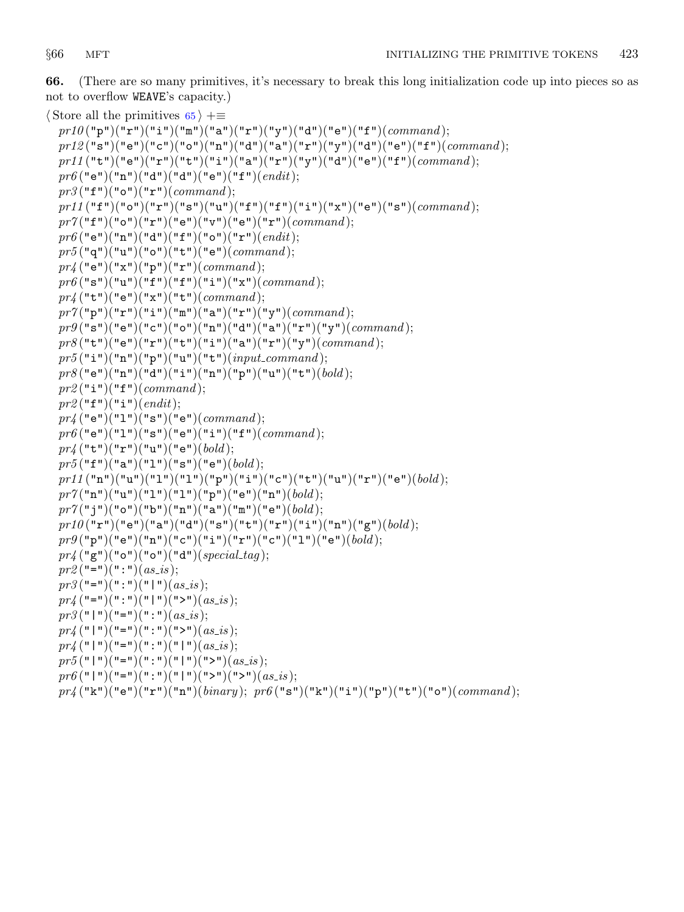**66.** (There are so many primitives, it's necessary to break this long initialization code up into pieces so as not to overflow WEAVE's capacity.)

⟨ Store all the primitives 65 ⟩ +≡

```
pr10("p")("r")("i")("m")("a")("r")("y")("d")("e")("f")(command);
pr12("s")("e")("c")("o")("n")("d")("a")("r")("y")("d")("e")("f")(command);
pr11("t")("e")("r")("t")("i")("a")("r")("y")("d")("e")("f")(command);
pr6("e")("n")("d")("d")("e")("f")(endit);
pr3("f")("o")("r")(command);
pr11("f")("o")("r")("s")("u")("f")("f")("i")("x")("e")("s")(command);
pr7("f")("o")("r")("e")("v")("e")("r")(command);
pr6("e")("n")("d")("f")("o")("r")(endit);
pr5("q")("u")("o")("t")("e")(command);
pr4("e")("x")("p")("r")(command);
pr6("s")("u")("f")("f")("i")("x")(command);
pr4("t")("e")("x")("t")(command);
pr7("p")("r")("i")("m")("a")("r")("y")(command);
pr9("s")("e")("c")("o")("n")("d")("a")("r")("y")(command);
pr8("t")("e")("r")("t")("i")("a")("r")("y")(command);
pr5("i")("n")("p")("u")("t")(input_command);
pr8("e")("n")("d")("i")("n")("p")("u")("t")(bold);
pr2("i")("f")(command);
pr2("f")("i")(endit);
pr4("e")("l")("s")("e")(command);
pr6("e")("l")("s")("e")("i")("f")(command);
pr4("t")("r")("u")("e")(bold);
pr5("f")("a")("l")("s")("e")(bold);
pr11("n")("u")("l")("l")("p")("i")("c")("t")("u")("r")("e")(bold);
pr7("n")("u")("l")("l")("p")("e")("n")(bold);
pr7("j")("o")("b")("n")("a")("m")("e")(bold);
pr10("r")("e")("a")("d")("s")("t")("r")("i")("n")("g")(bold);
pr9("p")("e")("n")("c")("i")("r")("c")("l")("e")(bold);
pr4("g")("o")("o")("d")(special_tag);
pr2("=")(":")(as_is);
pr3("=")(":")("|")(as_is);
pr4("=")(":")("|")(">")(as_is);
pr3("|")("=")(":")(as_is);
pr4("|")("=")(":")(">")(as_is);
pr4("|")("=")(":")("|")(as_is);
pr5("|")("=")(":")("|")(">")(as_is);
pr6("|")("=")(":")("|")(">")(">")(as_is);
pr4("k")("e")("r")("n")(binary); pr6("s")("k")("i")("p")("t")("o")(command);
```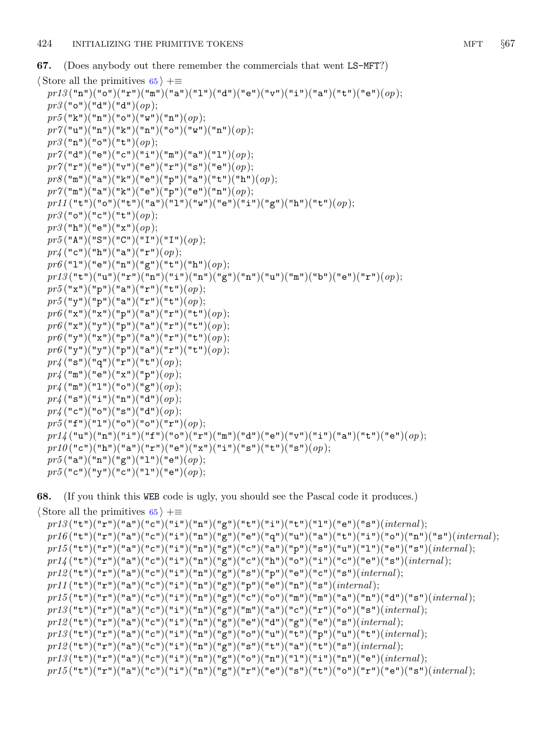**67.** (Does anybody out there remember the commercials that went LS-MFT?)

⟨ Store all the primitives 65 ⟩ +≡

```
pr13("n")("o")("r")("m")("a")("l")("d")("e")("v")("i")("a")("t")("e")(op);
pr3("o")("d")("d")(op);
pr5("k")("n")("o")("w")("n")(op);
pr7("u")("n")("k")("n")("o")("w")("n")(op);
pr3("n")("o")("t")(op);
pr7("d")("e")("c")("i")("m")("a")("l")(op);
pr7("r")("e")("v")("e")("r")("s")("e")(op);
pr8("m")("a")("k")("e")("p")("a")("t")("h")(op);
pr7("m")("a")("k")("e")("p")("e")("n")(op);
pr11("t")("o")("t")("a")("l")("w")("e")("i")("g")("h")("t")(op);
pr3("o")("c")("t")(op);
pr3("h")("e")("x")(op);
pr5("A")("S")("C")("I")("I")(op);
pr4("c")("h")("a")("r")(op);
pr6("l")("e")("n")("g")("t")("h")(op);
pr13("t")("u")("r")("n")("i")("n")("g")("n")("u")("m")("b")("e")("r")(op);
pr5("x")("p")("a")("r")("t")(op);
pr5("y")("p")("a")("r")("t")(op);
pr6("x")("x")("p")("a")("r")("t")(op);
pr6("x")("y")("p")("a")("r")("t")(op);
pr6("y")("x")("p")("a")("r")("t")(op);
pr6("y")("y")("p")("a")("r")("t")(op);
pr4("s")("q")("r")("t")(op);
pr4("m")("e")("x")("p")(op);
pr4("m")("l")("o")("g")(op);
pr4("s")("i")("n")("d")(op);
pr4("c")("o")("s")("d")(op);
pr5("f")("l")("o")("o")("r")(op);
pr14("u")("n")("i")("f")("o")("r")("m")("d")("e")("v")("i")("a")("t")("e")(op);
pr10("c")("h")("a")("r")("e")("x")("i")("s")("t")("s")(op);
pr5("a")("n")("g")("l")("e")(op);
pr5("c")("y")("c")("l")("e")(op);
```

**68.** (If you think this WEB code is ugly, you should see the Pascal code it produces.)

⟨ Store all the primitives 65 ⟩ +≡

```
pr13("t")("r")("a")("c")("i")("n")("g")("t")("i")("t")("l")("e")("s")(internal);
pr16("t")("r")("a")("c")("i")("n")("g")("e")("q")("u")("a")("t")("i")("o")("n")("s")(internal);
pr15("t")("r")("a")("c")("i")("n")("g")("c")("a")("p")("s")("u")("l")("e")("s")(internal);
pr14("t")("r")("a")("c")("i")("n")("g")("c")("h")("o")("i")("c")("e")("s")(internal);
pr12("t")("r")("a")("c")("i")("n")("g")("s")("p")("e")("c")("s")(internal);
pr11("t")("r")("a")("c")("i")("n")("g")("p")("e")("n")("s")(internal);
pr15("t")("r")("a")("c")("i")("n")("g")("c")("o")("m")("m")("a")("n")("d")("s")(internal);
pr13("t")("r")("a")("c")("i")("n")("g")("m")("a")("c")("r")("o")("s")(internal);
pr12("t")("r")("a")("c")("i")("n")("g")("e")("d")("g")("e")("s")(internal);
pr13("t")("r")("a")("c")("i")("n")("g")("o")("u")("t")("p")("u")("t")(internal);
pr12("t")("r")("a")("c")("i")("n")("g")("s")("t")("a")("t")("s")(internal);
pr13("t")("r")("a")("c")("i")("n")("g")("o")("n")("l")("i")("n")("e")(internal);
pr15("t")("r")("a")("c")("i")("n")("g")("r")("e")("s")("t")("o")("r")("e")("s")(internal);
```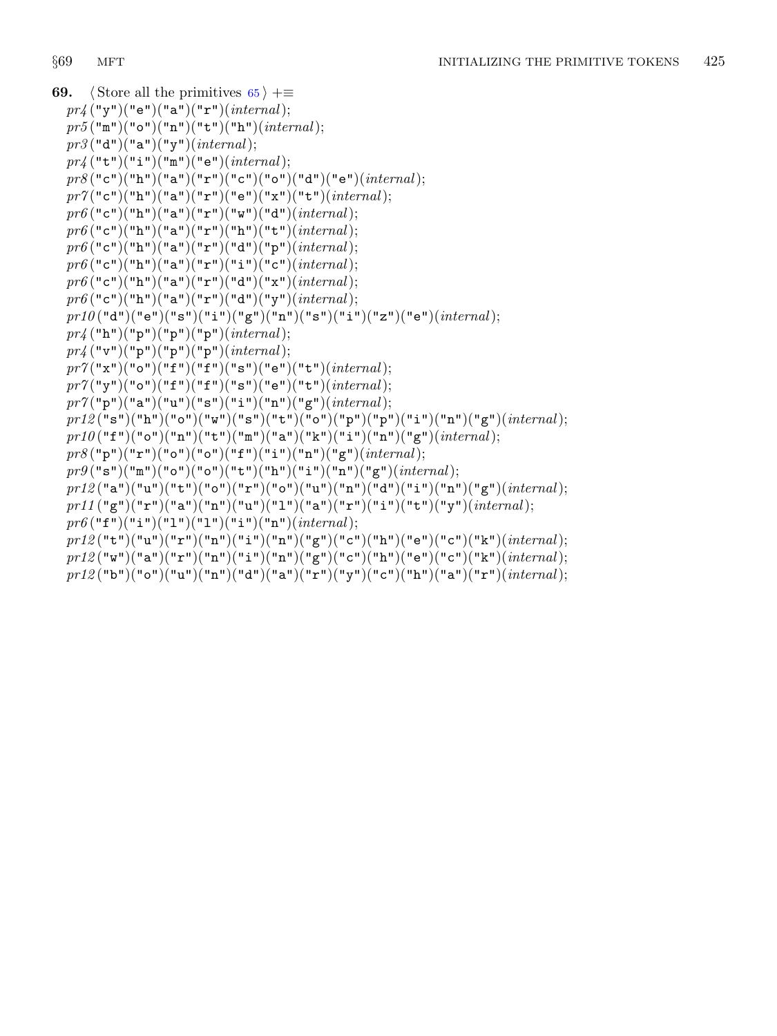**69.** ⟨Store all the primitives 65⟩ +≡

*pr4* ("y")("e")("a")("r")(*internal*);
*pr5* ("m")("o")("n")("t")("h")(*internal*);
*pr3* ("d")("a")("y")(*internal*);
*pr4* ("t")("i")("m")("e")(*internal*);
*pr8* ("c")("h")("a")("r")("c")("o")("d")("e")(*internal*);
*pr7* ("c")("h")("a")("r")("e")("x")("t")(*internal*);
*pr6* ("c")("h")("a")("r")("w")("d")(*internal*);
*pr6* ("c")("h")("a")("r")("h")("t")(*internal*);
*pr6* ("c")("h")("a")("r")("d")("p")(*internal*);
*pr6* ("c")("h")("a")("r")("i")("c")(*internal*);
*pr6* ("c")("h")("a")("r")("d")("x")(*internal*);
*pr6* ("c")("h")("a")("r")("d")("y")(*internal*);
*pr10* ("d")("e")("s")("i")("g")("n")("s")("i")("z")("e")(*internal*);
*pr4* ("h")("p")("p")("p")(*internal*);
*pr4* ("v")("p")("p")("p")(*internal*);
*pr7* ("x")("o")("f")("f")("s")("e")("t")(*internal*);
*pr7* ("y")("o")("f")("f")("s")("e")("t")(*internal*);
*pr7* ("p")("a")("u")("s")("i")("n")("g")(*internal*);
*pr12* ("s")("h")("o")("w")("s")("t")("o")("p")("p")("i")("n")("g")(*internal*);
*pr10* ("f")("o")("n")("t")("m")("a")("k")("i")("n")("g")(*internal*);
*pr8* ("p")("r")("o")("o")("f")("i")("n")("g")(*internal*);
*pr9* ("s")("m")("o")("o")("t")("h")("i")("n")("g")(*internal*);
*pr12* ("a")("u")("t")("o")("r")("o")("u")("n")("d")("i")("n")("g")(*internal*);
*pr11* ("g")("r")("a")("n")("u")("l")("a")("r")("i")("t")("y")(*internal*);
*pr6* ("f")("i")("l")("l")("i")("n")(*internal*);
*pr12* ("t")("u")("r")("n")("i")("n")("g")("c")("h")("e")("c")("k")(*internal*);
*pr12* ("w")("a")("r")("n")("i")("n")("g")("c")("h")("e")("c")("k")(*internal*);
*pr12* ("b")("o")("u")("n")("d")("a")("r")("y")("c")("h")("a")("r")(*internal*);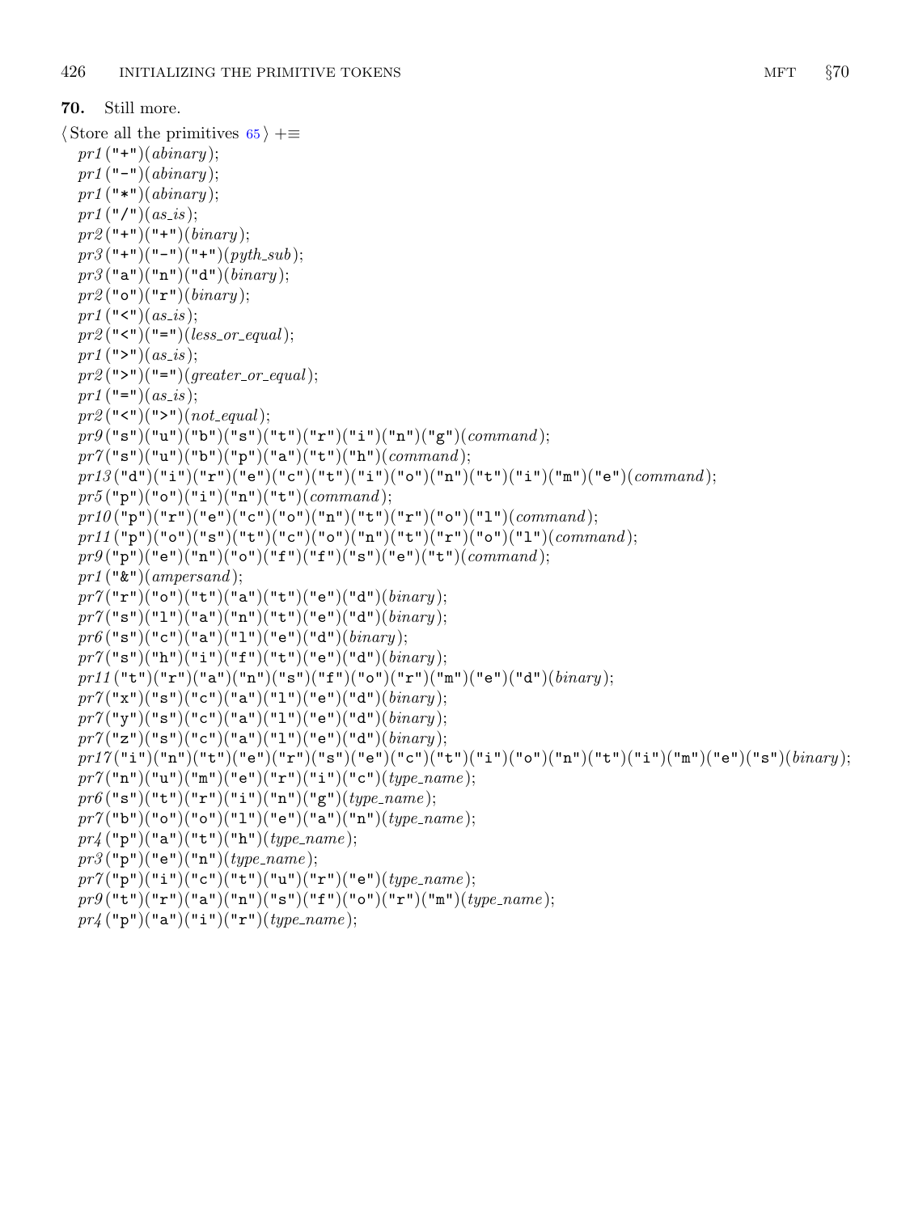**70.** Still more.

⟨ Store all the primitives 65 ⟩ +≡

*pr1*("+")(*abinary*);
*pr1*("-")(*abinary*);
*pr1*("*")(*abinary*);
*pr1*("/")(*as_is*);
*pr2*("+")("+")(*binary*);
*pr3*("+")("-")("+")(*pyth_sub*);
*pr3*("a")("n")("d")(*binary*);
*pr2*("o")("r")(*binary*);
*pr1*("<")(*as_is*);
*pr2*("<")("=")(*less_or_equal*);
*pr1*(">")(*as_is*);
*pr2*(">")("=")(*greater_or_equal*);
*pr1*("=")(*as_is*);
*pr2*("<")(">")(*not_equal*);
*pr9*("s")("u")("b")("s")("t")("r")("i")("n")("g")(*command*);
*pr7*("s")("u")("b")("p")("a")("t")("h")(*command*);
*pr13*("d")("i")("r")("e")("c")("t")("i")("o")("n")("t")("i")("m")("e")(*command*);
*pr5*("p")("o")("i")("n")("t")(*command*);
*pr10*("p")("r")("e")("c")("o")("n")("t")("r")("o")("l")(*command*);
*pr11*("p")("o")("s")("t")("c")("o")("n")("t")("r")("o")("l")(*command*);
*pr9*("p")("e")("n")("o")("f")("f")("s")("e")("t")(*command*);
*pr1*("&")(*ampersand*);
*pr7*("r")("o")("t")("a")("t")("e")("d")(*binary*);
*pr7*("s")("l")("a")("n")("t")("e")("d")(*binary*);
*pr6*("s")("c")("a")("l")("e")("d")(*binary*);
*pr7*("s")("h")("i")("f")("t")("e")("d")(*binary*);
*pr11*("t")("r")("a")("n")("s")("f")("o")("r")("m")("e")("d")(*binary*);
*pr7*("x")("s")("c")("a")("l")("e")("d")(*binary*);
*pr7*("y")("s")("c")("a")("l")("e")("d")(*binary*);
*pr7*("z")("s")("c")("a")("l")("e")("d")(*binary*);
*pr17*("i")("n")("t")("e")("r")("s")("e")("c")("t")("i")("o")("n")("t")("i")("m")("e")("s")(*binary*);
*pr7*("n")("u")("m")("e")("r")("i")("c")(*type_name*);
*pr6*("s")("t")("r")("i")("n")("g")(*type_name*);
*pr7*("b")("o")("o")("l")("e")("a")("n")(*type_name*);
*pr4*("p")("a")("t")("h")(*type_name*);
*pr3*("p")("e")("n")(*type_name*);
*pr7*("p")("i")("c")("t")("u")("r")("e")(*type_name*);
*pr9*("t")("r")("a")("n")("s")("f")("o")("r")("m")(*type_name*);
*pr4*("p")("a")("i")("r")(*type_name*);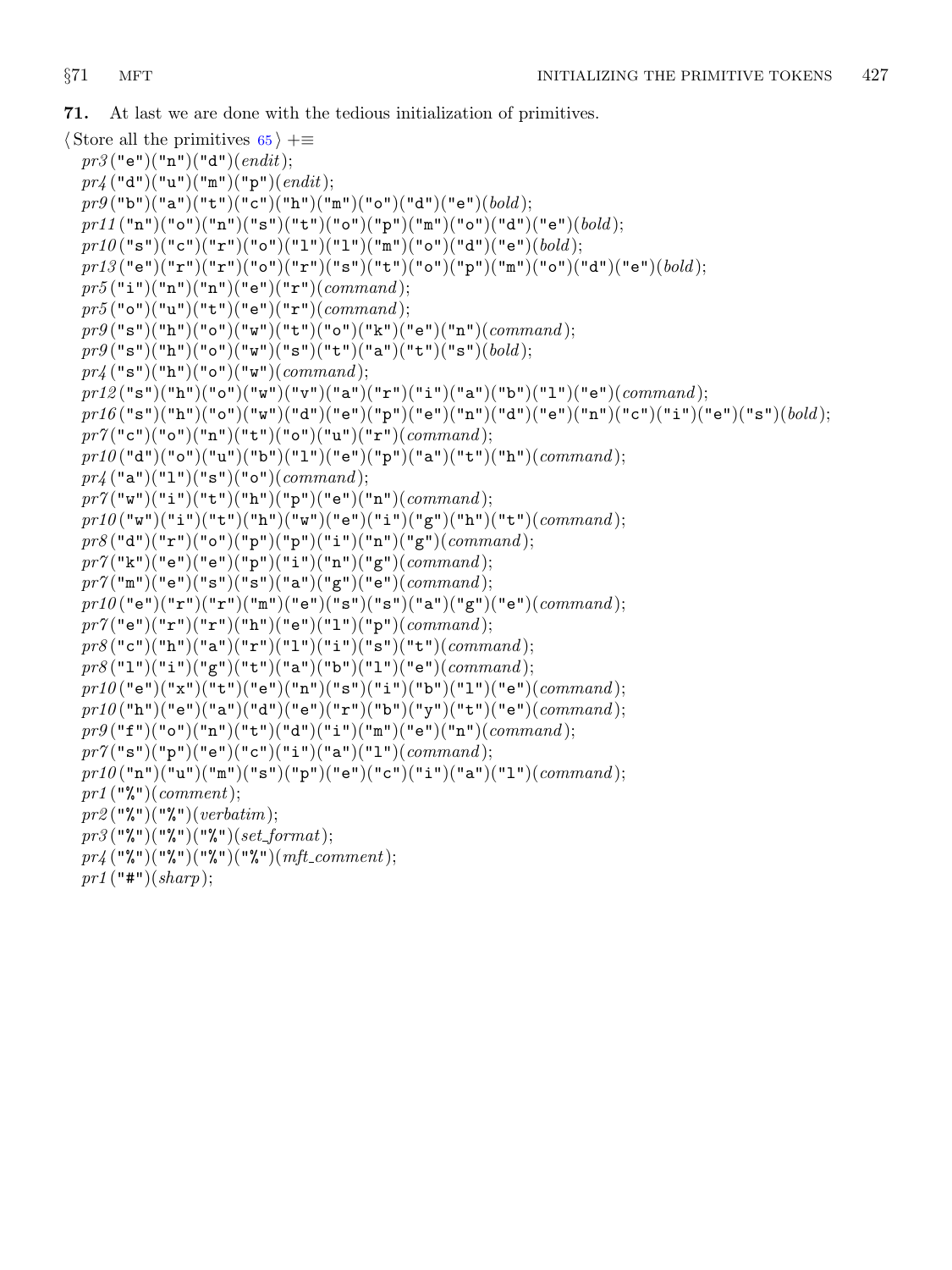**71.** At last we are done with the tedious initialization of primitives.

⟨ Store all the primitives 65 ⟩ +≡

```
pr3("e")("n")("d")(endit);
pr4("d")("u")("m")("p")(endit);
pr9("b")("a")("t")("c")("h")("m")("o")("d")("e")(bold);
pr11("n")("o")("n")("s")("t")("o")("p")("m")("o")("d")("e")(bold);
pr10("s")("c")("r")("o")("l")("l")("m")("o")("d")("e")(bold);
pr13("e")("r")("r")("o")("r")("s")("t")("o")("p")("m")("o")("d")("e")(bold);
pr5("i")("n")("n")("e")("r")(command);
pr5("o")("u")("t")("e")("r")(command);
pr9("s")("h")("o")("w")("t")("o")("k")("e")("n")(command);
pr9("s")("h")("o")("w")("s")("t")("a")("t")("s")(bold);
pr4("s")("h")("o")("w")(command);
pr12("s")("h")("o")("w")("v")("a")("r")("i")("a")("b")("l")("e")(command);
pr16("s")("h")("o")("w")("d")("e")("p")("e")("n")("d")("e")("n")("c")("i")("e")("s")(bold);
pr7("c")("o")("n")("t")("o")("u")("r")(command);
pr10("d")("o")("u")("b")("l")("e")("p")("a")("t")("h")(command);
pr4("a")("l")("s")("o")(command);
pr7("w")("i")("t")("h")("p")("e")("n")(command);
pr10("w")("i")("t")("h")("w")("e")("i")("g")("h")("t")(command);
pr8("d")("r")("o")("p")("p")("i")("n")("g")(command);
pr7("k")("e")("e")("p")("i")("n")("g")(command);
pr7("m")("e")("s")("s")("a")("g")("e")(command);
pr10("e")("r")("r")("m")("e")("s")("s")("a")("g")("e")(command);
pr7("e")("r")("r")("h")("e")("l")("p")(command);
pr8("c")("h")("a")("r")("l")("i")("s")("t")(command);
pr8("l")("i")("g")("t")("a")("b")("l")("e")(command);
pr10("e")("x")("t")("e")("n")("s")("i")("b")("l")("e")(command);
pr10("h")("e")("a")("d")("e")("r")("b")("y")("t")("e")(command);
pr9("f")("o")("n")("t")("d")("i")("m")("e")("n")(command);
pr7("s")("p")("e")("c")("i")("a")("l")(command);
pr10("n")("u")("m")("s")("p")("e")("c")("i")("a")("l")(command);
pr1("%")(comment);
pr2("%")("%")(verbatim);
pr3("%")("%")("%")(set_format);
pr4("%")("%")("%")("%")(mft_comment);
pr1("#")(sharp);
```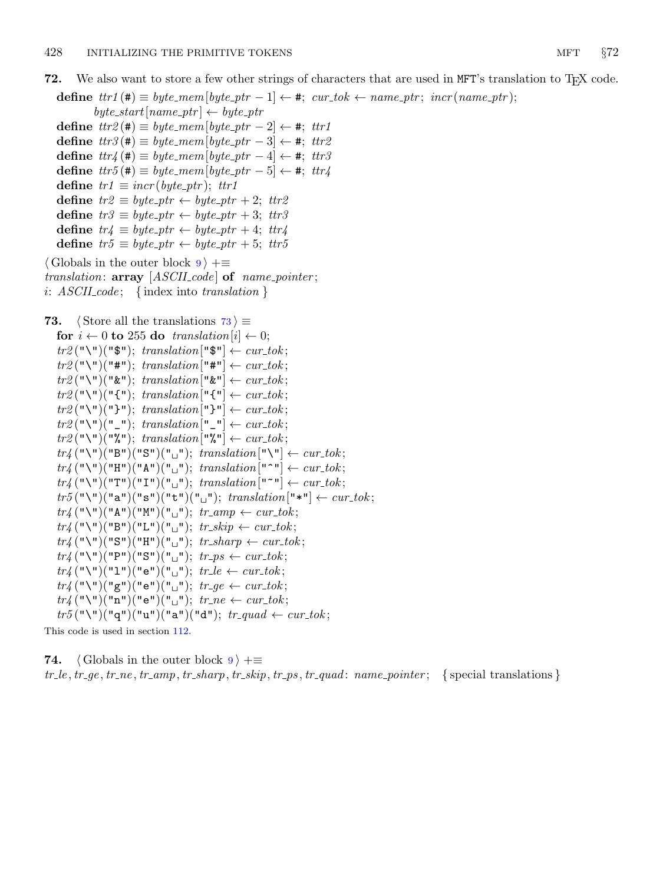**72.** We also want to store a few other strings of characters that are used in MFT's translation to TeX code.

**define** *ttr1* (#) ≡ *byte_mem*[*byte_ptr* − 1] ← #; *cur_tok* ← *name_ptr*; *incr*(*name_ptr*);
  *byte_start*[*name_ptr*] ← *byte_ptr*
**define** *ttr2* (#) ≡ *byte_mem*[*byte_ptr* − 2] ← #; *ttr1*
**define** *ttr3* (#) ≡ *byte_mem*[*byte_ptr* − 3] ← #; *ttr2*
**define** *ttr4* (#) ≡ *byte_mem*[*byte_ptr* − 4] ← #; *ttr3*
**define** *ttr5* (#) ≡ *byte_mem*[*byte_ptr* − 5] ← #; *ttr4*
**define** *tr1* ≡ *incr*(*byte_ptr*); *ttr1*
**define** *tr2* ≡ *byte_ptr* ← *byte_ptr* + 2; *ttr2*
**define** *tr3* ≡ *byte_ptr* ← *byte_ptr* + 3; *ttr3*
**define** *tr4* ≡ *byte_ptr* ← *byte_ptr* + 4; *ttr4*
**define** *tr5* ≡ *byte_ptr* ← *byte_ptr* + 5; *ttr5*

⟨ Globals in the outer block 9 ⟩ +≡
*translation*: **array** [*ASCII_code*] **of** *name_pointer*;
*i*: *ASCII_code*; { index into *translation* }

**73.** ⟨ Store all the translations 73 ⟩ ≡
**for** *i* ← 0 **to** 255 **do** *translation*[*i*] ← 0;
*tr2* ("\")("$"); *translation*["$"] ← *cur_tok*;
*tr2* ("\")("#"); *translation*["#"] ← *cur_tok*;
*tr2* ("\")("&"); *translation*["&"] ← *cur_tok*;
*tr2* ("\")("{"); *translation*["{"] ← *cur_tok*;
*tr2* ("\")("}"); *translation*["}"] ← *cur_tok*;
*tr2* ("\")("_"); *translation*["_"] ← *cur_tok*;
*tr2* ("\")("%"); *translation*["%"] ← *cur_tok*;
*tr4* ("\")("B")("S")("␣"); *translation*["\"] ← *cur_tok*;
*tr4* ("\")("H")("A")("␣"); *translation*["^"] ← *cur_tok*;
*tr4* ("\")("T")("I")("␣"); *translation*["~"] ← *cur_tok*;
*tr5* ("\")("a")("s")("t")("␣"); *translation*["*"] ← *cur_tok*;
*tr4* ("\")("A")("M")("␣"); *tr_amp* ← *cur_tok*;
*tr4* ("\")("B")("L")("␣"); *tr_skip* ← *cur_tok*;
*tr4* ("\")("S")("H")("␣"); *tr_sharp* ← *cur_tok*;
*tr4* ("\")("P")("S")("␣"); *tr_ps* ← *cur_tok*;
*tr4* ("\")("l")("e")("␣"); *tr_le* ← *cur_tok*;
*tr4* ("\")("g")("e")("␣"); *tr_ge* ← *cur_tok*;
*tr4* ("\")("n")("e")("␣"); *tr_ne* ← *cur_tok*;
*tr5* ("\")("q")("u")("a")("d"); *tr_quad* ← *cur_tok*;

This code is used in section 112.

**74.** ⟨ Globals in the outer block 9 ⟩ +≡
*tr_le*, *tr_ge*, *tr_ne*, *tr_amp*, *tr_sharp*, *tr_skip*, *tr_ps*, *tr_quad*: *name_pointer*; { special translations }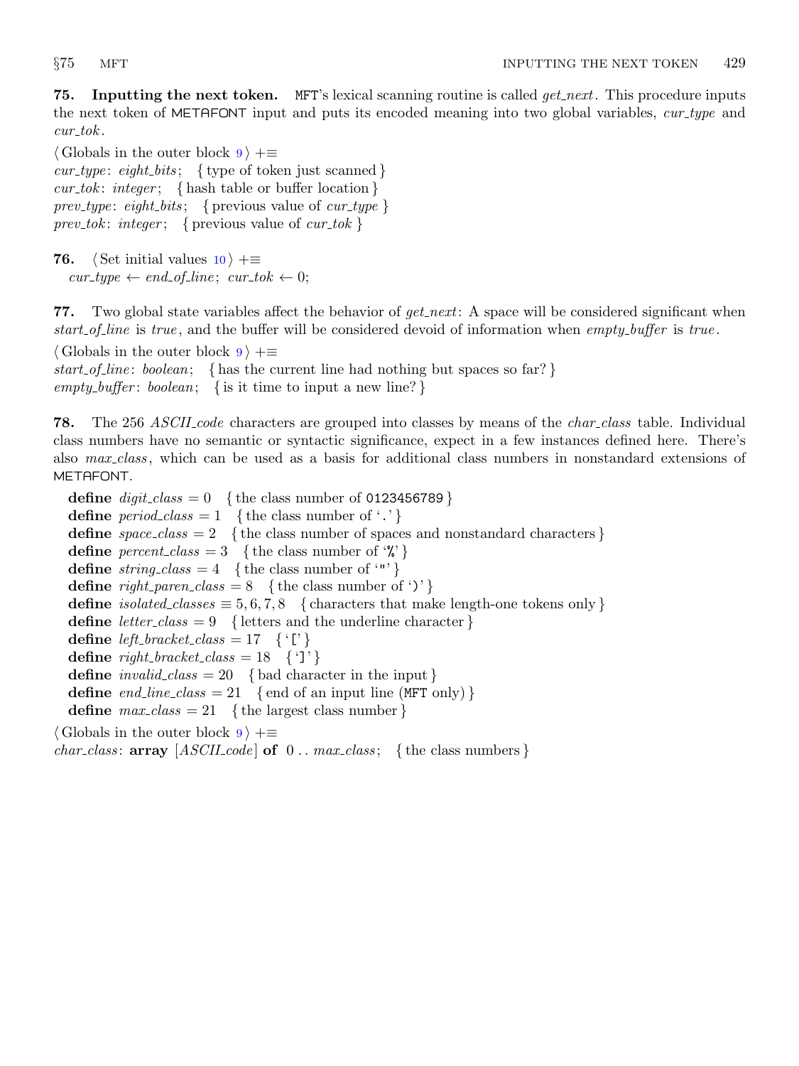**75. Inputting the next token.** MFT's lexical scanning routine is called *get_next*. This procedure inputs the next token of METAFONT input and puts its encoded meaning into two global variables, *cur_type* and *cur_tok*.

⟨ Globals in the outer block 9 ⟩ +≡
*cur_type*: *eight_bits*; { type of token just scanned }
*cur_tok*: *integer*; { hash table or buffer location }
*prev_type*: *eight_bits*; { previous value of *cur_type* }
*prev_tok*: *integer*; { previous value of *cur_tok* }

**76.** ⟨ Set initial values 10 ⟩ +≡
*cur_type* ← *end_of_line*; *cur_tok* ← 0;

**77.** Two global state variables affect the behavior of *get_next*: A space will be considered significant when *start_of_line* is *true*, and the buffer will be considered devoid of information when *empty_buffer* is *true*.

⟨ Globals in the outer block 9 ⟩ +≡
*start_of_line*: *boolean*; { has the current line had nothing but spaces so far? }
*empty_buffer*: *boolean*; { is it time to input a new line? }

**78.** The 256 *ASCII_code* characters are grouped into classes by means of the *char_class* table. Individual class numbers have no semantic or syntactic significance, expect in a few instances defined here. There's also *max_class*, which can be used as a basis for additional class numbers in nonstandard extensions of METAFONT.

**define** *digit_class* = 0 { the class number of `0123456789` }
**define** *period_class* = 1 { the class number of '`.`' }
**define** *space_class* = 2 { the class number of spaces and nonstandard characters }
**define** *percent_class* = 3 { the class number of '`%`' }
**define** *string_class* = 4 { the class number of '`"`' }
**define** *right_paren_class* = 8 { the class number of '`)`' }
**define** *isolated_classes* ≡ 5, 6, 7, 8 { characters that make length-one tokens only }
**define** *letter_class* = 9 { letters and the underline character }
**define** *left_bracket_class* = 17 { '`[`' }
**define** *right_bracket_class* = 18 { '`]`' }
**define** *invalid_class* = 20 { bad character in the input }
**define** *end_line_class* = 21 { end of an input line (MFT only) }
**define** *max_class* = 21 { the largest class number }

⟨ Globals in the outer block 9 ⟩ +≡
*char_class*: **array** [*ASCII_code*] **of** 0 . . *max_class*; { the class numbers }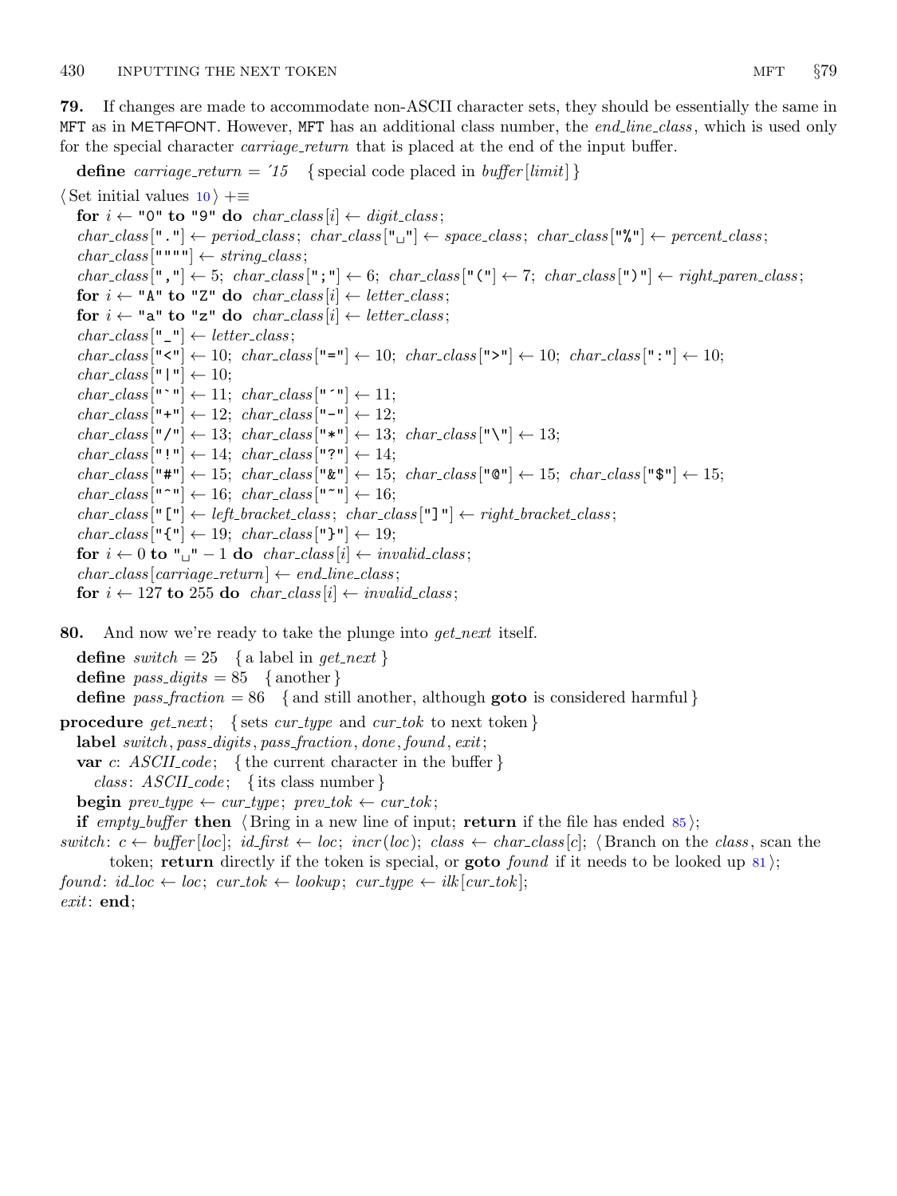**79.** If changes are made to accommodate non-ASCII character sets, they should be essentially the same in MFT as in METAFONT. However, MFT has an additional class number, the *end_line_class*, which is used only for the special character *carriage_return* that is placed at the end of the input buffer.

**define** *carriage_return* = ´15 { special code placed in *buffer*[*limit*] }

⟨ Set initial values 10 ⟩ +≡

```
for i ← "0" to "9" do char_class[i] ← digit_class;
char_class["."] ← period_class; char_class["␣"] ← space_class; char_class["%"] ← percent_class;
char_class[""""] ← string_class;
char_class[","] ← 5; char_class[";"] ← 6; char_class["("] ← 7; char_class[")"] ← right_paren_class;
for i ← "A" to "Z" do char_class[i] ← letter_class;
for i ← "a" to "z" do char_class[i] ← letter_class;
char_class["_"] ← letter_class;
char_class["<"] ← 10; char_class["="] ← 10; char_class[">"] ← 10; char_class[":"] ← 10;
char_class["|"] ← 10;
char_class["`"] ← 11; char_class["´"] ← 11;
char_class["+"] ← 12; char_class["-"] ← 12;
char_class["/"] ← 13; char_class["*"] ← 13; char_class["\"] ← 13;
char_class["!"] ← 14; char_class["?"] ← 14;
char_class["#"] ← 15; char_class["&"] ← 15; char_class["@"] ← 15; char_class["$"] ← 15;
char_class["^"] ← 16; char_class["~"] ← 16;
char_class["["] ← left_bracket_class; char_class["]"] ← right_bracket_class;
char_class["{"] ← 19; char_class["}"] ← 19;
for i ← 0 to "␣" − 1 do char_class[i] ← invalid_class;
char_class[carriage_return] ← end_line_class;
for i ← 127 to 255 do char_class[i] ← invalid_class;
```

**80.** And now we're ready to take the plunge into *get_next* itself.

**define** *switch* = 25 { a label in *get_next* }
**define** *pass_digits* = 85 { another }
**define** *pass_fraction* = 86 { and still another, although **goto** is considered harmful }

```
procedure get_next; { sets cur_type and cur_tok to next token }
  label switch, pass_digits, pass_fraction, done, found, exit;
  var c: ASCII_code; { the current character in the buffer }
    class: ASCII_code; { its class number }
  begin prev_type ← cur_type; prev_tok ← cur_tok;
  if empty_buffer then ⟨ Bring in a new line of input; return if the file has ended 85 ⟩;
switch: c ← buffer[loc]; id_first ← loc; incr(loc); class ← char_class[c]; ⟨ Branch on the class, scan the
      token; return directly if the token is special, or goto found if it needs to be looked up 81 ⟩;
found: id_loc ← loc; cur_tok ← lookup; cur_type ← ilk[cur_tok];
exit: end;
```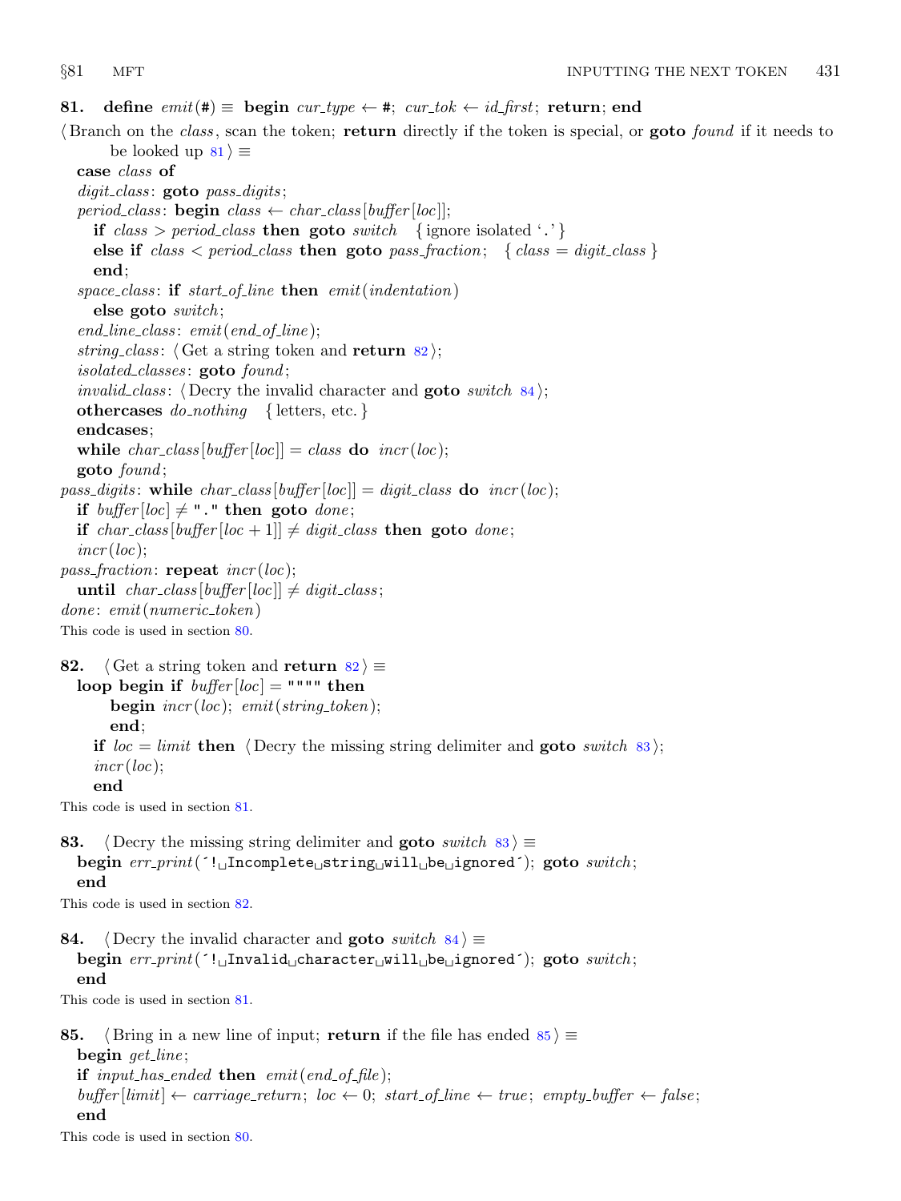**81.** **define** *emit*(#) ≡ **begin** *cur_type* ← #; *cur_tok* ← *id_first*; **return**; **end**

⟨ Branch on the *class*, scan the token; **return** directly if the token is special, or **goto** *found* if it needs to be looked up 81 ⟩ ≡

```
case class of
digit_class: goto pass_digits;
period_class: begin class ← char_class[buffer[loc]];
   if class > period_class then goto switch   { ignore isolated '.' }
   else if class < period_class then goto pass_fraction;   { class = digit_class }
   end;
space_class: if start_of_line then emit(indentation)
   else goto switch;
end_line_class: emit(end_of_line);
string_class: ⟨ Get a string token and return 82 ⟩;
isolated_classes: goto found;
invalid_class: ⟨ Decry the invalid character and goto switch 84 ⟩;
othercases do_nothing   { letters, etc. }
endcases;
while char_class[buffer[loc]] = class do incr(loc);
goto found;
pass_digits: while char_class[buffer[loc]] = digit_class do incr(loc);
   if buffer[loc] ≠ "." then goto done;
   if char_class[buffer[loc + 1]] ≠ digit_class then goto done;
   incr(loc);
pass_fraction: repeat incr(loc);
   until char_class[buffer[loc]] ≠ digit_class;
done: emit(numeric_token)
```

This code is used in section 80.

**82.** ⟨ Get a string token and **return** 82 ⟩ ≡

```
loop begin if buffer[loc] = """" then
      begin incr(loc); emit(string_token);
      end;
   if loc = limit then ⟨ Decry the missing string delimiter and goto switch 83 ⟩;
   incr(loc);
   end
```

This code is used in section 81.

**83.** ⟨ Decry the missing string delimiter and **goto** *switch* 83 ⟩ ≡

```
begin err_print('!␣Incomplete␣string␣will␣be␣ignored'); goto switch;
end
```

This code is used in section 82.

**84.** ⟨ Decry the invalid character and **goto** *switch* 84 ⟩ ≡

```
begin err_print('!␣Invalid␣character␣will␣be␣ignored'); goto switch;
end
```

This code is used in section 81.

**85.** ⟨ Bring in a new line of input; **return** if the file has ended 85 ⟩ ≡

```
begin get_line;
if input_has_ended then emit(end_of_file);
buffer[limit] ← carriage_return; loc ← 0; start_of_line ← true; empty_buffer ← false;
end
```

This code is used in section 80.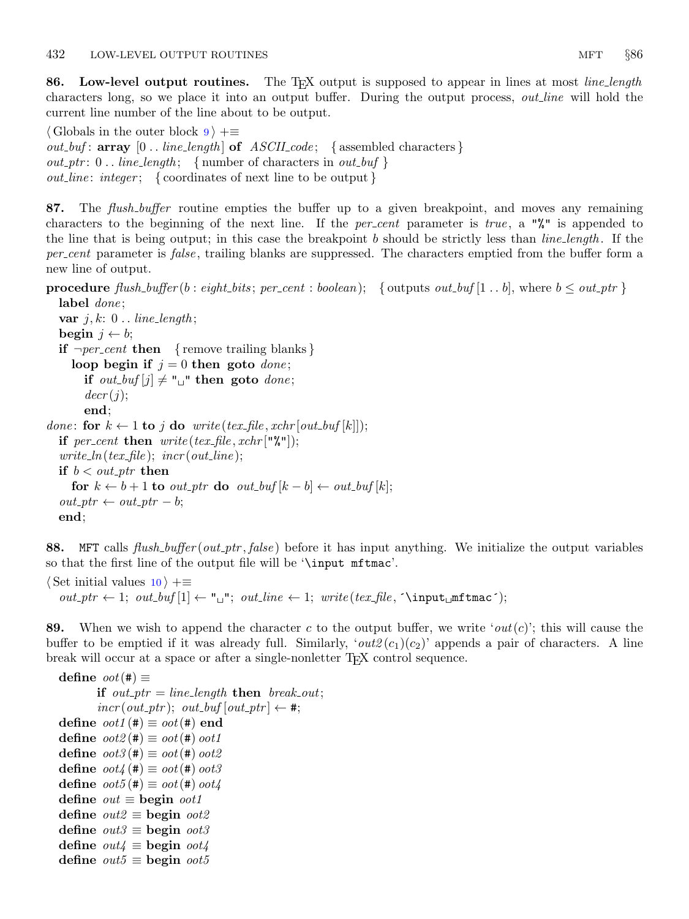**86. Low-level output routines.** The TEX output is supposed to appear in lines at most *line_length* characters long, so we place it into an output buffer. During the output process, *out_line* will hold the current line number of the line about to be output.

⟨ Globals in the outer block 9 ⟩ +≡
*out_buf*: **array** [0 . . *line_length*] **of** *ASCII_code*; { assembled characters }
*out_ptr*: 0 . . *line_length*; { number of characters in *out_buf* }
*out_line*: *integer*; { coordinates of next line to be output }

**87.** The *flush_buffer* routine empties the buffer up to a given breakpoint, and moves any remaining characters to the beginning of the next line. If the *per_cent* parameter is *true*, a "%" is appended to the line that is being output; in this case the breakpoint *b* should be strictly less than *line_length*. If the *per_cent* parameter is *false*, trailing blanks are suppressed. The characters emptied from the buffer form a new line of output.

```
procedure flush_buffer(b : eight_bits; per_cent : boolean); { outputs out_buf[1 .. b], where b ≤ out_ptr }
  label done;
  var j, k: 0 .. line_length;
  begin j ← b;
  if ¬per_cent then { remove trailing blanks }
    loop begin if j = 0 then goto done;
      if out_buf[j] ≠ "␣" then goto done;
      decr(j);
      end;
done: for k ← 1 to j do write(tex_file, xchr[out_buf[k]]);
  if per_cent then write(tex_file, xchr["%"]);
  write_ln(tex_file); incr(out_line);
  if b < out_ptr then
    for k ← b + 1 to out_ptr do out_buf[k − b] ← out_buf[k];
  out_ptr ← out_ptr − b;
  end;
```

**88.** MFT calls *flush_buffer*(*out_ptr*, *false*) before it has input anything. We initialize the output variables so that the first line of the output file will be '\input mftmac'.

⟨ Set initial values 10 ⟩ +≡
*out_ptr* ← 1; *out_buf*[1] ← "␣"; *out_line* ← 1; *write*(*tex_file*, ´\input␣mftmac´);

**89.** When we wish to append the character *c* to the output buffer, we write '*out*(*c*)'; this will cause the buffer to be emptied if it was already full. Similarly, '*out2*($c_1$)($c_2$)' appends a pair of characters. A line break will occur at a space or after a single-nonletter TEX control sequence.

```
define oot(#) ≡
    if out_ptr = line_length then break_out;
    incr(out_ptr); out_buf[out_ptr] ← #;
define oot1(#) ≡ oot(#) end
define oot2(#) ≡ oot(#) oot1
define oot3(#) ≡ oot(#) oot2
define oot4(#) ≡ oot(#) oot3
define oot5(#) ≡ oot(#) oot4
define out ≡ begin oot1
define out2 ≡ begin oot2
define out3 ≡ begin oot3
define out4 ≡ begin oot4
define out5 ≡ begin oot5
```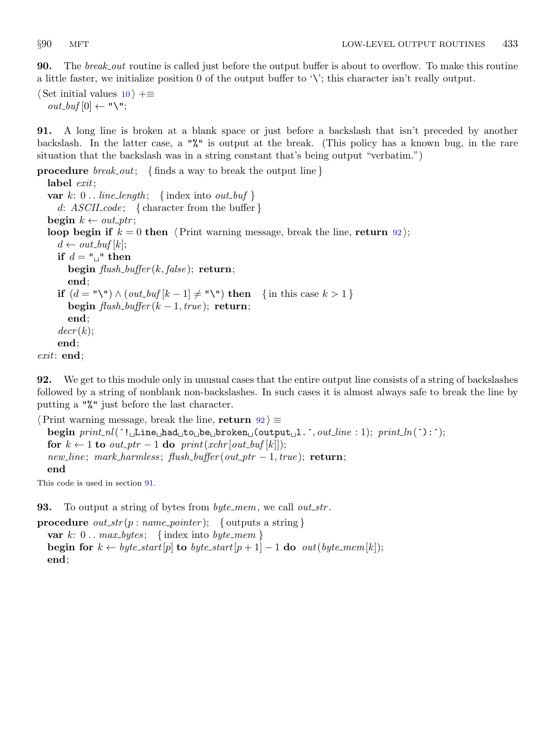**90.** The *break_out* routine is called just before the output buffer is about to overflow. To make this routine a little faster, we initialize position 0 of the output buffer to '\'; this character isn't really output.

⟨ Set initial values 10 ⟩ +≡
  *out_buf* [0] ← "\";

**91.** A long line is broken at a blank space or just before a backslash that isn't preceded by another backslash. In the latter case, a "%" is output at the break. (This policy has a known bug, in the rare situation that the backslash was in a string constant that's being output "verbatim.")

```
procedure break_out; { finds a way to break the output line }
  label exit;
  var k: 0 .. line_length; { index into out_buf }
    d: ASCII_code; { character from the buffer }
  begin k ← out_ptr;
  loop begin if k = 0 then ⟨ Print warning message, break the line, return 92 ⟩;
    d ← out_buf [k];
    if d = "␣" then
      begin flush_buffer(k, false); return;
      end;
    if (d = "\") ∧ (out_buf [k − 1] ≠ "\") then { in this case k > 1 }
      begin flush_buffer(k − 1, true); return;
      end;
    decr(k);
    end;
exit: end;
```

**92.** We get to this module only in unusual cases that the entire output line consists of a string of backslashes followed by a string of nonblank non-backslashes. In such cases it is almost always safe to break the line by putting a "%" just before the last character.

```
⟨ Print warning message, break the line, return 92 ⟩ ≡
  begin print_nl(´!␣Line␣had␣to␣be␣broken␣(output␣l.´, out_line : 1); print_ln(´):´);
  for k ← 1 to out_ptr − 1 do print(xchr [out_buf [k]]);
  new_line; mark_harmless; flush_buffer(out_ptr − 1, true); return;
  end
```

This code is used in section 91.

**93.** To output a string of bytes from *byte_mem*, we call *out_str*.

```
procedure out_str(p : name_pointer); { outputs a string }
  var k: 0 .. max_bytes; { index into byte_mem }
  begin for k ← byte_start[p] to byte_start[p + 1] − 1 do out(byte_mem[k]);
  end;
```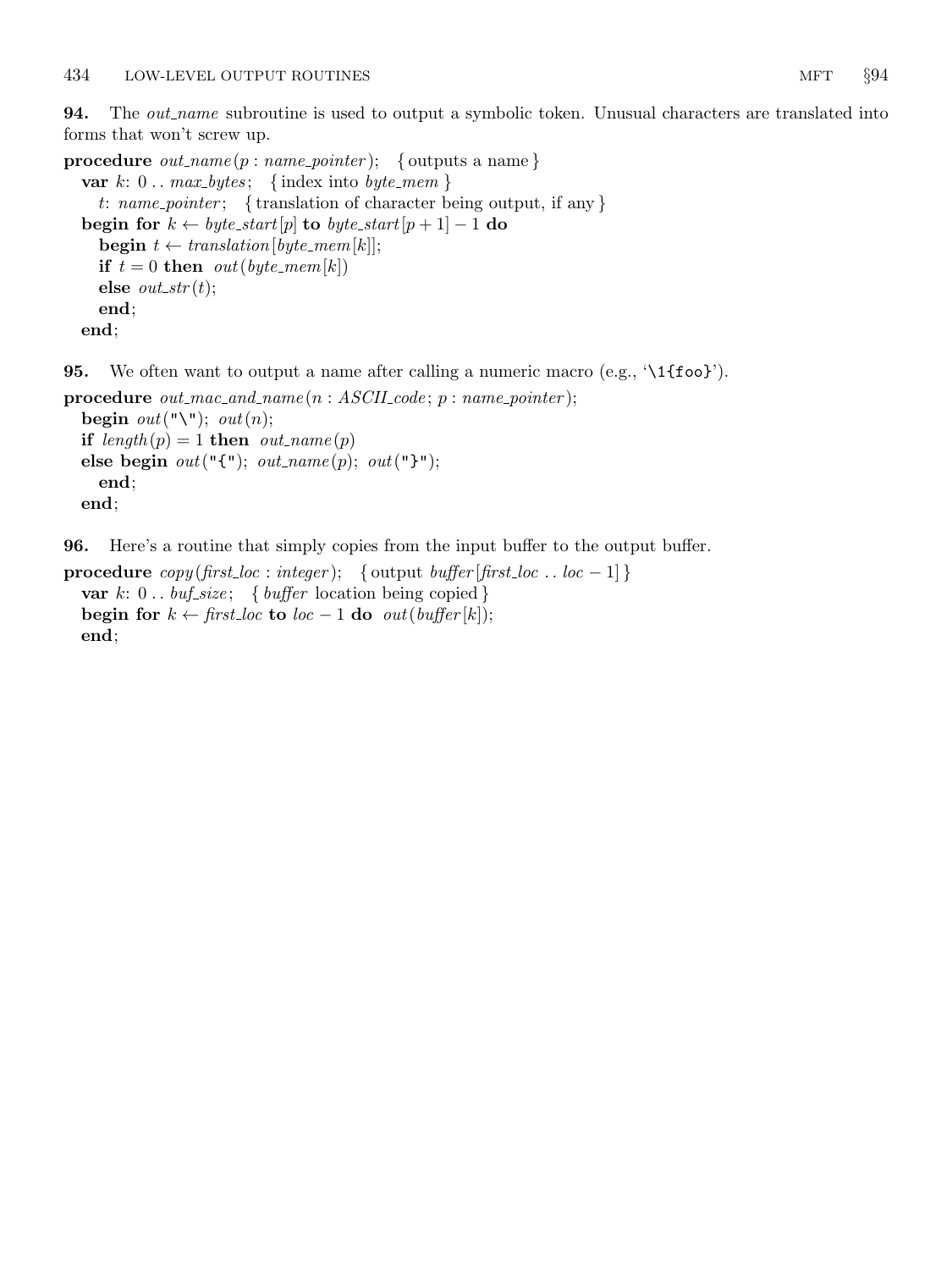**94.** The *out_name* subroutine is used to output a symbolic token. Unusual characters are translated into forms that won't screw up.

```
procedure out_name(p : name_pointer);   { outputs a name }
  var k: 0 .. max_bytes;   { index into byte_mem }
    t: name_pointer;   { translation of character being output, if any }
  begin for k ← byte_start[p] to byte_start[p + 1] − 1 do
    begin t ← translation[byte_mem[k]];
    if t = 0 then out(byte_mem[k])
    else out_str(t);
    end;
  end;
```

**95.** We often want to output a name after calling a numeric macro (e.g., '\1{foo}').

```
procedure out_mac_and_name(n : ASCII_code; p : name_pointer);
  begin out("\"); out(n);
  if length(p) = 1 then out_name(p)
  else begin out("{"); out_name(p); out("}");
    end;
  end;
```

**96.** Here's a routine that simply copies from the input buffer to the output buffer.

```
procedure copy(first_loc : integer);   { output buffer[first_loc .. loc − 1] }
  var k: 0 .. buf_size;   { buffer location being copied }
  begin for k ← first_loc to loc − 1 do out(buffer[k]);
  end;
```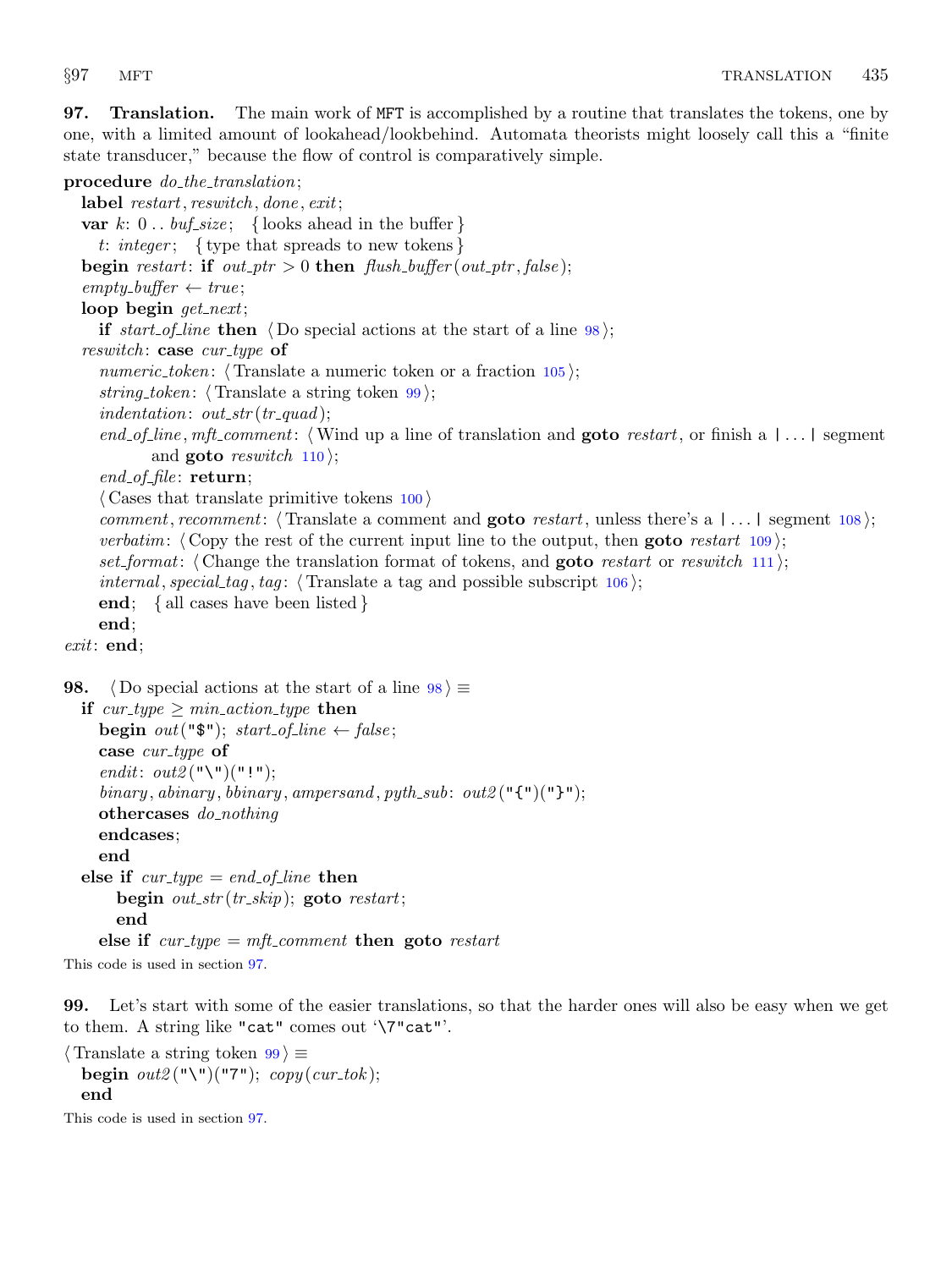**97. Translation.** The main work of MFT is accomplished by a routine that translates the tokens, one by one, with a limited amount of lookahead/lookbehind. Automata theorists might loosely call this a "finite state transducer," because the flow of control is comparatively simple.

```
procedure do_the_translation;
  label restart, reswitch, done, exit;
  var k: 0 .. buf_size;  { looks ahead in the buffer }
    t: integer;  { type that spreads to new tokens }
  begin restart: if out_ptr > 0 then flush_buffer(out_ptr, false);
  empty_buffer ← true;
  loop begin get_next;
    if start_of_line then ⟨Do special actions at the start of a line 98⟩;
  reswitch: case cur_type of
    numeric_token: ⟨Translate a numeric token or a fraction 105⟩;
    string_token: ⟨Translate a string token 99⟩;
    indentation: out_str(tr_quad);
    end_of_line, mft_comment: ⟨Wind up a line of translation and goto restart, or finish a |...| segment
          and goto reswitch 110⟩;
    end_of_file: return;
    ⟨Cases that translate primitive tokens 100⟩
    comment, recomment: ⟨Translate a comment and goto restart, unless there's a |...| segment 108⟩;
    verbatim: ⟨Copy the rest of the current input line to the output, then goto restart 109⟩;
    set_format: ⟨Change the translation format of tokens, and goto restart or reswitch 111⟩;
    internal, special_tag, tag: ⟨Translate a tag and possible subscript 106⟩;
    end;  { all cases have been listed }
    end;
exit: end;
```

**98.** ⟨Do special actions at the start of a line 98⟩ ≡

```
  if cur_type ≥ min_action_type then
    begin out("$"); start_of_line ← false;
    case cur_type of
    endit: out2("\")("!");
    binary, abinary, bbinary, ampersand, pyth_sub: out2("{")("}");
    othercases do_nothing
    endcases;
    end
  else if cur_type = end_of_line then
      begin out_str(tr_skip); goto restart;
      end
    else if cur_type = mft_comment then goto restart
```

This code is used in section 97.

**99.** Let's start with some of the easier translations, so that the harder ones will also be easy when we get to them. A string like "cat" comes out '\7"cat"'.

⟨Translate a string token 99⟩ ≡

```
  begin out2("\")("7"); copy(cur_tok);
  end
```

This code is used in section 97.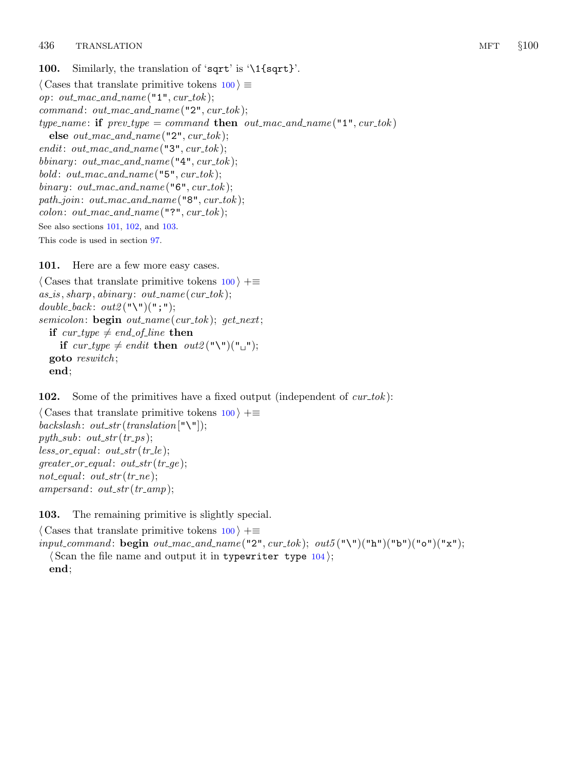**100.** Similarly, the translation of '`sqrt`' is '`\1{sqrt}`'.

⟨ Cases that translate primitive tokens 100 ⟩ ≡
*op*: *out_mac_and_name*("1", *cur_tok*);
*command*: *out_mac_and_name*("2", *cur_tok*);
*type_name*: **if** *prev_type* = *command* **then** *out_mac_and_name*("1", *cur_tok*)
  **else** *out_mac_and_name*("2", *cur_tok*);
*endit*: *out_mac_and_name*("3", *cur_tok*);
*bbinary*: *out_mac_and_name*("4", *cur_tok*);
*bold*: *out_mac_and_name*("5", *cur_tok*);
*binary*: *out_mac_and_name*("6", *cur_tok*);
*path_join*: *out_mac_and_name*("8", *cur_tok*);
*colon*: *out_mac_and_name*("?", *cur_tok*);

See also sections 101, 102, and 103.

This code is used in section 97.

**101.** Here are a few more easy cases.

⟨ Cases that translate primitive tokens 100 ⟩ +≡
*as_is*, *sharp*, *abinary*: *out_name*(*cur_tok*);
*double_back*: *out2*("\")(";");
*semicolon*: **begin** *out_name*(*cur_tok*); *get_next*;
  **if** *cur_type* ≠ *end_of_line* **then**
    **if** *cur_type* ≠ *endit* **then** *out2*("\")("␣");
  **goto** *reswitch*;
  **end**;

**102.** Some of the primitives have a fixed output (independent of *cur_tok*):

⟨ Cases that translate primitive tokens 100 ⟩ +≡
*backslash*: *out_str*(*translation*["\"]);
*pyth_sub*: *out_str*(*tr_ps*);
*less_or_equal*: *out_str*(*tr_le*);
*greater_or_equal*: *out_str*(*tr_ge*);
*not_equal*: *out_str*(*tr_ne*);
*ampersand*: *out_str*(*tr_amp*);

**103.** The remaining primitive is slightly special.

⟨ Cases that translate primitive tokens 100 ⟩ +≡
*input_command*: **begin** *out_mac_and_name*("2", *cur_tok*); *out5*("\")("h")("b")("o")("x");
  ⟨ Scan the file name and output it in `typewriter type` 104 ⟩;
  **end**;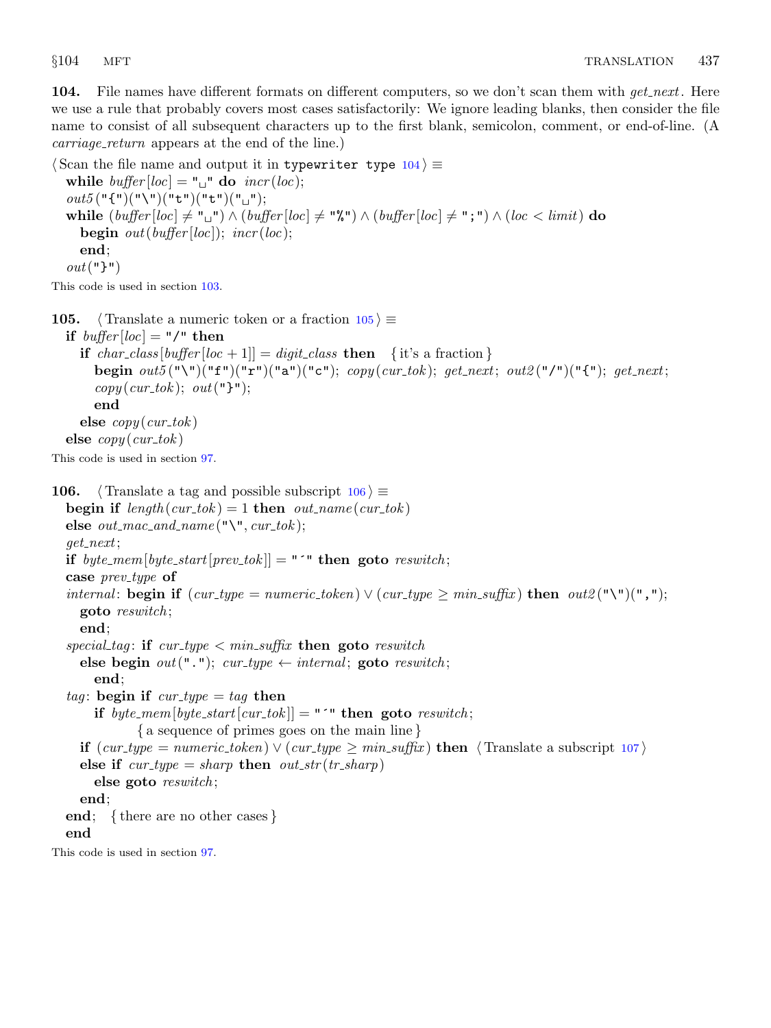**104.** File names have different formats on different computers, so we don't scan them with *get_next*. Here we use a rule that probably covers most cases satisfactorily: We ignore leading blanks, then consider the file name to consist of all subsequent characters up to the first blank, semicolon, comment, or end-of-line. (A *carriage_return* appears at the end of the line.)

```
⟨Scan the file name and output it in typewriter type 104⟩ ≡
  while buffer[loc] = "␣" do incr(loc);
  out5("{")("\")("t")("t")("␣");
  while (buffer[loc] ≠ "␣") ∧ (buffer[loc] ≠ "%") ∧ (buffer[loc] ≠ ";") ∧ (loc < limit) do
    begin out(buffer[loc]); incr(loc);
    end;
  out("}")
```

This code is used in section 103.

**105.**

```
⟨Translate a numeric token or a fraction 105⟩ ≡
  if buffer[loc] = "/" then
    if char_class[buffer[loc + 1]] = digit_class then   { it's a fraction }
      begin out5("\")("f")("r")("a")("c"); copy(cur_tok); get_next; out2("/")("{"); get_next;
      copy(cur_tok); out("}");
      end
    else copy(cur_tok)
  else copy(cur_tok)
```

This code is used in section 97.

**106.**

```
⟨Translate a tag and possible subscript 106⟩ ≡
  begin if length(cur_tok) = 1 then out_name(cur_tok)
  else out_mac_and_name("\", cur_tok);
  get_next;
  if byte_mem[byte_start[prev_tok]] = "´" then goto reswitch;
  case prev_type of
  internal: begin if (cur_type = numeric_token) ∨ (cur_type ≥ min_suffix) then out2("\")(",");
    goto reswitch;
    end;
  special_tag: if cur_type < min_suffix then goto reswitch
    else begin out("."); cur_type ← internal; goto reswitch;
      end;
  tag: begin if cur_type = tag then
      if byte_mem[byte_start[cur_tok]] = "´" then goto reswitch;
          { a sequence of primes goes on the main line }
    if (cur_type = numeric_token) ∨ (cur_type ≥ min_suffix) then ⟨Translate a subscript 107⟩
    else if cur_type = sharp then out_str(tr_sharp)
      else goto reswitch;
    end;
  end;   { there are no other cases }
  end
```

This code is used in section 97.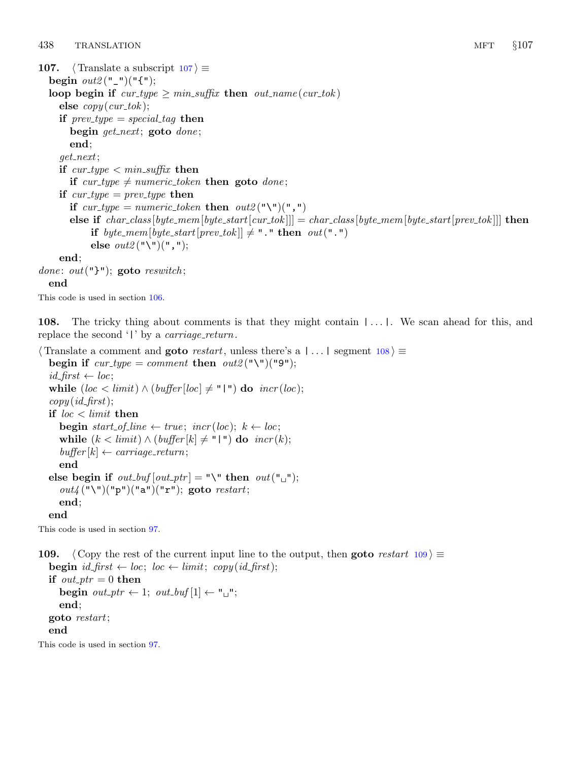**107.** ⟨ Translate a subscript 107 ⟩ ≡

```
begin out2("_")("{");
loop begin if cur_type ≥ min_suffix then out_name(cur_tok)
  else copy(cur_tok);
  if prev_type = special_tag then
    begin get_next; goto done;
    end;
  get_next;
  if cur_type < min_suffix then
    if cur_type ≠ numeric_token then goto done;
  if cur_type = prev_type then
    if cur_type = numeric_token then out2("\")(",")
    else if char_class[byte_mem[byte_start[cur_tok]]] = char_class[byte_mem[byte_start[prev_tok]]] then
        if byte_mem[byte_start[prev_tok]] ≠ "." then out(".")
        else out2("\")(",");
  end;
done: out("}"); goto reswitch;
end
```

This code is used in section 106.

**108.** The tricky thing about comments is that they might contain |...|. We scan ahead for this, and replace the second '|' by a *carriage_return*.

⟨ Translate a comment and **goto** *restart*, unless there's a |...| segment 108 ⟩ ≡

```
begin if cur_type = comment then out2("\")("9");
id_first ← loc;
while (loc < limit) ∧ (buffer[loc] ≠ "|") do incr(loc);
copy(id_first);
if loc < limit then
  begin start_of_line ← true; incr(loc); k ← loc;
  while (k < limit) ∧ (buffer[k] ≠ "|") do incr(k);
  buffer[k] ← carriage_return;
  end
else begin if out_buf[out_ptr] = "\" then out("␣");
  out4("\")("p")("a")("r"); goto restart;
  end;
end
```

This code is used in section 97.

**109.** ⟨ Copy the rest of the current input line to the output, then **goto** *restart* 109 ⟩ ≡

```
begin id_first ← loc; loc ← limit; copy(id_first);
if out_ptr = 0 then
  begin out_ptr ← 1; out_buf[1] ← "␣";
  end;
goto restart;
end
```

This code is used in section 97.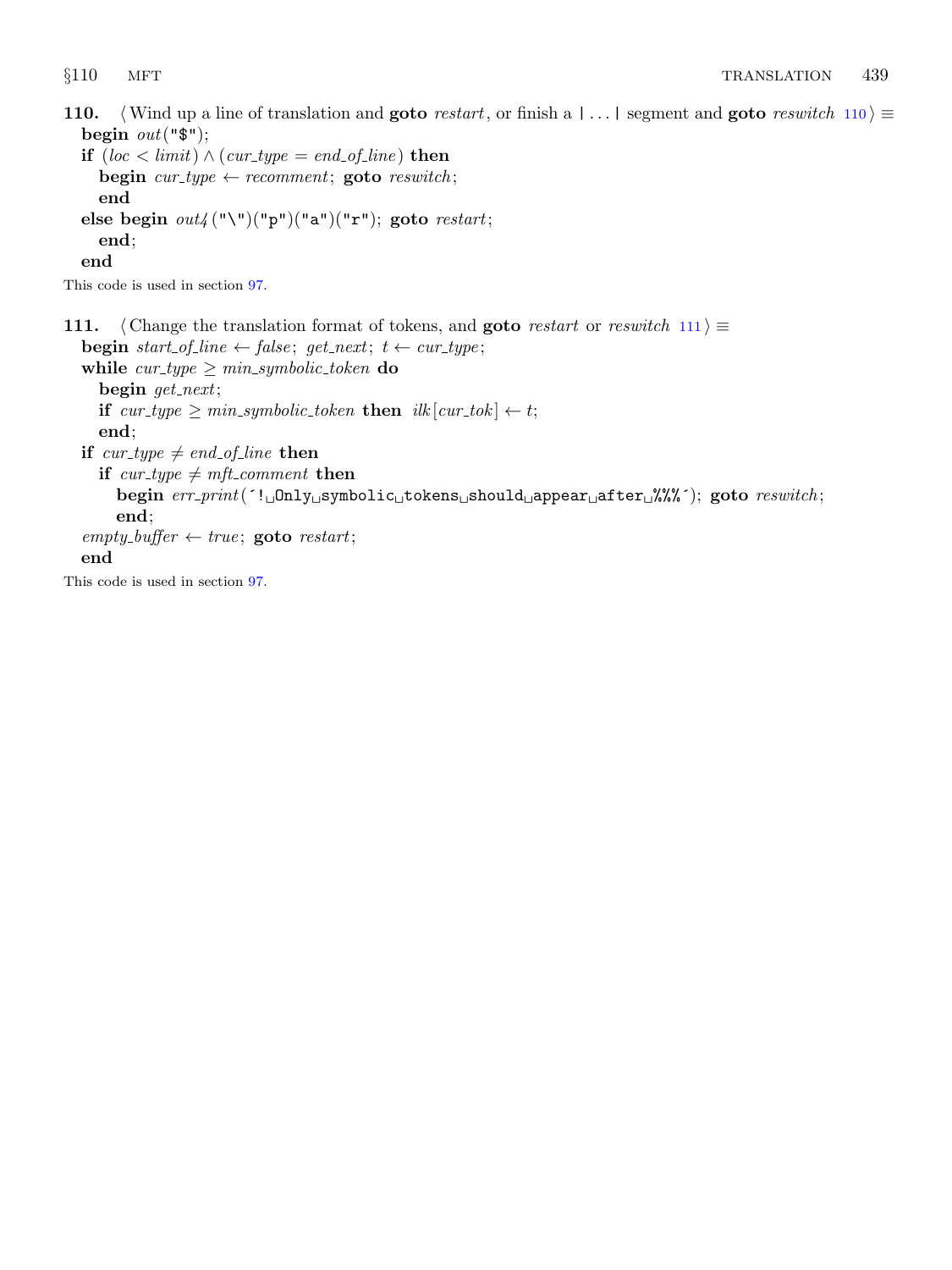**110.** ⟨ Wind up a line of translation and **goto** *restart*, or finish a `|...|` segment and **goto** *reswitch* 110 ⟩ ≡

```
begin out("$");
if (loc < limit) ∧ (cur_type = end_of_line) then
  begin cur_type ← recomment; goto reswitch;
  end
else begin out4("\")("p")("a")("r"); goto restart;
  end;
end
```

This code is used in section 97.

**111.** ⟨ Change the translation format of tokens, and **goto** *restart* or *reswitch* 111 ⟩ ≡

```
begin start_of_line ← false; get_next; t ← cur_type;
while cur_type ≥ min_symbolic_token do
  begin get_next;
  if cur_type ≥ min_symbolic_token then ilk[cur_tok] ← t;
  end;
if cur_type ≠ end_of_line then
  if cur_type ≠ mft_comment then
    begin err_print('!␣Only␣symbolic␣tokens␣should␣appear␣after␣%%%'); goto reswitch;
    end;
empty_buffer ← true; goto restart;
end
```

This code is used in section 97.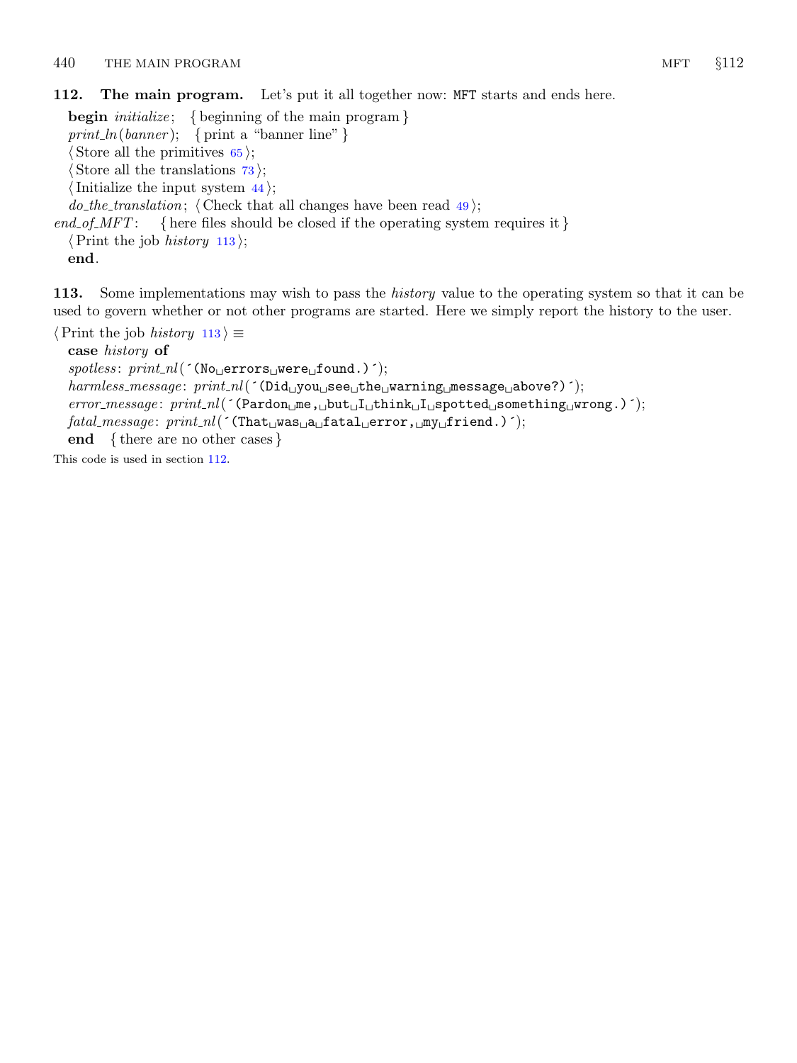**112. The main program.** Let's put it all together now: MFT starts and ends here.

```
begin initialize;  { beginning of the main program }
print_ln(banner);  { print a "banner line" }
⟨ Store all the primitives 65 ⟩;
⟨ Store all the translations 73 ⟩;
⟨ Initialize the input system 44 ⟩;
do_the_translation; ⟨ Check that all changes have been read 49 ⟩;
end_of_MFT:  { here files should be closed if the operating system requires it }
⟨ Print the job history 113 ⟩;
end.
```

**113.** Some implementations may wish to pass the *history* value to the operating system so that it can be used to govern whether or not other programs are started. Here we simply report the history to the user.

```
⟨ Print the job history 113 ⟩ ≡
case history of
spotless: print_nl('(No␣errors␣were␣found.)');
harmless_message: print_nl('(Did␣you␣see␣the␣warning␣message␣above?)');
error_message: print_nl('(Pardon␣me,␣but␣I␣think␣I␣spotted␣something␣wrong.)');
fatal_message: print_nl('(That␣was␣a␣fatal␣error,␣my␣friend.)');
end  { there are no other cases }
```

This code is used in section 112.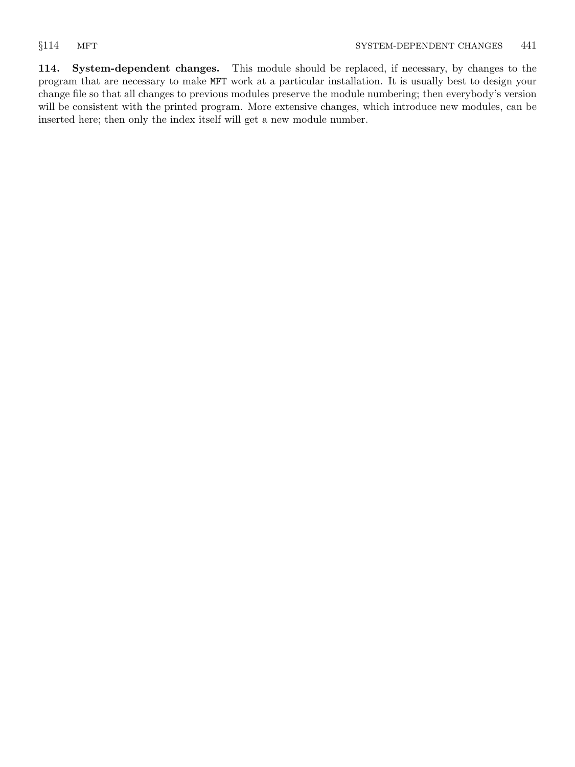**114. System-dependent changes.** This module should be replaced, if necessary, by changes to the program that are necessary to make MFT work at a particular installation. It is usually best to design your change file so that all changes to previous modules preserve the module numbering; then everybody's version will be consistent with the printed program. More extensive changes, which introduce new modules, can be inserted here; then only the index itself will get a new module number.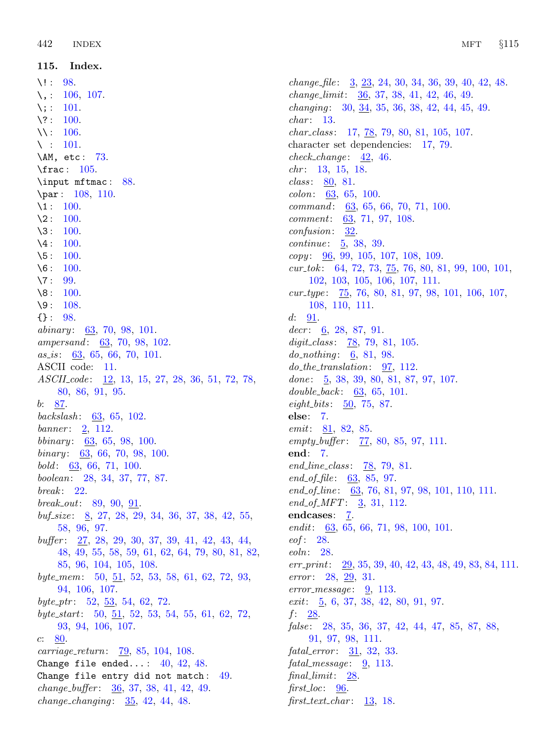## 115. Index.

\!: 98.
\,: 106, 107.
\;: 101.
\?: 100.
\\: 106.
\ : 101.
\AM, etc: 73.
\frac: 105.
\input mftmac: 88.
\par: 108, 110.
\1: 100.
\2: 100.
\3: 100.
\4: 100.
\5: 100.
\6: 100.
\7: 99.
\8: 100.
\9: 108.
{}: 98.
*abinary*: 63, 70, 98, 101.
*ampersand*: 63, 70, 98, 102.
*as_is*: 63, 65, 66, 70, 101.
ASCII code: 11.
*ASCII_code*: 12, 13, 15, 27, 28, 36, 51, 72, 78, 80, 86, 91, 95.
*b*: 87.
*backslash*: 63, 65, 102.
*banner*: 2, 112.
*bbinary*: 63, 65, 98, 100.
*binary*: 63, 66, 70, 98, 100.
*bold*: 63, 66, 71, 100.
*boolean*: 28, 34, 37, 77, 87.
*break*: 22.
*break_out*: 89, 90, 91.
*buf_size*: 8, 27, 28, 29, 34, 36, 37, 38, 42, 55, 58, 96, 97.
*buffer*: 27, 28, 29, 30, 37, 39, 41, 42, 43, 44, 48, 49, 55, 58, 59, 61, 62, 64, 79, 80, 81, 82, 85, 96, 104, 105, 108.
*byte_mem*: 50, 51, 52, 53, 58, 61, 62, 72, 93, 94, 106, 107.
*byte_ptr*: 52, 53, 54, 62, 72.
*byte_start*: 50, 51, 52, 53, 54, 55, 61, 62, 72, 93, 94, 106, 107.
*c*: 80.
*carriage_return*: 79, 85, 104, 108.
Change file ended...: 40, 42, 48.
Change file entry did not match: 49.
*change_buffer*: 36, 37, 38, 41, 42, 49.
*change_changing*: 35, 42, 44, 48.
*change_file*: 3, 23, 24, 30, 34, 36, 39, 40, 42, 48.
*change_limit*: 36, 37, 38, 41, 42, 46, 49.
*changing*: 30, 34, 35, 36, 38, 42, 44, 45, 49.
*char*: 13.
*char_class*: 17, 78, 79, 80, 81, 105, 107.
character set dependencies: 17, 79.
*check_change*: 42, 46.
*chr*: 13, 15, 18.
*class*: 80, 81.
*colon*: 63, 65, 100.
*command*: 63, 65, 66, 70, 71, 100.
*comment*: 63, 71, 97, 108.
*confusion*: 32.
*continue*: 5, 38, 39.
*copy*: 96, 99, 105, 107, 108, 109.
*cur_tok*: 64, 72, 73, 75, 76, 80, 81, 99, 100, 101, 102, 103, 105, 106, 107, 111.
*cur_type*: 75, 76, 80, 81, 97, 98, 101, 106, 107, 108, 110, 111.
*d*: 91.
*decr*: 6, 28, 87, 91.
*digit_class*: 78, 79, 81, 105.
*do_nothing*: 6, 81, 98.
*do_the_translation*: 97, 112.
*done*: 5, 38, 39, 80, 81, 87, 97, 107.
*double_back*: 63, 65, 101.
*eight_bits*: 50, 75, 87.
**else**: 7.
*emit*: 81, 82, 85.
*empty_buffer*: 77, 80, 85, 97, 111.
**end**: 7.
*end_line_class*: 78, 79, 81.
*end_of_file*: 63, 85, 97.
*end_of_line*: 63, 76, 81, 97, 98, 101, 110, 111.
*end_of_MFT*: 3, 31, 112.
**endcases**: 7.
*endit*: 63, 65, 66, 71, 98, 100, 101.
*eof*: 28.
*eoln*: 28.
*err_print*: 29, 35, 39, 40, 42, 43, 48, 49, 83, 84, 111.
*error*: 28, 29, 31.
*error_message*: 9, 113.
*exit*: 5, 6, 37, 38, 42, 80, 91, 97.
*f*: 28.
*false*: 28, 35, 36, 37, 42, 44, 47, 85, 87, 88, 91, 97, 98, 111.
*fatal_error*: 31, 32, 33.
*fatal_message*: 9, 113.
*final_limit*: 28.
*first_loc*: 96.
*first_text_char*: 13, 18.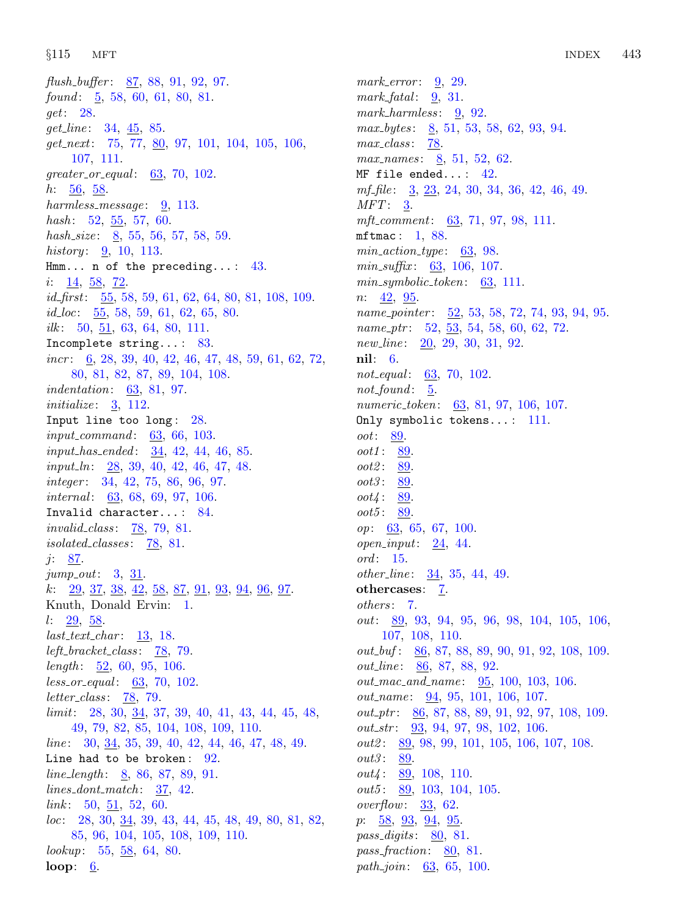*flush_buffer*: 87, 88, 91, 92, 97.
*found*: 5, 58, 60, 61, 80, 81.
*get*: 28.
*get_line*: 34, 45, 85.
*get_next*: 75, 77, 80, 97, 101, 104, 105, 106, 107, 111.
*greater_or_equal*: 63, 70, 102.
*h*: 56, 58.
*harmless_message*: 9, 113.
*hash*: 52, 55, 57, 60.
*hash_size*: 8, 55, 56, 57, 58, 59.
*history*: 9, 10, 113.
`Hmm... n of the preceding...`: 43.
*i*: 14, 58, 72.
*id_first*: 55, 58, 59, 61, 62, 64, 80, 81, 108, 109.
*id_loc*: 55, 58, 59, 61, 62, 65, 80.
*ilk*: 50, 51, 63, 64, 80, 111.
`Incomplete string...`: 83.
*incr*: 6, 28, 39, 40, 42, 46, 47, 48, 59, 61, 62, 72, 80, 81, 82, 87, 89, 104, 108.
*indentation*: 63, 81, 97.
*initialize*: 3, 112.
`Input line too long`: 28.
*input_command*: 63, 66, 103.
*input_has_ended*: 34, 42, 44, 46, 85.
*input_ln*: 28, 39, 40, 42, 46, 47, 48.
*integer*: 34, 42, 75, 86, 96, 97.
*internal*: 63, 68, 69, 97, 106.
`Invalid character...`: 84.
*invalid_class*: 78, 79, 81.
*isolated_classes*: 78, 81.
*j*: 87.
*jump_out*: 3, 31.
*k*: 29, 37, 38, 42, 58, 87, 91, 93, 94, 96, 97.
Knuth, Donald Ervin: 1.
*l*: 29, 58.
*last_text_char*: 13, 18.
*left_bracket_class*: 78, 79.
*length*: 52, 60, 95, 106.
*less_or_equal*: 63, 70, 102.
*letter_class*: 78, 79.
*limit*: 28, 30, 34, 37, 39, 40, 41, 43, 44, 45, 48, 49, 79, 82, 85, 104, 108, 109, 110.
*line*: 30, 34, 35, 39, 40, 42, 44, 46, 47, 48, 49.
`Line had to be broken`: 92.
*line_length*: 8, 86, 87, 89, 91.
*lines_dont_match*: 37, 42.
*link*: 50, 51, 52, 60.
*loc*: 28, 30, 34, 39, 43, 44, 45, 48, 49, 80, 81, 82, 85, 96, 104, 105, 108, 109, 110.
*lookup*: 55, 58, 64, 80.
**loop**: 6.
*mark_error*: 9, 29.
*mark_fatal*: 9, 31.
*mark_harmless*: 9, 92.
*max_bytes*: 8, 51, 53, 58, 62, 93, 94.
*max_class*: 78.
*max_names*: 8, 51, 52, 62.
`MF file ended...`: 42.
*mf_file*: 3, 23, 24, 30, 34, 36, 42, 46, 49.
*MFT*: 3.
*mft_comment*: 63, 71, 97, 98, 111.
`mftmac`: 1, 88.
*min_action_type*: 63, 98.
*min_suffix*: 63, 106, 107.
*min_symbolic_token*: 63, 111.
*n*: 42, 95.
*name_pointer*: 52, 53, 58, 72, 74, 93, 94, 95.
*name_ptr*: 52, 53, 54, 58, 60, 62, 72.
*new_line*: 20, 29, 30, 31, 92.
**nil**: 6.
*not_equal*: 63, 70, 102.
*not_found*: 5.
*numeric_token*: 63, 81, 97, 106, 107.
`Only symbolic tokens...`: 111.
*oot*: 89.
*oot1*: 89.
*oot2*: 89.
*oot3*: 89.
*oot4*: 89.
*oot5*: 89.
*op*: 63, 65, 67, 100.
*open_input*: 24, 44.
*ord*: 15.
*other_line*: 34, 35, 44, 49.
**othercases**: 7.
*others*: 7.
*out*: 89, 93, 94, 95, 96, 98, 104, 105, 106, 107, 108, 110.
*out_buf*: 86, 87, 88, 89, 90, 91, 92, 108, 109.
*out_line*: 86, 87, 88, 92.
*out_mac_and_name*: 95, 100, 103, 106.
*out_name*: 94, 95, 101, 106, 107.
*out_ptr*: 86, 87, 88, 89, 91, 92, 97, 108, 109.
*out_str*: 93, 94, 97, 98, 102, 106.
*out2*: 89, 98, 99, 101, 105, 106, 107, 108.
*out3*: 89.
*out4*: 89, 108, 110.
*out5*: 89, 103, 104, 105.
*overflow*: 33, 62.
*p*: 58, 93, 94, 95.
*pass_digits*: 80, 81.
*pass_fraction*: 80, 81.
*path_join*: 63, 65, 100.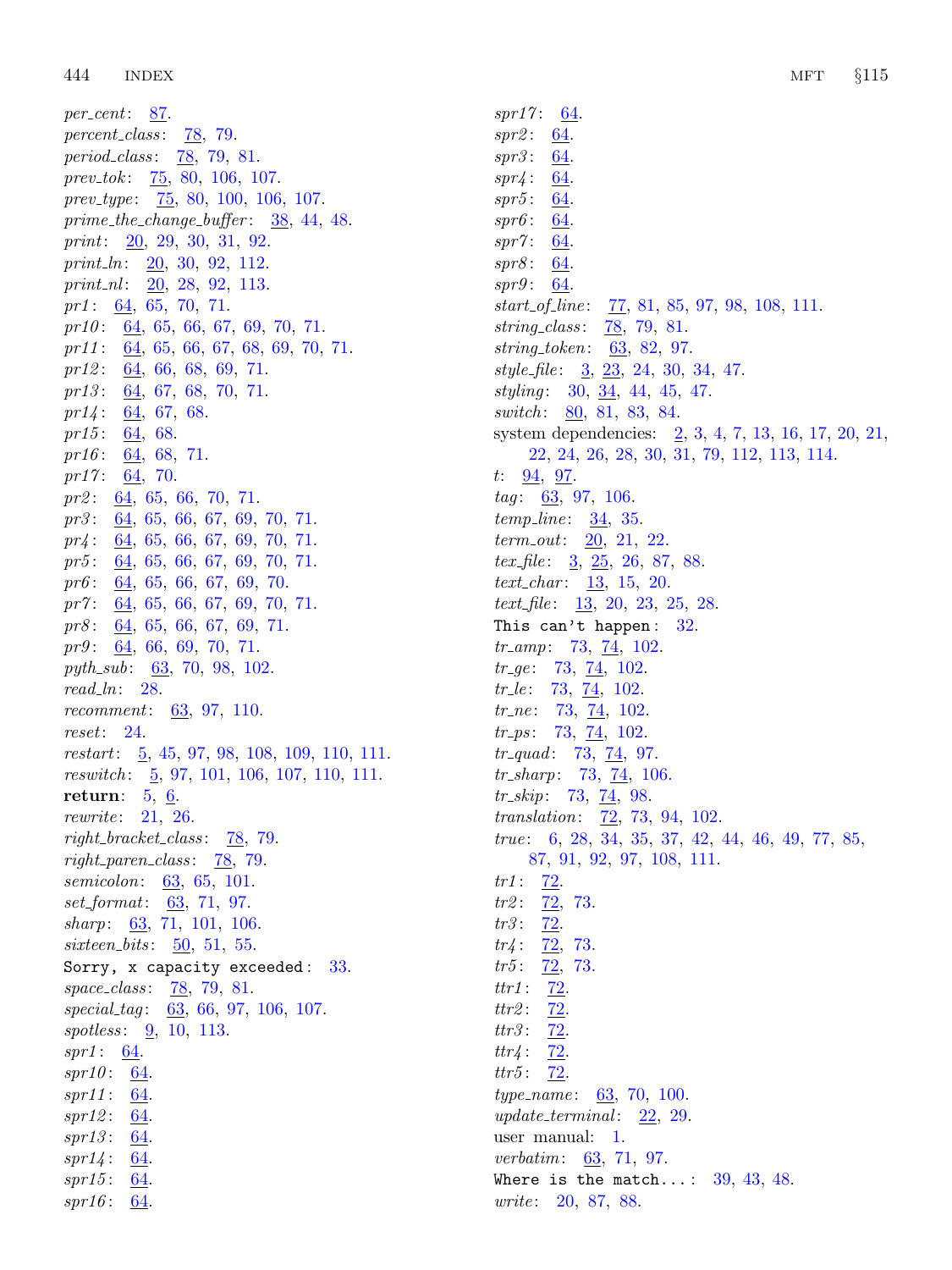*per_cent*: 87.
*percent_class*: 78, 79.
*period_class*: 78, 79, 81.
*prev_tok*: 75, 80, 106, 107.
*prev_type*: 75, 80, 100, 106, 107.
*prime_the_change_buffer*: 38, 44, 48.
*print*: 20, 29, 30, 31, 92.
*print_ln*: 20, 30, 92, 112.
*print_nl*: 20, 28, 92, 113.
*pr1*: 64, 65, 70, 71.
*pr10*: 64, 65, 66, 67, 69, 70, 71.
*pr11*: 64, 65, 66, 67, 68, 69, 70, 71.
*pr12*: 64, 66, 68, 69, 71.
*pr13*: 64, 67, 68, 70, 71.
*pr14*: 64, 67, 68.
*pr15*: 64, 68.
*pr16*: 64, 68, 71.
*pr17*: 64, 70.
*pr2*: 64, 65, 66, 70, 71.
*pr3*: 64, 65, 66, 67, 69, 70, 71.
*pr4*: 64, 65, 66, 67, 69, 70, 71.
*pr5*: 64, 65, 66, 67, 69, 70, 71.
*pr6*: 64, 65, 66, 67, 69, 70.
*pr7*: 64, 65, 66, 67, 69, 70, 71.
*pr8*: 64, 65, 66, 67, 69, 71.
*pr9*: 64, 66, 69, 70, 71.
*pyth_sub*: 63, 70, 98, 102.
*read_ln*: 28.
*recomment*: 63, 97, 110.
*reset*: 24.
*restart*: 5, 45, 97, 98, 108, 109, 110, 111.
*reswitch*: 5, 97, 101, 106, 107, 110, 111.
**return**: 5, 6.
*rewrite*: 21, 26.
*right_bracket_class*: 78, 79.
*right_paren_class*: 78, 79.
*semicolon*: 63, 65, 101.
*set_format*: 63, 71, 97.
*sharp*: 63, 71, 101, 106.
*sixteen_bits*: 50, 51, 55.
`Sorry, x capacity exceeded`: 33.
*space_class*: 78, 79, 81.
*special_tag*: 63, 66, 97, 106, 107.
*spotless*: 9, 10, 113.
*spr1*: 64.
*spr10*: 64.
*spr11*: 64.
*spr12*: 64.
*spr13*: 64.
*spr14*: 64.
*spr15*: 64.
*spr16*: 64.
*spr17*: 64.
*spr2*: 64.
*spr3*: 64.
*spr4*: 64.
*spr5*: 64.
*spr6*: 64.
*spr7*: 64.
*spr8*: 64.
*spr9*: 64.
*start_of_line*: 77, 81, 85, 97, 98, 108, 111.
*string_class*: 78, 79, 81.
*string_token*: 63, 82, 97.
*style_file*: 3, 23, 24, 30, 34, 47.
*styling*: 30, 34, 44, 45, 47.
*switch*: 80, 81, 83, 84.
system dependencies: 2, 3, 4, 7, 13, 16, 17, 20, 21, 22, 24, 26, 28, 30, 31, 79, 112, 113, 114.
*t*: 94, 97.
*tag*: 63, 97, 106.
*temp_line*: 34, 35.
*term_out*: 20, 21, 22.
*tex_file*: 3, 25, 26, 87, 88.
*text_char*: 13, 15, 20.
*text_file*: 13, 20, 23, 25, 28.
`This can't happen`: 32.
*tr_amp*: 73, 74, 102.
*tr_ge*: 73, 74, 102.
*tr_le*: 73, 74, 102.
*tr_ne*: 73, 74, 102.
*tr_ps*: 73, 74, 102.
*tr_quad*: 73, 74, 97.
*tr_sharp*: 73, 74, 106.
*tr_skip*: 73, 74, 98.
*translation*: 72, 73, 94, 102.
*true*: 6, 28, 34, 35, 37, 42, 44, 46, 49, 77, 85, 87, 91, 92, 97, 108, 111.
*tr1*: 72.
*tr2*: 72, 73.
*tr3*: 72.
*tr4*: 72, 73.
*tr5*: 72, 73.
*ttr1*: 72.
*ttr2*: 72.
*ttr3*: 72.
*ttr4*: 72.
*ttr5*: 72.
*type_name*: 63, 70, 100.
*update_terminal*: 22, 29.
user manual: 1.
*verbatim*: 63, 71, 97.
`Where is the match...`: 39, 43, 48.
*write*: 20, 87, 88.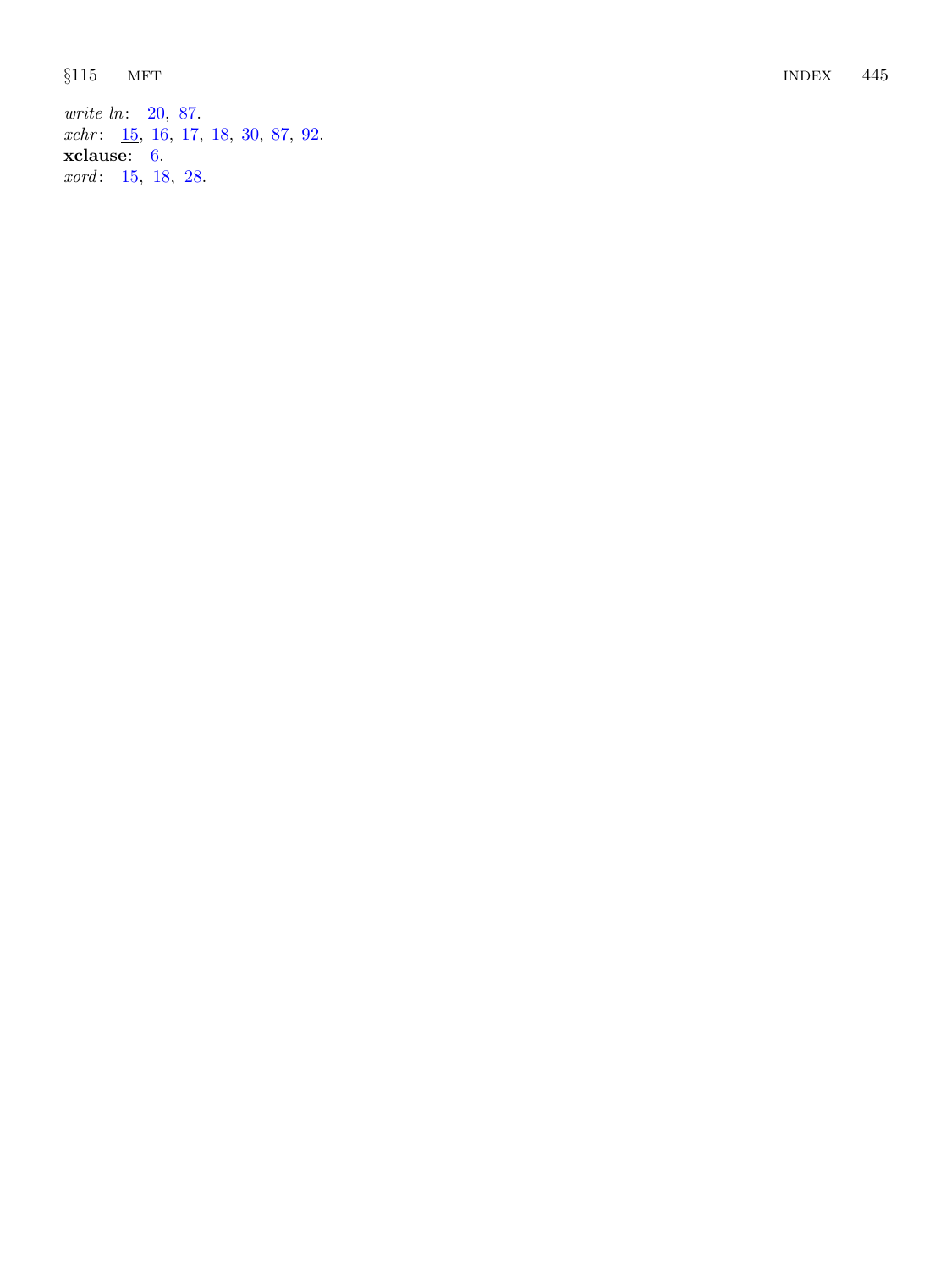*write_ln*: 20, 87.
*xchr*: <u>15</u>, 16, 17, 18, 30, 87, 92.
**xclause**: 6.
*xord*: <u>15</u>, 18, 28.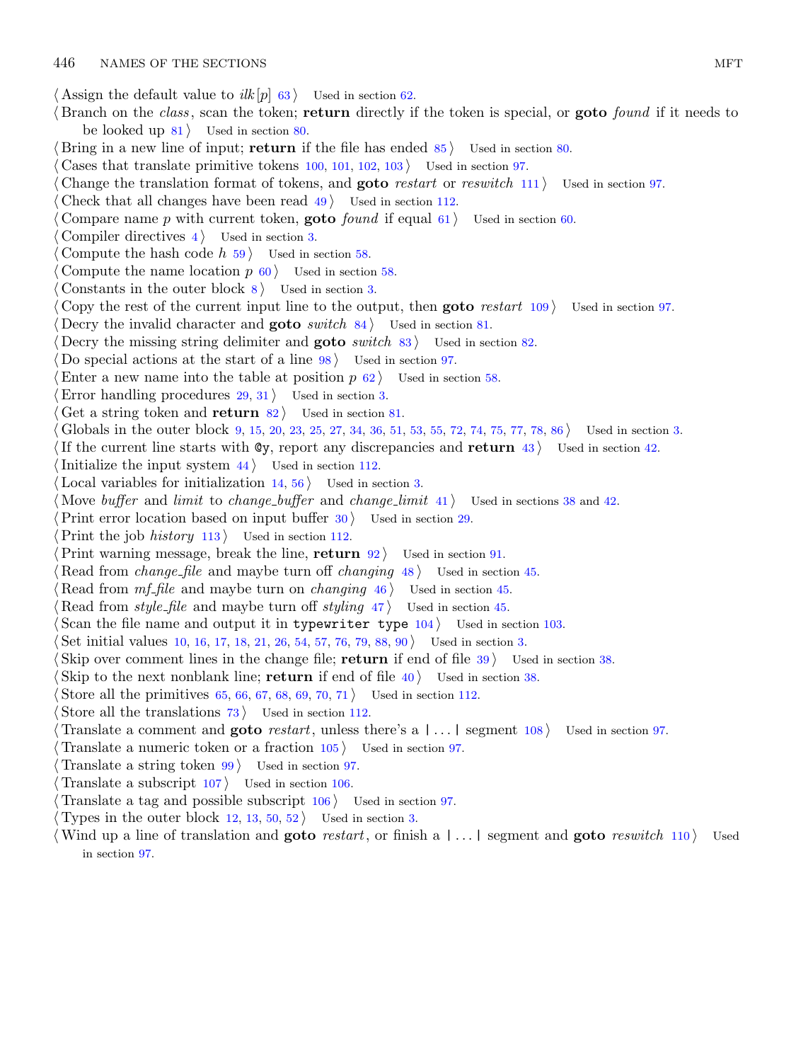⟨ Assign the default value to *ilk*[*p*] 63 ⟩ Used in section 62.
⟨ Branch on the *class*, scan the token; **return** directly if the token is special, or **goto** *found* if it needs to be looked up 81 ⟩ Used in section 80.
⟨ Bring in a new line of input; **return** if the file has ended 85 ⟩ Used in section 80.
⟨ Cases that translate primitive tokens 100, 101, 102, 103 ⟩ Used in section 97.
⟨ Change the translation format of tokens, and **goto** *restart* or *reswitch* 111 ⟩ Used in section 97.
⟨ Check that all changes have been read 49 ⟩ Used in section 112.
⟨ Compare name *p* with current token, **goto** *found* if equal 61 ⟩ Used in section 60.
⟨ Compiler directives 4 ⟩ Used in section 3.
⟨ Compute the hash code *h* 59 ⟩ Used in section 58.
⟨ Compute the name location *p* 60 ⟩ Used in section 58.
⟨ Constants in the outer block 8 ⟩ Used in section 3.
⟨ Copy the rest of the current input line to the output, then **goto** *restart* 109 ⟩ Used in section 97.
⟨ Decry the invalid character and **goto** *switch* 84 ⟩ Used in section 81.
⟨ Decry the missing string delimiter and **goto** *switch* 83 ⟩ Used in section 82.
⟨ Do special actions at the start of a line 98 ⟩ Used in section 97.
⟨ Enter a new name into the table at position *p* 62 ⟩ Used in section 58.
⟨ Error handling procedures 29, 31 ⟩ Used in section 3.
⟨ Get a string token and **return** 82 ⟩ Used in section 81.
⟨ Globals in the outer block 9, 15, 20, 23, 25, 27, 34, 36, 51, 53, 55, 72, 74, 75, 77, 78, 86 ⟩ Used in section 3.
⟨ If the current line starts with `@y`, report any discrepancies and **return** 43 ⟩ Used in section 42.
⟨ Initialize the input system 44 ⟩ Used in section 112.
⟨ Local variables for initialization 14, 56 ⟩ Used in section 3.
⟨ Move *buffer* and *limit* to *change_buffer* and *change_limit* 41 ⟩ Used in sections 38 and 42.
⟨ Print error location based on input buffer 30 ⟩ Used in section 29.
⟨ Print the job *history* 113 ⟩ Used in section 112.
⟨ Print warning message, break the line, **return** 92 ⟩ Used in section 91.
⟨ Read from *change_file* and maybe turn off *changing* 48 ⟩ Used in section 45.
⟨ Read from *mf_file* and maybe turn on *changing* 46 ⟩ Used in section 45.
⟨ Read from *style_file* and maybe turn off *styling* 47 ⟩ Used in section 45.
⟨ Scan the file name and output it in `typewriter type` 104 ⟩ Used in section 103.
⟨ Set initial values 10, 16, 17, 18, 21, 26, 54, 57, 76, 79, 88, 90 ⟩ Used in section 3.
⟨ Skip over comment lines in the change file; **return** if end of file 39 ⟩ Used in section 38.
⟨ Skip to the next nonblank line; **return** if end of file 40 ⟩ Used in section 38.
⟨ Store all the primitives 65, 66, 67, 68, 69, 70, 71 ⟩ Used in section 112.
⟨ Store all the translations 73 ⟩ Used in section 112.
⟨ Translate a comment and **goto** *restart*, unless there's a `|` ... `|` segment 108 ⟩ Used in section 97.
⟨ Translate a numeric token or a fraction 105 ⟩ Used in section 97.
⟨ Translate a string token 99 ⟩ Used in section 97.
⟨ Translate a subscript 107 ⟩ Used in section 106.
⟨ Translate a tag and possible subscript 106 ⟩ Used in section 97.
⟨ Types in the outer block 12, 13, 50, 52 ⟩ Used in section 3.
⟨ Wind up a line of translation and **goto** *restart*, or finish a `|` ... `|` segment and **goto** *reswitch* 110 ⟩ Used in section 97.